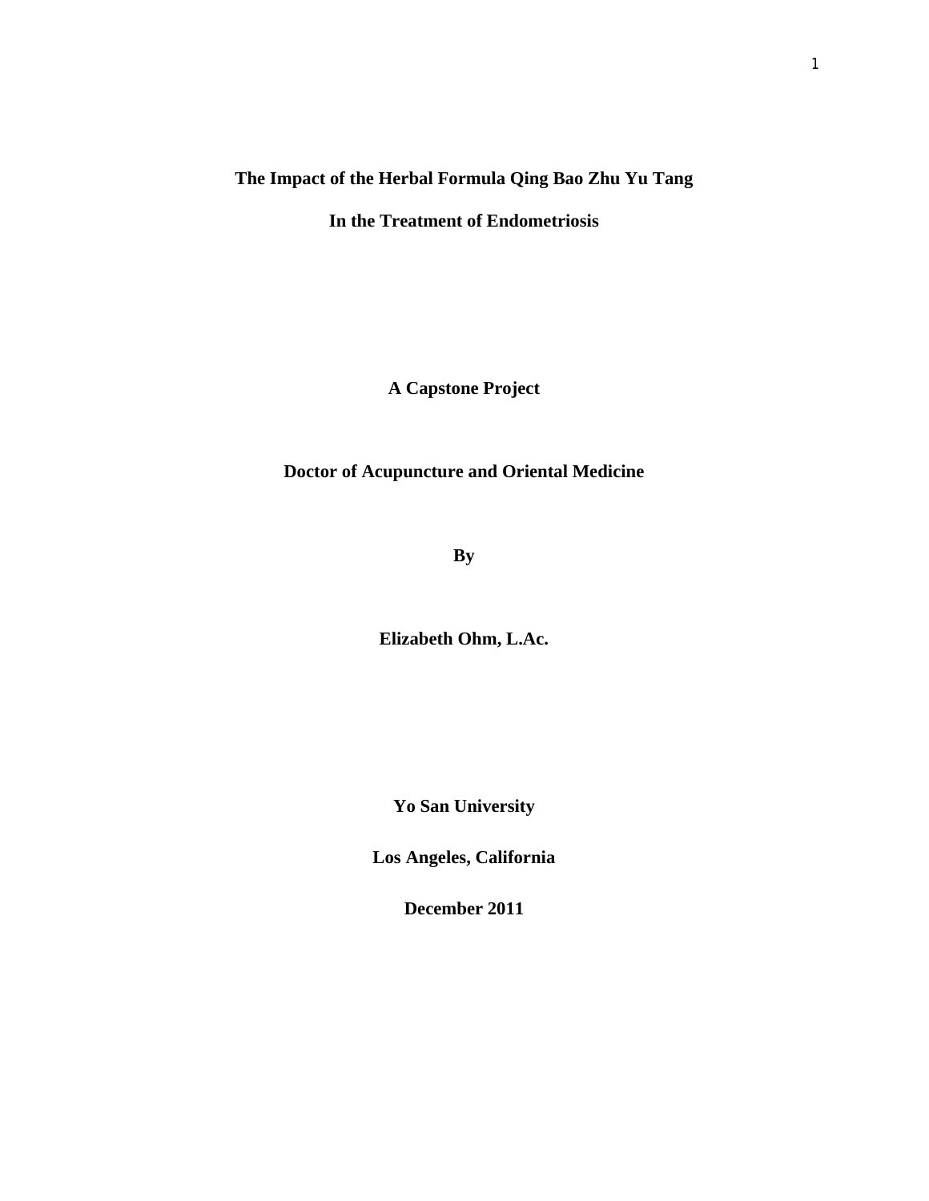# The Impact of the Herbal Formula Qing Bao Zhu Yu Tang

# In the Treatment of Endometriosis

**A Capstone Project**

**Doctor of Acupuncture and Oriental Medicine**

**By**

**Elizabeth Ohm, L.Ac.**

**Yo San University**

**Los Angeles, California**

**December 2011**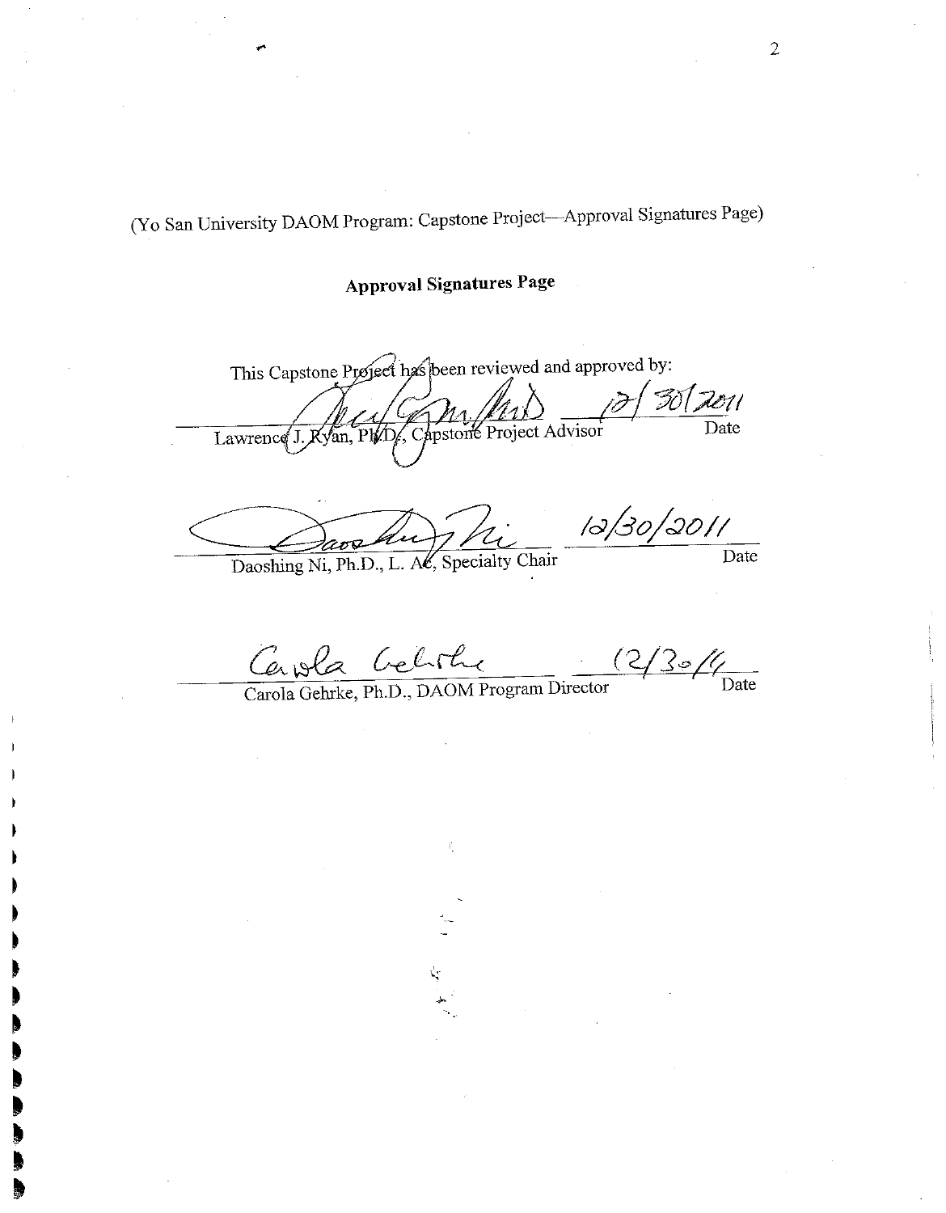(Yo San University DAOM Program: Capstone Project—Approval Signatures Page)

## Approval Signatures Page

This Capstone Project has been reviewed and approved by:

Lawrence J. Ryan, PhD., Capstone Project Advisor — Date: 12/30/2011

Daoshing Ni, Ph.D., L. Ac, Specialty Chair — Date: 12/30/2011

Carola Gehrke, Ph.D., DAOM Program Director — Date: 12/30/11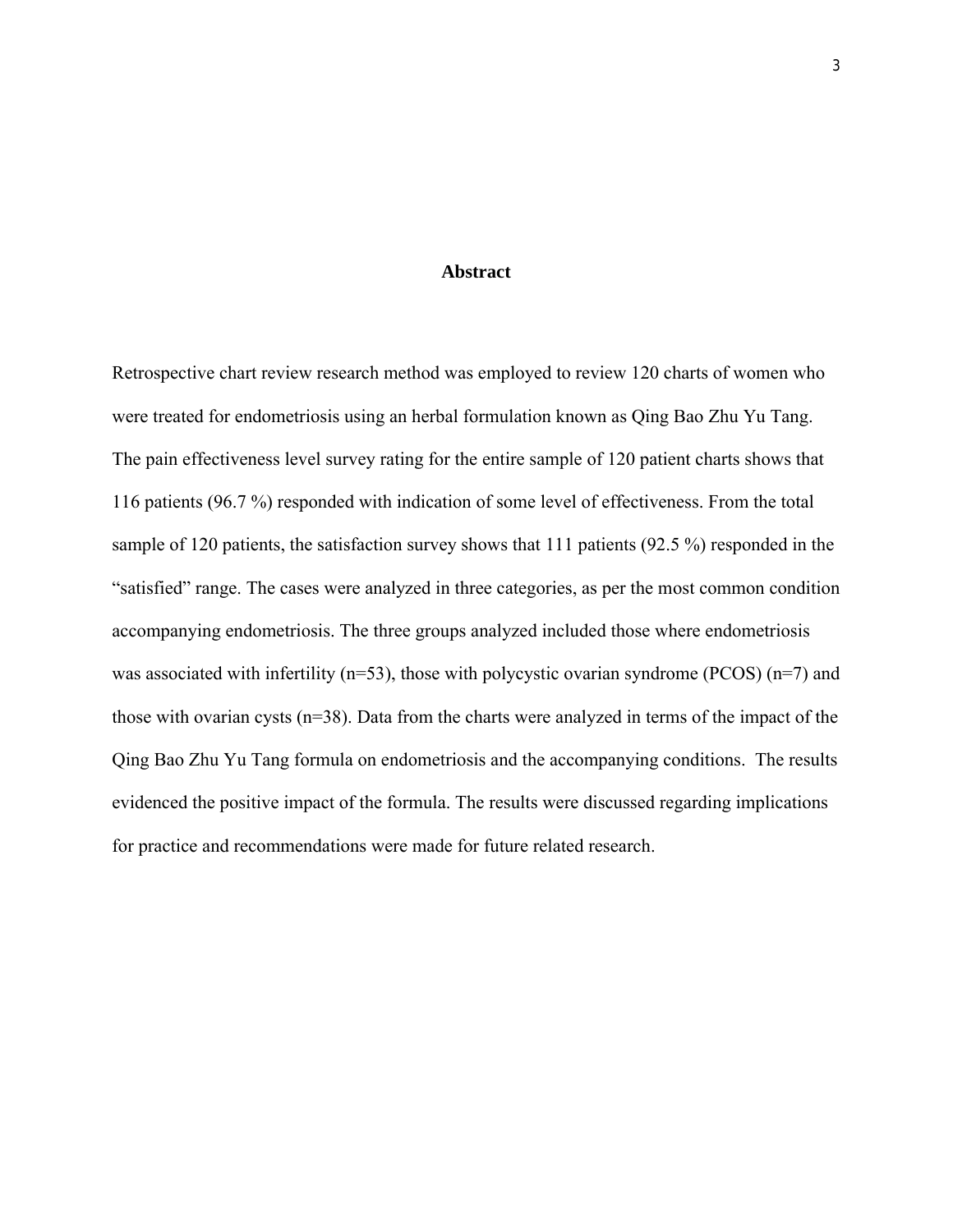## Abstract

Retrospective chart review research method was employed to review 120 charts of women who were treated for endometriosis using an herbal formulation known as Qing Bao Zhu Yu Tang. The pain effectiveness level survey rating for the entire sample of 120 patient charts shows that 116 patients (96.7 %) responded with indication of some level of effectiveness. From the total sample of 120 patients, the satisfaction survey shows that 111 patients (92.5 %) responded in the "satisfied" range. The cases were analyzed in three categories, as per the most common condition accompanying endometriosis. The three groups analyzed included those where endometriosis was associated with infertility (n=53), those with polycystic ovarian syndrome (PCOS) (n=7) and those with ovarian cysts (n=38). Data from the charts were analyzed in terms of the impact of the Qing Bao Zhu Yu Tang formula on endometriosis and the accompanying conditions. The results evidenced the positive impact of the formula. The results were discussed regarding implications for practice and recommendations were made for future related research.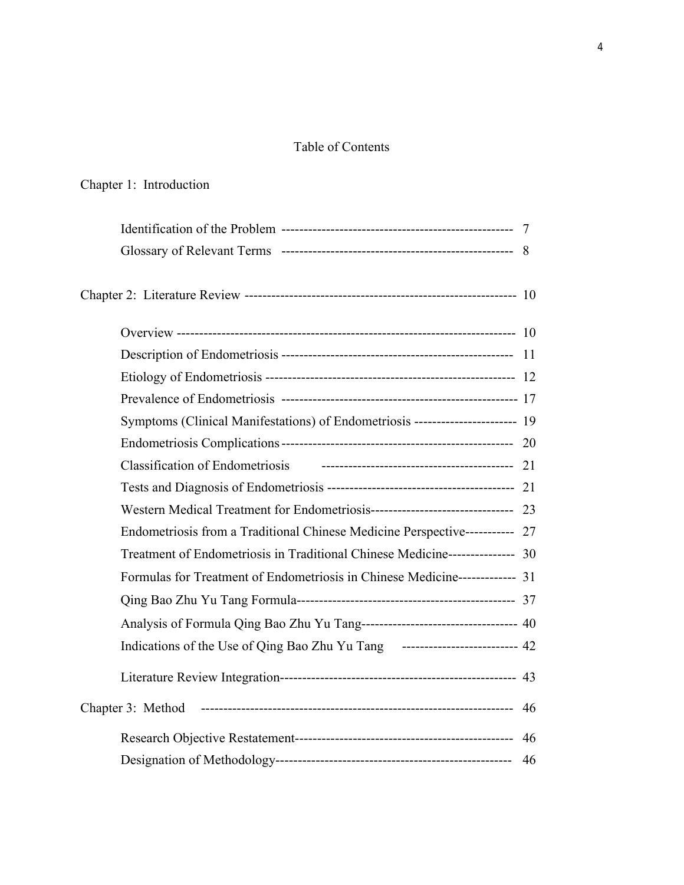# Table of Contents

Chapter 1: Introduction

- Identification of the Problem ---------------------------------------------------- 7
- Glossary of Relevant Terms ---------------------------------------------------- 8

Chapter 2: Literature Review ------------------------------------------------------------ 10

- Overview --------------------------------------------------------------------------- 10
- Description of Endometriosis ---------------------------------------------------- 11
- Etiology of Endometriosis -------------------------------------------------------- 12
- Prevalence of Endometriosis ----------------------------------------------------- 17
- Symptoms (Clinical Manifestations) of Endometriosis ----------------------- 19
- Endometriosis Complications ---------------------------------------------------- 20
- Classification of Endometriosis ------------------------------------------ 21
- Tests and Diagnosis of Endometriosis ----------------------------------------- 21
- Western Medical Treatment for Endometriosis-------------------------------- 23
- Endometriosis from a Traditional Chinese Medicine Perspective----------- 27
- Treatment of Endometriosis in Traditional Chinese Medicine--------------- 30
- Formulas for Treatment of Endometriosis in Chinese Medicine------------- 31
- Qing Bao Zhu Yu Tang Formula------------------------------------------------- 37
- Analysis of Formula Qing Bao Zhu Yu Tang----------------------------------- 40
- Indications of the Use of Qing Bao Zhu Yu Tang ------------------------- 42
- Literature Review Integration---------------------------------------------------- 43

Chapter 3: Method -------------------------------------------------------------------- 46

- Research Objective Restatement------------------------------------------------- 46
- Designation of Methodology----------------------------------------------------- 46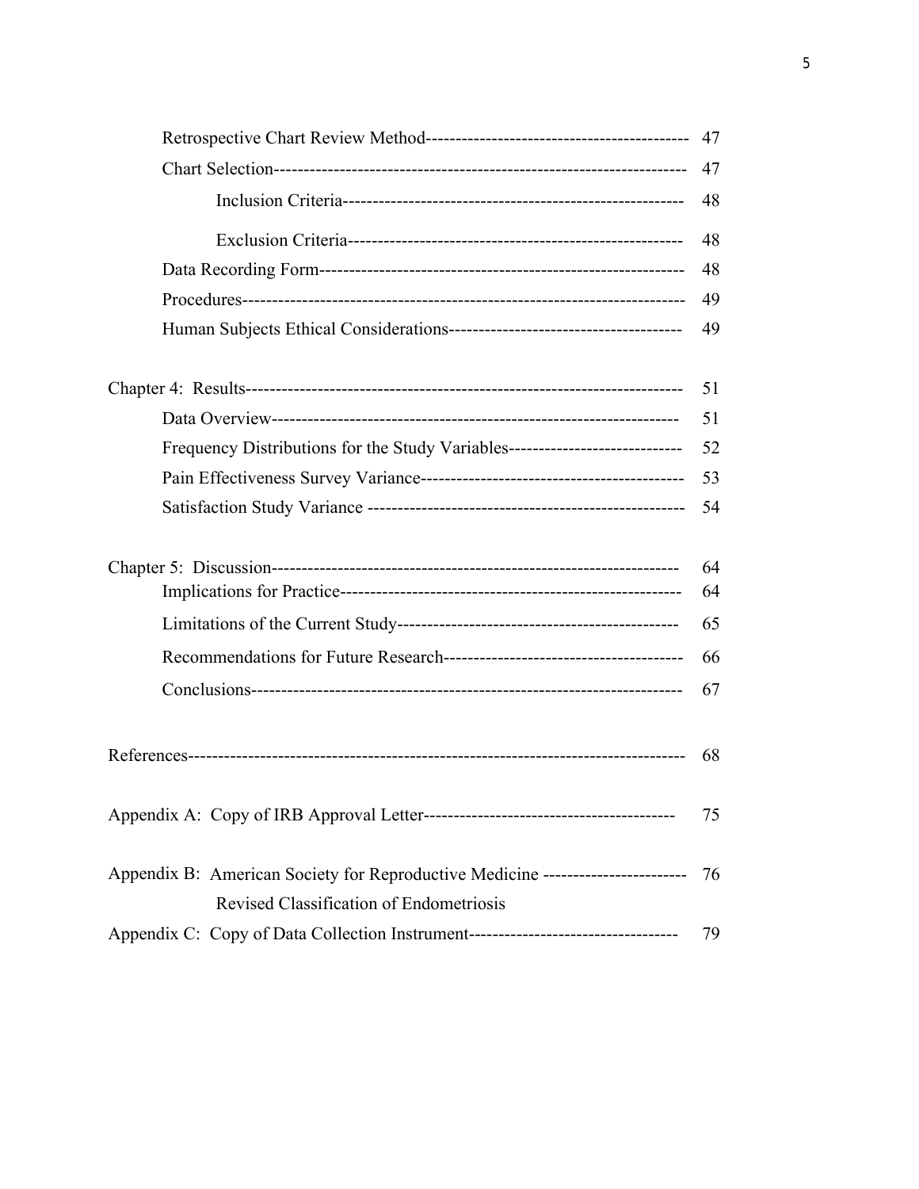Retrospective Chart Review Method------------------------------------------- 47

Chart Selection-------------------------------------------------------------------- 47

Inclusion Criteria------------------------------------------------------- 48

Exclusion Criteria------------------------------------------------------- 48

Data Recording Form----------------------------------------------------------- 48

Procedures------------------------------------------------------------------------ 49

Human Subjects Ethical Considerations-------------------------------------- 49

Chapter 4: Results---------------------------------------------------------------------- 51

Data Overview------------------------------------------------------------------- 51

Frequency Distributions for the Study Variables---------------------------- 52

Pain Effectiveness Survey Variance------------------------------------------- 53

Satisfaction Study Variance ---------------------------------------------------- 54

Chapter 5: Discussion------------------------------------------------------------------ 64

Implications for Practice-------------------------------------------------------- 64

Limitations of the Current Study---------------------------------------------- 65

Recommendations for Future Research--------------------------------------- 66

Conclusions----------------------------------------------------------------------- 67

References----------------------------------------------------------------------------- 68

Appendix A: Copy of IRB Approval Letter------------------------------------------ 75

Appendix B: American Society for Reproductive Medicine ----------------------- 76
Revised Classification of Endometriosis

Appendix C: Copy of Data Collection Instrument----------------------------------- 79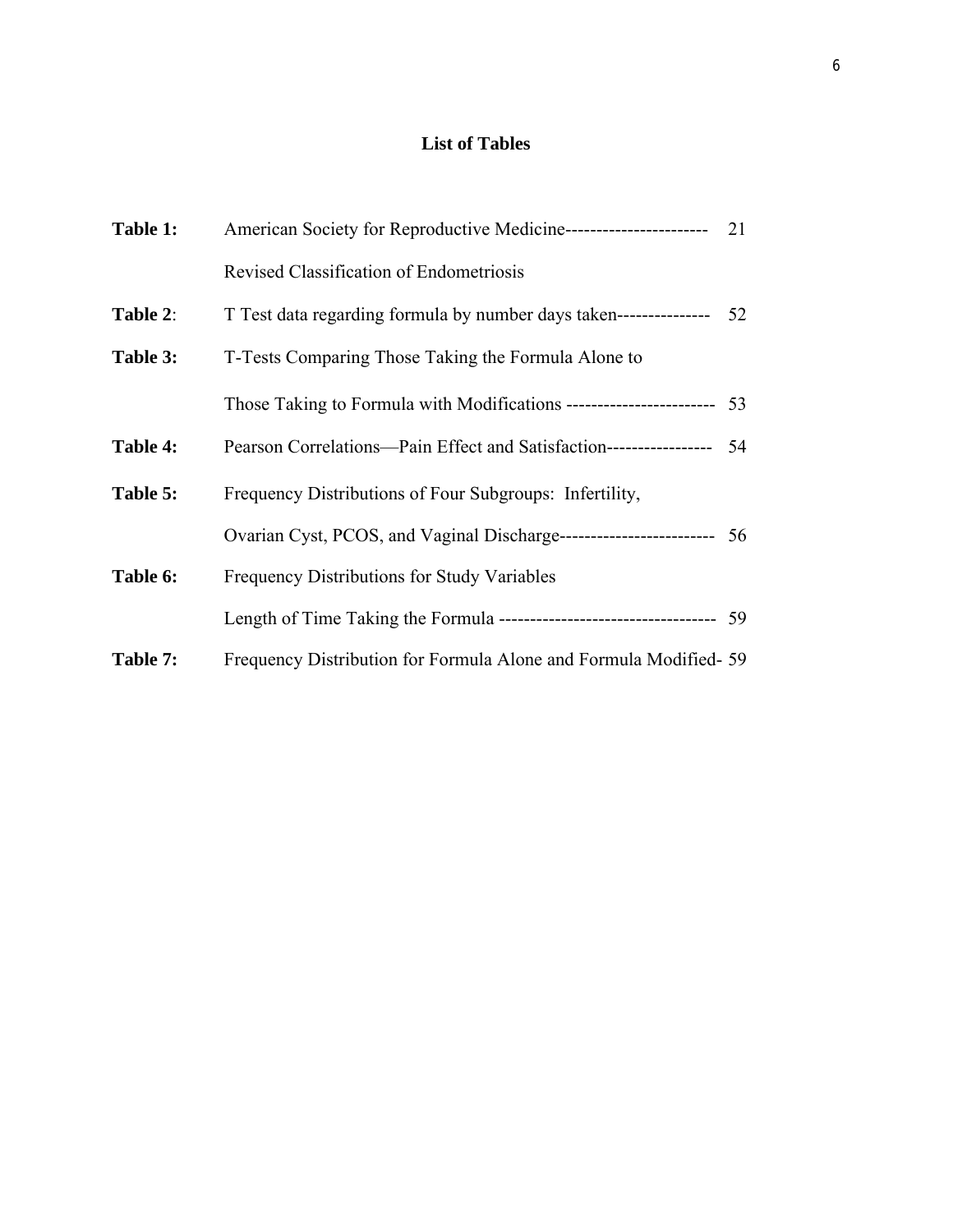## List of Tables

| | | |
|---|---|---|
| **Table 1:** | American Society for Reproductive Medicine Revised Classification of Endometriosis | 21 |
| **Table 2**: | T Test data regarding formula by number days taken | 52 |
| **Table 3:** | T-Tests Comparing Those Taking the Formula Alone to Those Taking to Formula with Modifications | 53 |
| **Table 4:** | Pearson Correlations—Pain Effect and Satisfaction | 54 |
| **Table 5:** | Frequency Distributions of Four Subgroups: Infertility, Ovarian Cyst, PCOS, and Vaginal Discharge | 56 |
| **Table 6:** | Frequency Distributions for Study Variables Length of Time Taking the Formula | 59 |
| **Table 7:** | Frequency Distribution for Formula Alone and Formula Modified | 59 |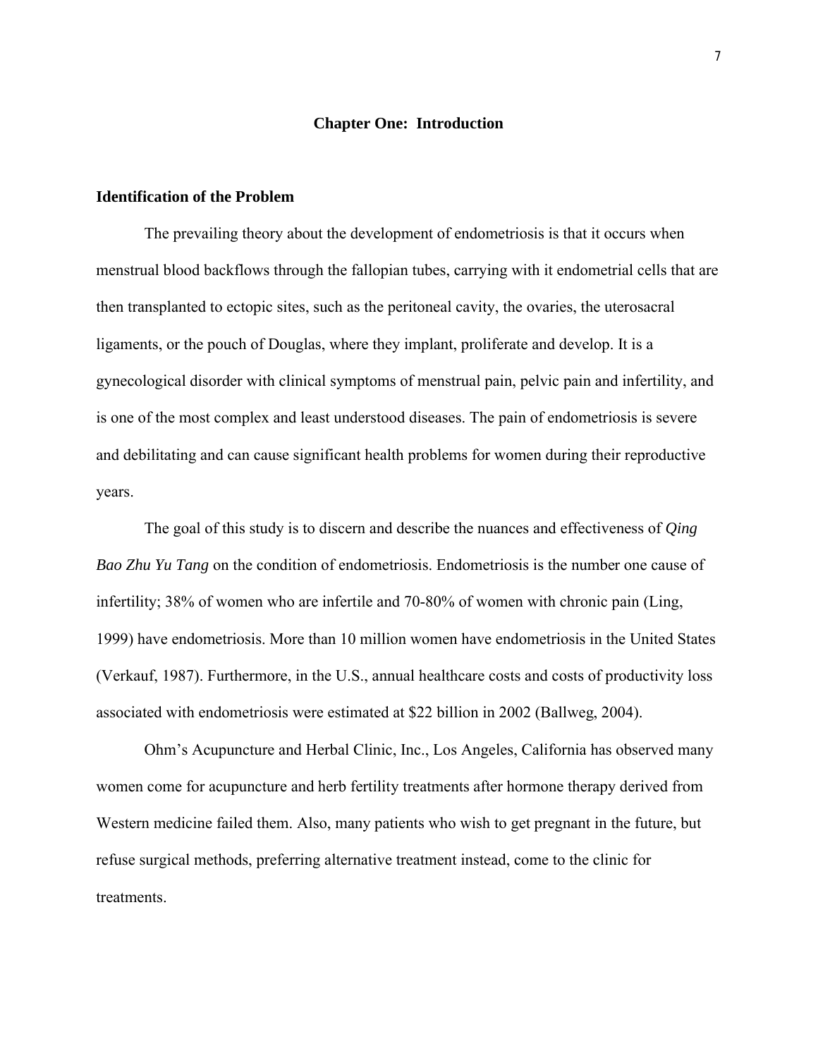# Chapter One: Introduction

## Identification of the Problem

The prevailing theory about the development of endometriosis is that it occurs when menstrual blood backflows through the fallopian tubes, carrying with it endometrial cells that are then transplanted to ectopic sites, such as the peritoneal cavity, the ovaries, the uterosacral ligaments, or the pouch of Douglas, where they implant, proliferate and develop. It is a gynecological disorder with clinical symptoms of menstrual pain, pelvic pain and infertility, and is one of the most complex and least understood diseases. The pain of endometriosis is severe and debilitating and can cause significant health problems for women during their reproductive years.

The goal of this study is to discern and describe the nuances and effectiveness of *Qing Bao Zhu Yu Tang* on the condition of endometriosis. Endometriosis is the number one cause of infertility; 38% of women who are infertile and 70-80% of women with chronic pain (Ling, 1999) have endometriosis. More than 10 million women have endometriosis in the United States (Verkauf, 1987). Furthermore, in the U.S., annual healthcare costs and costs of productivity loss associated with endometriosis were estimated at $22 billion in 2002 (Ballweg, 2004).

Ohm's Acupuncture and Herbal Clinic, Inc., Los Angeles, California has observed many women come for acupuncture and herb fertility treatments after hormone therapy derived from Western medicine failed them. Also, many patients who wish to get pregnant in the future, but refuse surgical methods, preferring alternative treatment instead, come to the clinic for treatments.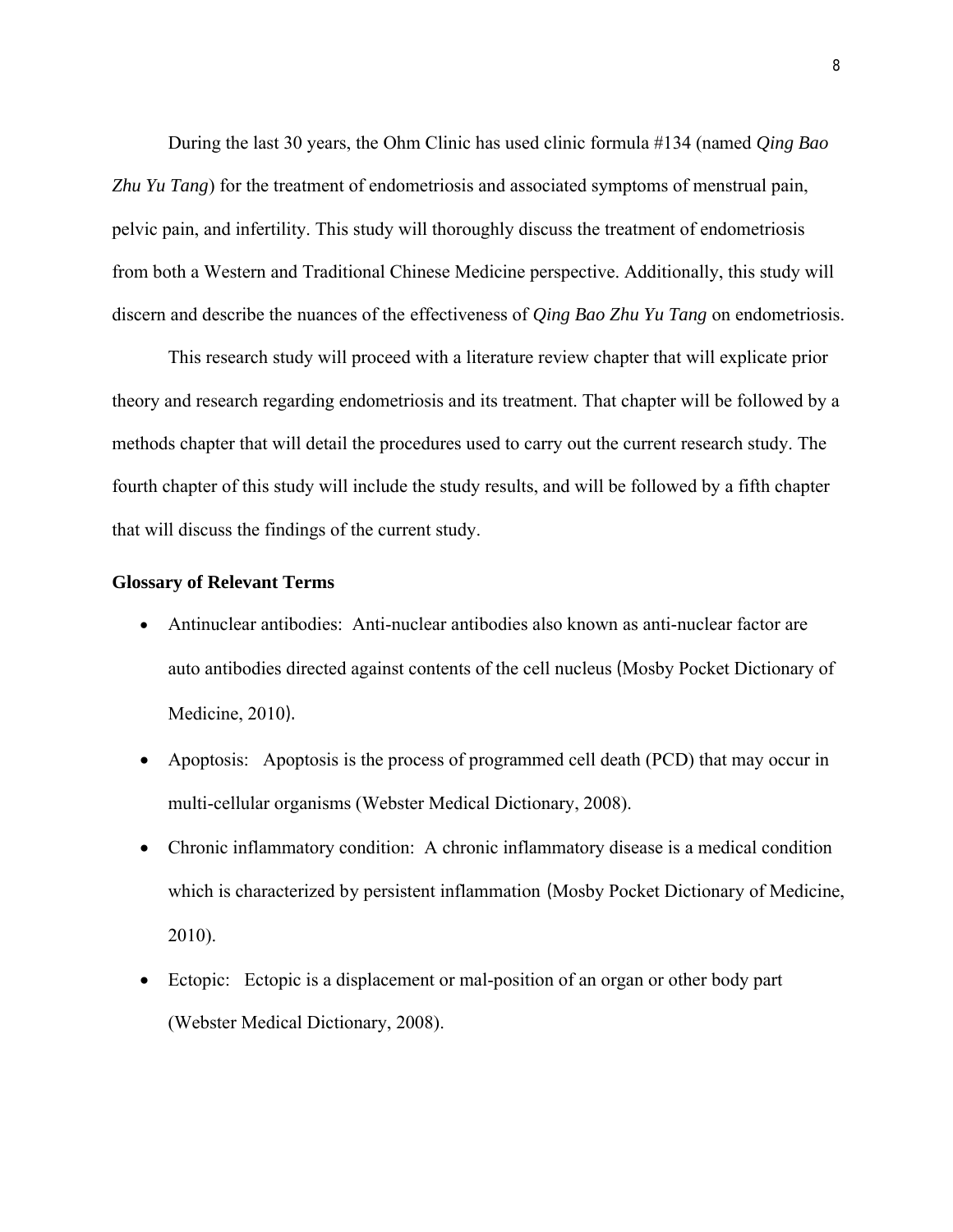During the last 30 years, the Ohm Clinic has used clinic formula #134 (named *Qing Bao Zhu Yu Tang*) for the treatment of endometriosis and associated symptoms of menstrual pain, pelvic pain, and infertility. This study will thoroughly discuss the treatment of endometriosis from both a Western and Traditional Chinese Medicine perspective. Additionally, this study will discern and describe the nuances of the effectiveness of *Qing Bao Zhu Yu Tang* on endometriosis.

This research study will proceed with a literature review chapter that will explicate prior theory and research regarding endometriosis and its treatment. That chapter will be followed by a methods chapter that will detail the procedures used to carry out the current research study. The fourth chapter of this study will include the study results, and will be followed by a fifth chapter that will discuss the findings of the current study.

**Glossary of Relevant Terms**

- Antinuclear antibodies: Anti-nuclear antibodies also known as anti-nuclear factor are auto antibodies directed against contents of the cell nucleus (Mosby Pocket Dictionary of Medicine, 2010).
- Apoptosis: Apoptosis is the process of programmed cell death (PCD) that may occur in multi-cellular organisms (Webster Medical Dictionary, 2008).
- Chronic inflammatory condition: A chronic inflammatory disease is a medical condition which is characterized by persistent inflammation (Mosby Pocket Dictionary of Medicine, 2010).
- Ectopic: Ectopic is a displacement or mal-position of an organ or other body part (Webster Medical Dictionary, 2008).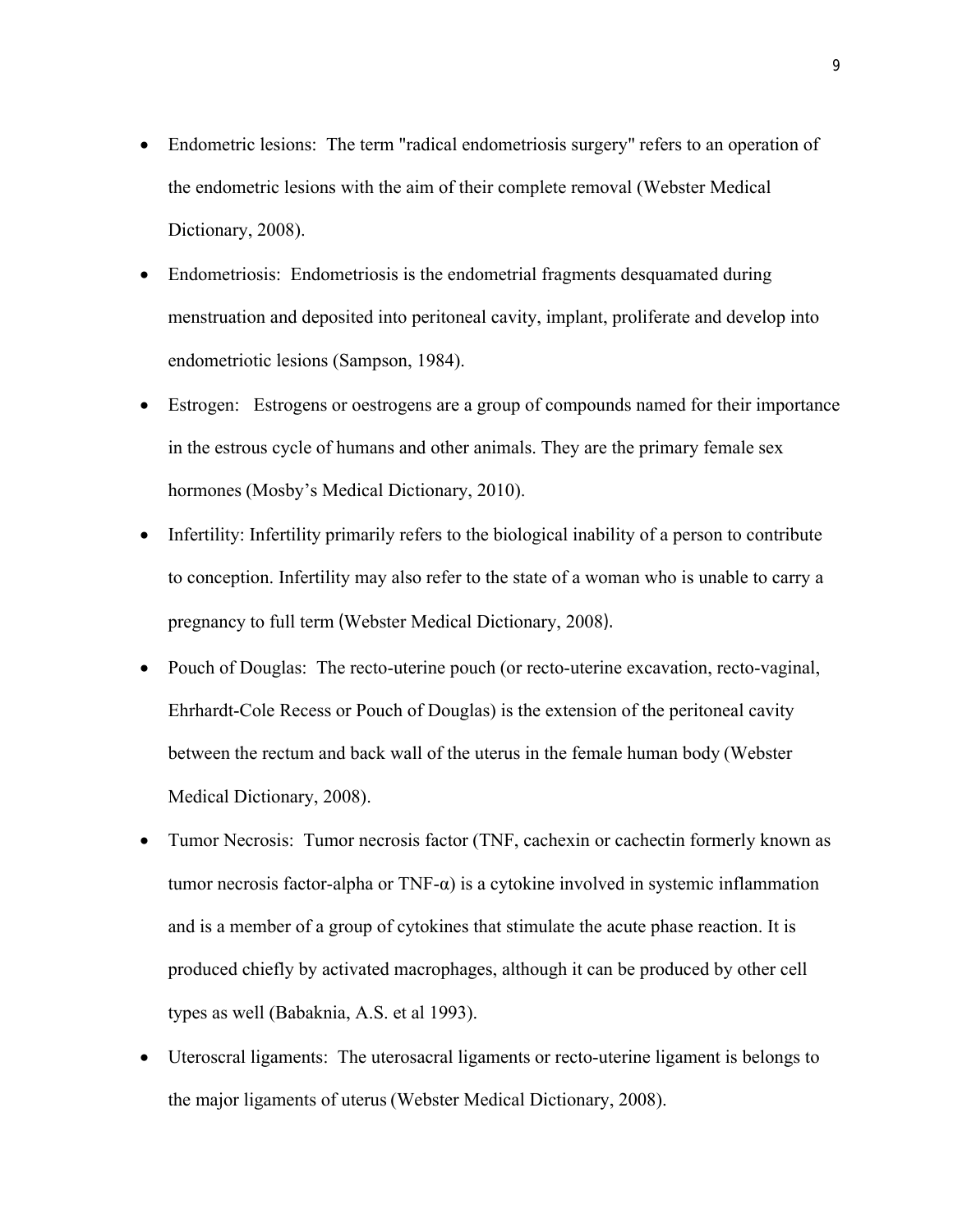- Endometric lesions: The term "radical endometriosis surgery" refers to an operation of the endometric lesions with the aim of their complete removal (Webster Medical Dictionary, 2008).
- Endometriosis: Endometriosis is the endometrial fragments desquamated during menstruation and deposited into peritoneal cavity, implant, proliferate and develop into endometriotic lesions (Sampson, 1984).
- Estrogen: Estrogens or oestrogens are a group of compounds named for their importance in the estrous cycle of humans and other animals. They are the primary female sex hormones (Mosby's Medical Dictionary, 2010).
- Infertility: Infertility primarily refers to the biological inability of a person to contribute to conception. Infertility may also refer to the state of a woman who is unable to carry a pregnancy to full term (Webster Medical Dictionary, 2008).
- Pouch of Douglas: The recto-uterine pouch (or recto-uterine excavation, recto-vaginal, Ehrhardt-Cole Recess or Pouch of Douglas) is the extension of the peritoneal cavity between the rectum and back wall of the uterus in the female human body (Webster Medical Dictionary, 2008).
- Tumor Necrosis: Tumor necrosis factor (TNF, cachexin or cachectin formerly known as tumor necrosis factor-alpha or TNF-α) is a cytokine involved in systemic inflammation and is a member of a group of cytokines that stimulate the acute phase reaction. It is produced chiefly by activated macrophages, although it can be produced by other cell types as well (Babaknia, A.S. et al 1993).
- Uteroscral ligaments: The uterosacral ligaments or recto-uterine ligament is belongs to the major ligaments of uterus (Webster Medical Dictionary, 2008).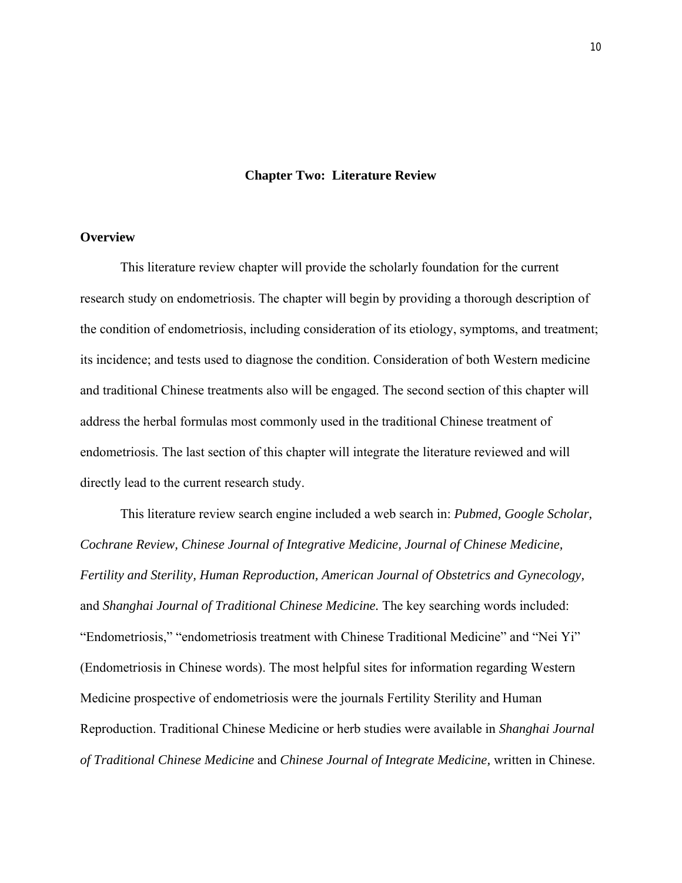# Chapter Two: Literature Review

## Overview

This literature review chapter will provide the scholarly foundation for the current research study on endometriosis. The chapter will begin by providing a thorough description of the condition of endometriosis, including consideration of its etiology, symptoms, and treatment; its incidence; and tests used to diagnose the condition. Consideration of both Western medicine and traditional Chinese treatments also will be engaged. The second section of this chapter will address the herbal formulas most commonly used in the traditional Chinese treatment of endometriosis. The last section of this chapter will integrate the literature reviewed and will directly lead to the current research study.

This literature review search engine included a web search in: *Pubmed, Google Scholar, Cochrane Review, Chinese Journal of Integrative Medicine, Journal of Chinese Medicine, Fertility and Sterility, Human Reproduction, American Journal of Obstetrics and Gynecology,* and *Shanghai Journal of Traditional Chinese Medicine.* The key searching words included: "Endometriosis," "endometriosis treatment with Chinese Traditional Medicine" and "Nei Yi" (Endometriosis in Chinese words). The most helpful sites for information regarding Western Medicine prospective of endometriosis were the journals Fertility Sterility and Human Reproduction. Traditional Chinese Medicine or herb studies were available in *Shanghai Journal of Traditional Chinese Medicine* and *Chinese Journal of Integrate Medicine,* written in Chinese.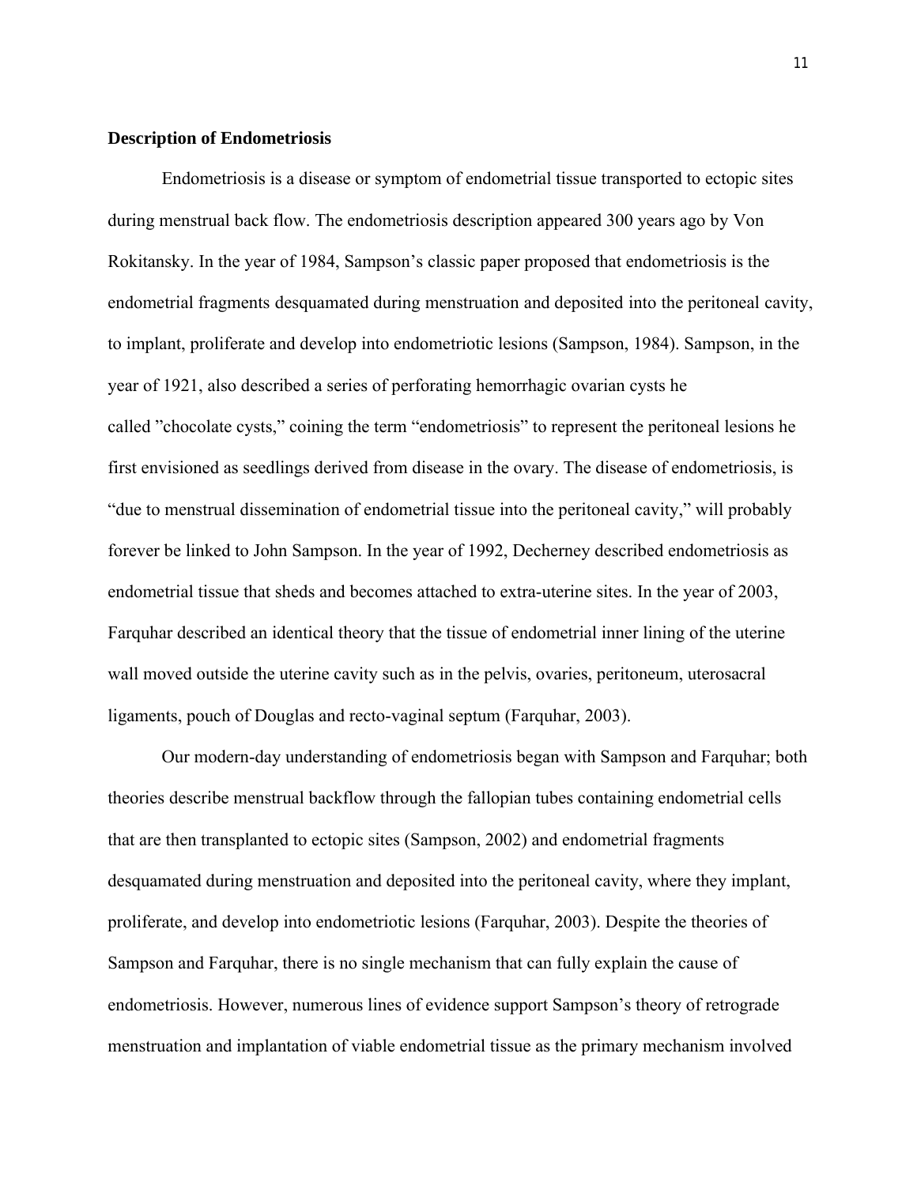**Description of Endometriosis**

Endometriosis is a disease or symptom of endometrial tissue transported to ectopic sites during menstrual back flow. The endometriosis description appeared 300 years ago by Von Rokitansky. In the year of 1984, Sampson's classic paper proposed that endometriosis is the endometrial fragments desquamated during menstruation and deposited into the peritoneal cavity, to implant, proliferate and develop into endometriotic lesions (Sampson, 1984). Sampson, in the year of 1921, also described a series of perforating hemorrhagic ovarian cysts he called "chocolate cysts," coining the term "endometriosis" to represent the peritoneal lesions he first envisioned as seedlings derived from disease in the ovary. The disease of endometriosis, is "due to menstrual dissemination of endometrial tissue into the peritoneal cavity," will probably forever be linked to John Sampson. In the year of 1992, Decherney described endometriosis as endometrial tissue that sheds and becomes attached to extra-uterine sites. In the year of 2003, Farquhar described an identical theory that the tissue of endometrial inner lining of the uterine wall moved outside the uterine cavity such as in the pelvis, ovaries, peritoneum, uterosacral ligaments, pouch of Douglas and recto-vaginal septum (Farquhar, 2003).

Our modern-day understanding of endometriosis began with Sampson and Farquhar; both theories describe menstrual backflow through the fallopian tubes containing endometrial cells that are then transplanted to ectopic sites (Sampson, 2002) and endometrial fragments desquamated during menstruation and deposited into the peritoneal cavity, where they implant, proliferate, and develop into endometriotic lesions (Farquhar, 2003). Despite the theories of Sampson and Farquhar, there is no single mechanism that can fully explain the cause of endometriosis. However, numerous lines of evidence support Sampson's theory of retrograde menstruation and implantation of viable endometrial tissue as the primary mechanism involved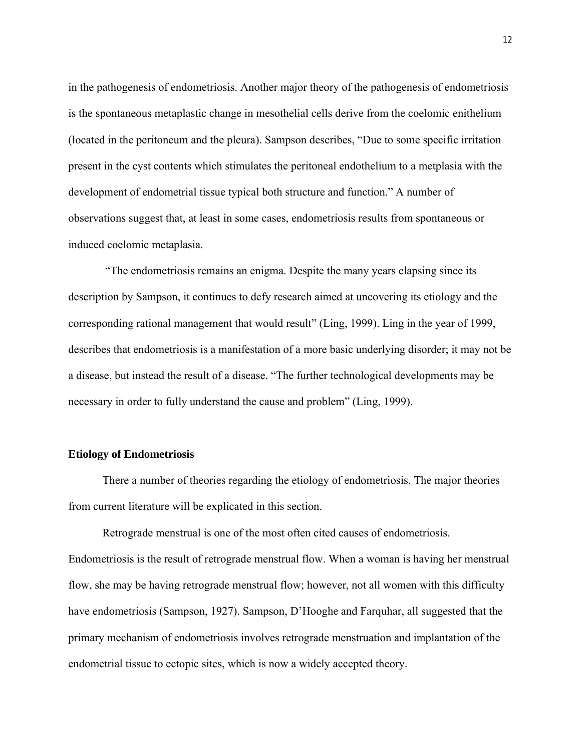in the pathogenesis of endometriosis. Another major theory of the pathogenesis of endometriosis is the spontaneous metaplastic change in mesothelial cells derive from the coelomic enithelium (located in the peritoneum and the pleura). Sampson describes, “Due to some specific irritation present in the cyst contents which stimulates the peritoneal endothelium to a metplasia with the development of endometrial tissue typical both structure and function.” A number of observations suggest that, at least in some cases, endometriosis results from spontaneous or induced coelomic metaplasia.

“The endometriosis remains an enigma. Despite the many years elapsing since its description by Sampson, it continues to defy research aimed at uncovering its etiology and the corresponding rational management that would result” (Ling, 1999). Ling in the year of 1999, describes that endometriosis is a manifestation of a more basic underlying disorder; it may not be a disease, but instead the result of a disease. “The further technological developments may be necessary in order to fully understand the cause and problem” (Ling, 1999).

**Etiology of Endometriosis**

There a number of theories regarding the etiology of endometriosis. The major theories from current literature will be explicated in this section.

Retrograde menstrual is one of the most often cited causes of endometriosis. Endometriosis is the result of retrograde menstrual flow. When a woman is having her menstrual flow, she may be having retrograde menstrual flow; however, not all women with this difficulty have endometriosis (Sampson, 1927). Sampson, D’Hooghe and Farquhar, all suggested that the primary mechanism of endometriosis involves retrograde menstruation and implantation of the endometrial tissue to ectopic sites, which is now a widely accepted theory.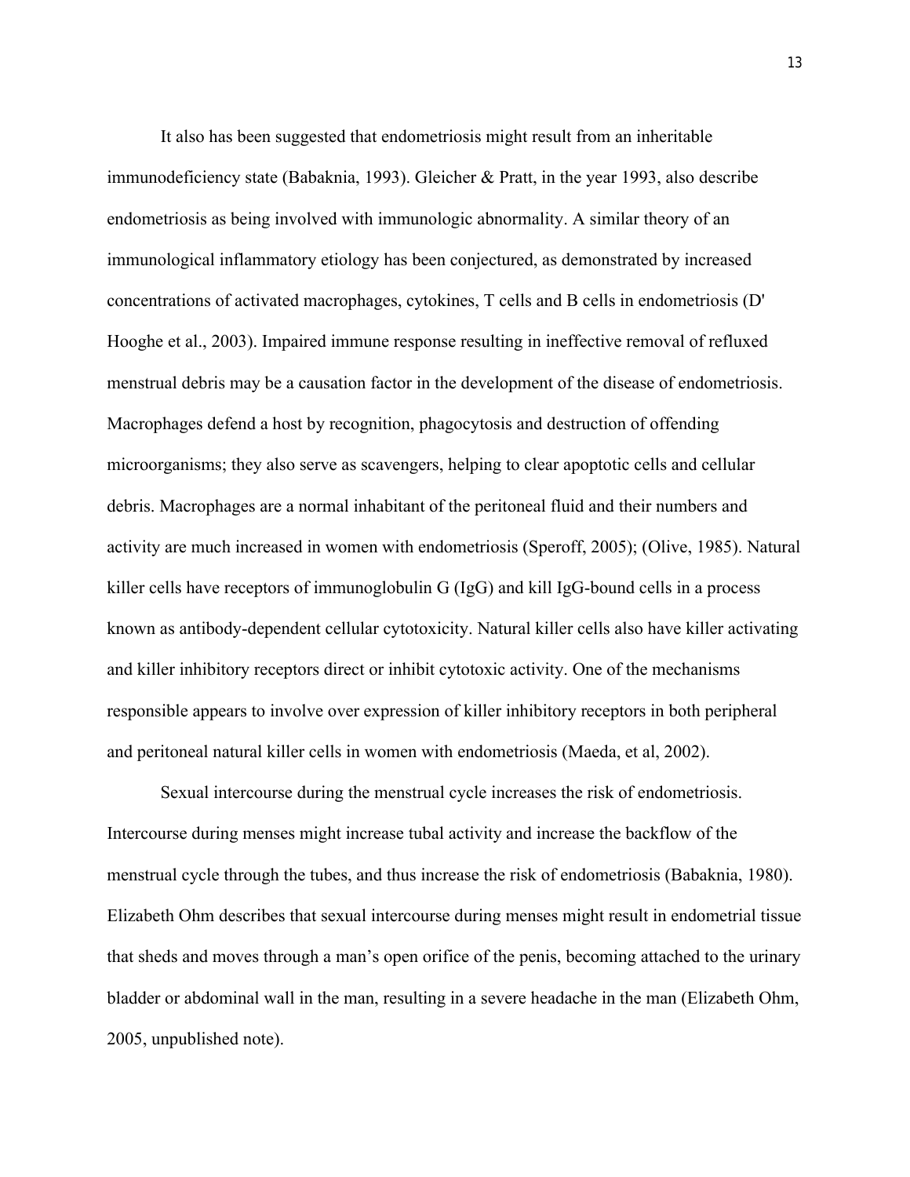It also has been suggested that endometriosis might result from an inheritable immunodeficiency state (Babaknia, 1993). Gleicher & Pratt, in the year 1993, also describe endometriosis as being involved with immunologic abnormality. A similar theory of an immunological inflammatory etiology has been conjectured, as demonstrated by increased concentrations of activated macrophages, cytokines, T cells and B cells in endometriosis (D' Hooghe et al., 2003). Impaired immune response resulting in ineffective removal of refluxed menstrual debris may be a causation factor in the development of the disease of endometriosis. Macrophages defend a host by recognition, phagocytosis and destruction of offending microorganisms; they also serve as scavengers, helping to clear apoptotic cells and cellular debris. Macrophages are a normal inhabitant of the peritoneal fluid and their numbers and activity are much increased in women with endometriosis (Speroff, 2005); (Olive, 1985). Natural killer cells have receptors of immunoglobulin G (IgG) and kill IgG-bound cells in a process known as antibody-dependent cellular cytotoxicity. Natural killer cells also have killer activating and killer inhibitory receptors direct or inhibit cytotoxic activity. One of the mechanisms responsible appears to involve over expression of killer inhibitory receptors in both peripheral and peritoneal natural killer cells in women with endometriosis (Maeda, et al, 2002).

Sexual intercourse during the menstrual cycle increases the risk of endometriosis. Intercourse during menses might increase tubal activity and increase the backflow of the menstrual cycle through the tubes, and thus increase the risk of endometriosis (Babaknia, 1980). Elizabeth Ohm describes that sexual intercourse during menses might result in endometrial tissue that sheds and moves through a man's open orifice of the penis, becoming attached to the urinary bladder or abdominal wall in the man, resulting in a severe headache in the man (Elizabeth Ohm, 2005, unpublished note).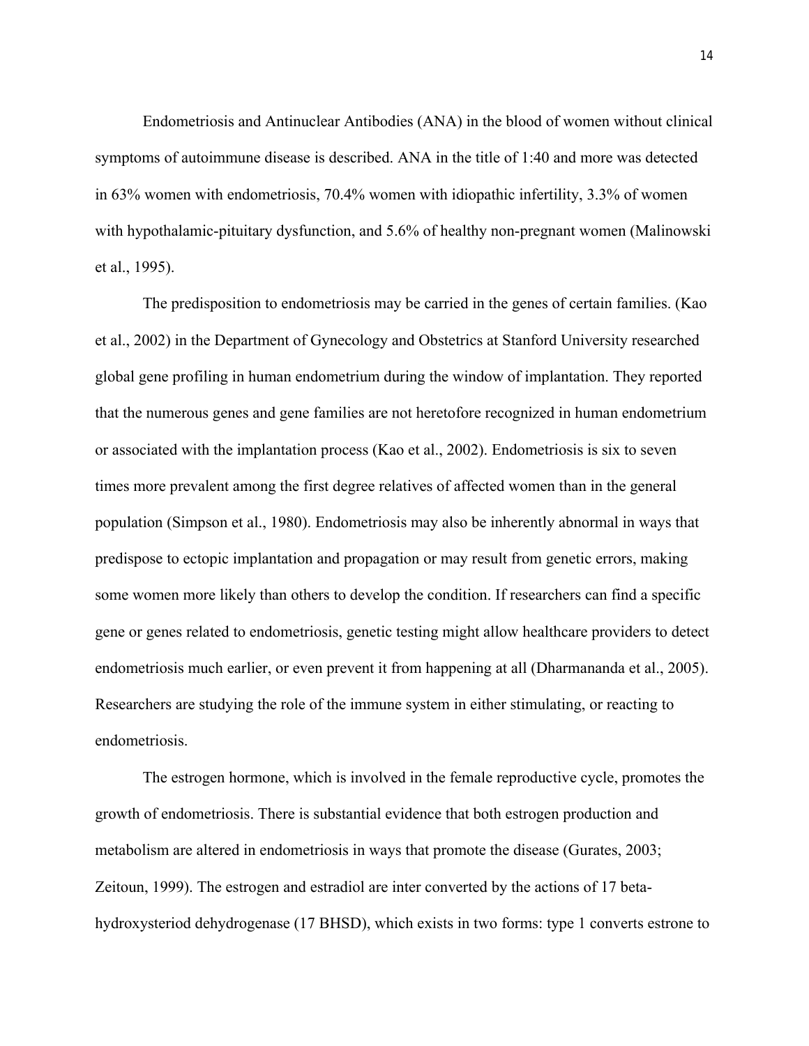Endometriosis and Antinuclear Antibodies (ANA) in the blood of women without clinical symptoms of autoimmune disease is described. ANA in the title of 1:40 and more was detected in 63% women with endometriosis, 70.4% women with idiopathic infertility, 3.3% of women with hypothalamic-pituitary dysfunction, and 5.6% of healthy non-pregnant women (Malinowski et al., 1995).

The predisposition to endometriosis may be carried in the genes of certain families. (Kao et al., 2002) in the Department of Gynecology and Obstetrics at Stanford University researched global gene profiling in human endometrium during the window of implantation. They reported that the numerous genes and gene families are not heretofore recognized in human endometrium or associated with the implantation process (Kao et al., 2002). Endometriosis is six to seven times more prevalent among the first degree relatives of affected women than in the general population (Simpson et al., 1980). Endometriosis may also be inherently abnormal in ways that predispose to ectopic implantation and propagation or may result from genetic errors, making some women more likely than others to develop the condition. If researchers can find a specific gene or genes related to endometriosis, genetic testing might allow healthcare providers to detect endometriosis much earlier, or even prevent it from happening at all (Dharmananda et al., 2005). Researchers are studying the role of the immune system in either stimulating, or reacting to endometriosis.

The estrogen hormone, which is involved in the female reproductive cycle, promotes the growth of endometriosis. There is substantial evidence that both estrogen production and metabolism are altered in endometriosis in ways that promote the disease (Gurates, 2003; Zeitoun, 1999). The estrogen and estradiol are inter converted by the actions of 17 beta-hydroxysteriod dehydrogenase (17 BHSD), which exists in two forms: type 1 converts estrone to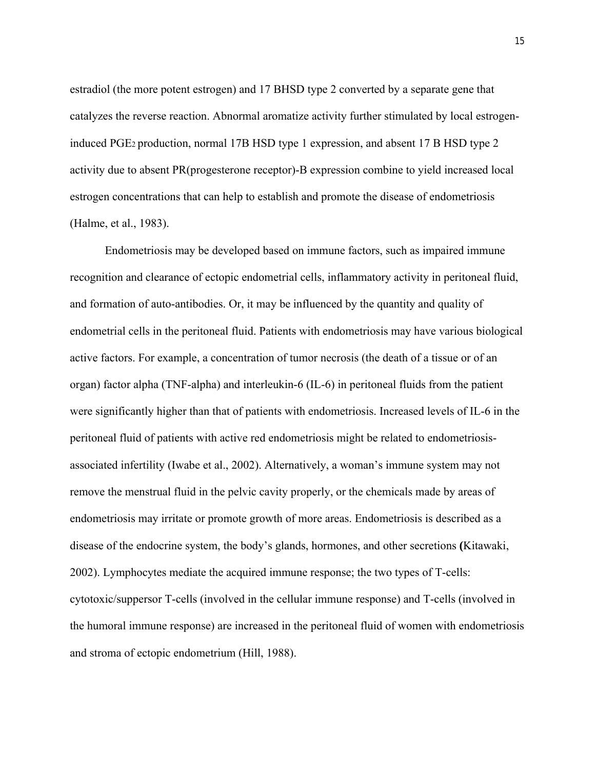estradiol (the more potent estrogen) and 17 BHSD type 2 converted by a separate gene that catalyzes the reverse reaction. Abnormal aromatize activity further stimulated by local estrogen-induced $PGE_2$ production, normal 17B HSD type 1 expression, and absent 17 B HSD type 2 activity due to absent PR(progesterone receptor)-B expression combine to yield increased local estrogen concentrations that can help to establish and promote the disease of endometriosis (Halme, et al., 1983).

Endometriosis may be developed based on immune factors, such as impaired immune recognition and clearance of ectopic endometrial cells, inflammatory activity in peritoneal fluid, and formation of auto-antibodies. Or, it may be influenced by the quantity and quality of endometrial cells in the peritoneal fluid. Patients with endometriosis may have various biological active factors. For example, a concentration of tumor necrosis (the death of a tissue or of an organ) factor alpha (TNF-alpha) and interleukin-6 (IL-6) in peritoneal fluids from the patient were significantly higher than that of patients with endometriosis. Increased levels of IL-6 in the peritoneal fluid of patients with active red endometriosis might be related to endometriosis-associated infertility (Iwabe et al., 2002). Alternatively, a woman's immune system may not remove the menstrual fluid in the pelvic cavity properly, or the chemicals made by areas of endometriosis may irritate or promote growth of more areas. Endometriosis is described as a disease of the endocrine system, the body's glands, hormones, and other secretions **(**Kitawaki, 2002). Lymphocytes mediate the acquired immune response; the two types of T-cells: cytotoxic/suppersor T-cells (involved in the cellular immune response) and T-cells (involved in the humoral immune response) are increased in the peritoneal fluid of women with endometriosis and stroma of ectopic endometrium (Hill, 1988).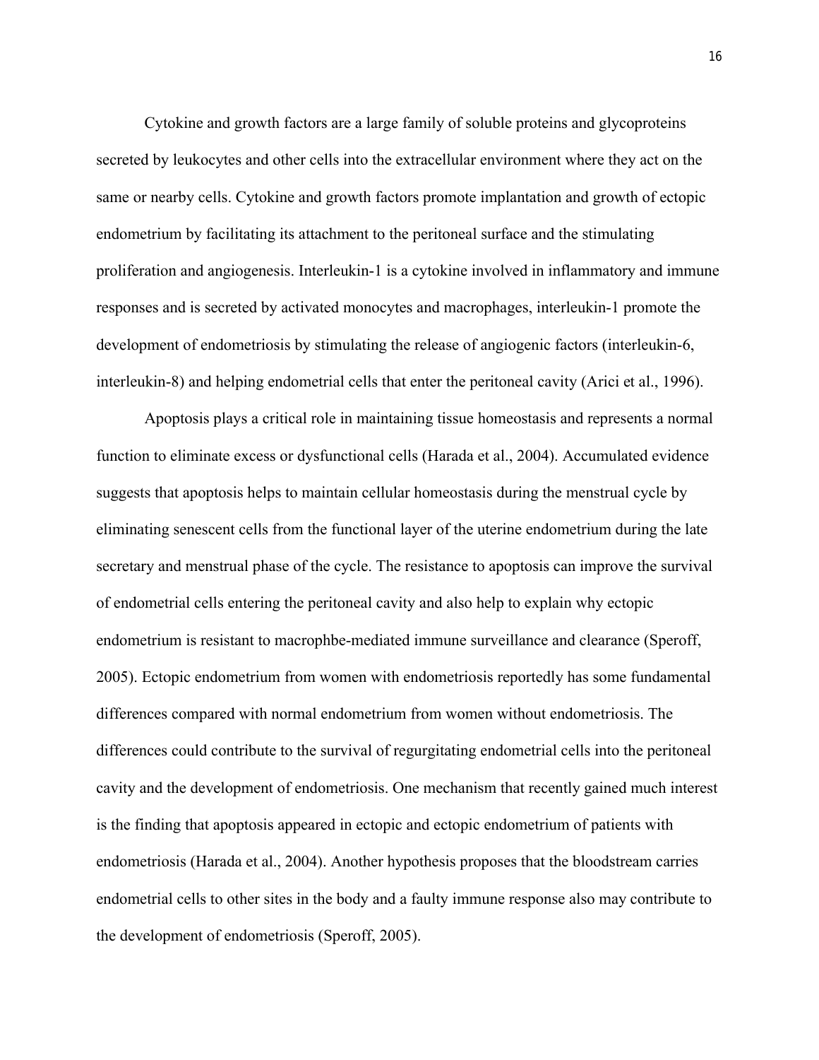Cytokine and growth factors are a large family of soluble proteins and glycoproteins secreted by leukocytes and other cells into the extracellular environment where they act on the same or nearby cells. Cytokine and growth factors promote implantation and growth of ectopic endometrium by facilitating its attachment to the peritoneal surface and the stimulating proliferation and angiogenesis. Interleukin-1 is a cytokine involved in inflammatory and immune responses and is secreted by activated monocytes and macrophages, interleukin-1 promote the development of endometriosis by stimulating the release of angiogenic factors (interleukin-6, interleukin-8) and helping endometrial cells that enter the peritoneal cavity (Arici et al., 1996).

Apoptosis plays a critical role in maintaining tissue homeostasis and represents a normal function to eliminate excess or dysfunctional cells (Harada et al., 2004). Accumulated evidence suggests that apoptosis helps to maintain cellular homeostasis during the menstrual cycle by eliminating senescent cells from the functional layer of the uterine endometrium during the late secretary and menstrual phase of the cycle. The resistance to apoptosis can improve the survival of endometrial cells entering the peritoneal cavity and also help to explain why ectopic endometrium is resistant to macrophbe-mediated immune surveillance and clearance (Speroff, 2005). Ectopic endometrium from women with endometriosis reportedly has some fundamental differences compared with normal endometrium from women without endometriosis. The differences could contribute to the survival of regurgitating endometrial cells into the peritoneal cavity and the development of endometriosis. One mechanism that recently gained much interest is the finding that apoptosis appeared in ectopic and ectopic endometrium of patients with endometriosis (Harada et al., 2004). Another hypothesis proposes that the bloodstream carries endometrial cells to other sites in the body and a faulty immune response also may contribute to the development of endometriosis (Speroff, 2005).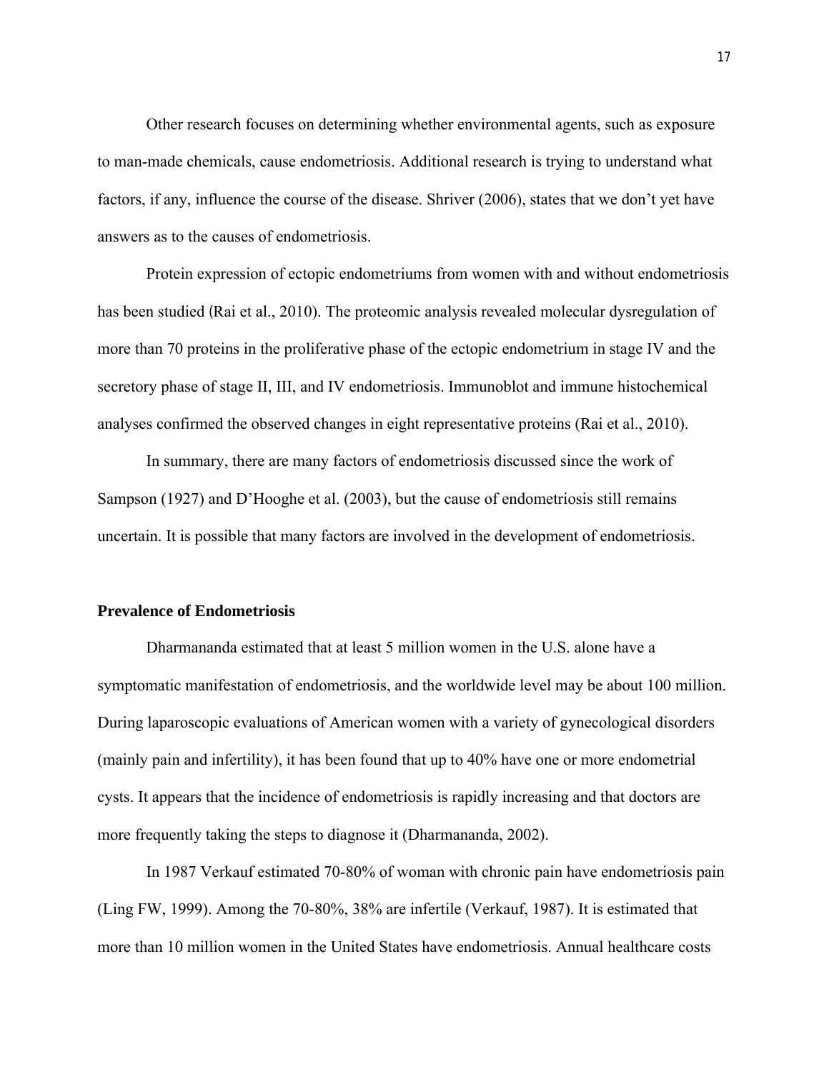Other research focuses on determining whether environmental agents, such as exposure to man-made chemicals, cause endometriosis. Additional research is trying to understand what factors, if any, influence the course of the disease. Shriver (2006), states that we don't yet have answers as to the causes of endometriosis.

Protein expression of ectopic endometriums from women with and without endometriosis has been studied (Rai et al., 2010). The proteomic analysis revealed molecular dysregulation of more than 70 proteins in the proliferative phase of the ectopic endometrium in stage IV and the secretory phase of stage II, III, and IV endometriosis. Immunoblot and immune histochemical analyses confirmed the observed changes in eight representative proteins (Rai et al., 2010).

In summary, there are many factors of endometriosis discussed since the work of Sampson (1927) and D'Hooghe et al. (2003), but the cause of endometriosis still remains uncertain. It is possible that many factors are involved in the development of endometriosis.

**Prevalence of Endometriosis**

Dharmananda estimated that at least 5 million women in the U.S. alone have a symptomatic manifestation of endometriosis, and the worldwide level may be about 100 million. During laparoscopic evaluations of American women with a variety of gynecological disorders (mainly pain and infertility), it has been found that up to 40% have one or more endometrial cysts. It appears that the incidence of endometriosis is rapidly increasing and that doctors are more frequently taking the steps to diagnose it (Dharmananda, 2002).

In 1987 Verkauf estimated 70-80% of woman with chronic pain have endometriosis pain (Ling FW, 1999). Among the 70-80%, 38% are infertile (Verkauf, 1987). It is estimated that more than 10 million women in the United States have endometriosis. Annual healthcare costs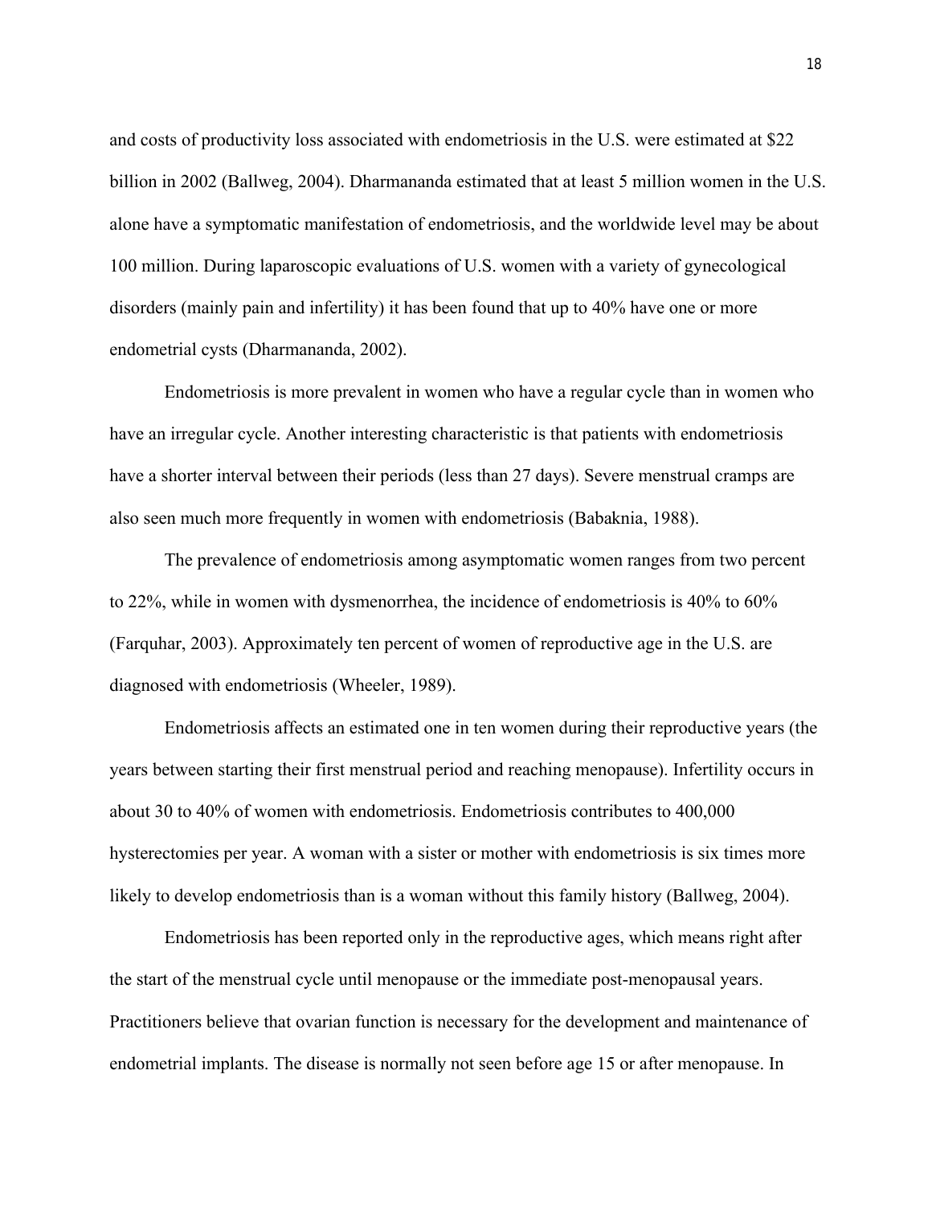and costs of productivity loss associated with endometriosis in the U.S. were estimated at $22 billion in 2002 (Ballweg, 2004). Dharmananda estimated that at least 5 million women in the U.S. alone have a symptomatic manifestation of endometriosis, and the worldwide level may be about 100 million. During laparoscopic evaluations of U.S. women with a variety of gynecological disorders (mainly pain and infertility) it has been found that up to 40% have one or more endometrial cysts (Dharmananda, 2002).

Endometriosis is more prevalent in women who have a regular cycle than in women who have an irregular cycle. Another interesting characteristic is that patients with endometriosis have a shorter interval between their periods (less than 27 days). Severe menstrual cramps are also seen much more frequently in women with endometriosis (Babaknia, 1988).

The prevalence of endometriosis among asymptomatic women ranges from two percent to 22%, while in women with dysmenorrhea, the incidence of endometriosis is 40% to 60% (Farquhar, 2003). Approximately ten percent of women of reproductive age in the U.S. are diagnosed with endometriosis (Wheeler, 1989).

Endometriosis affects an estimated one in ten women during their reproductive years (the years between starting their first menstrual period and reaching menopause). Infertility occurs in about 30 to 40% of women with endometriosis. Endometriosis contributes to 400,000 hysterectomies per year. A woman with a sister or mother with endometriosis is six times more likely to develop endometriosis than is a woman without this family history (Ballweg, 2004).

Endometriosis has been reported only in the reproductive ages, which means right after the start of the menstrual cycle until menopause or the immediate post-menopausal years. Practitioners believe that ovarian function is necessary for the development and maintenance of endometrial implants. The disease is normally not seen before age 15 or after menopause. In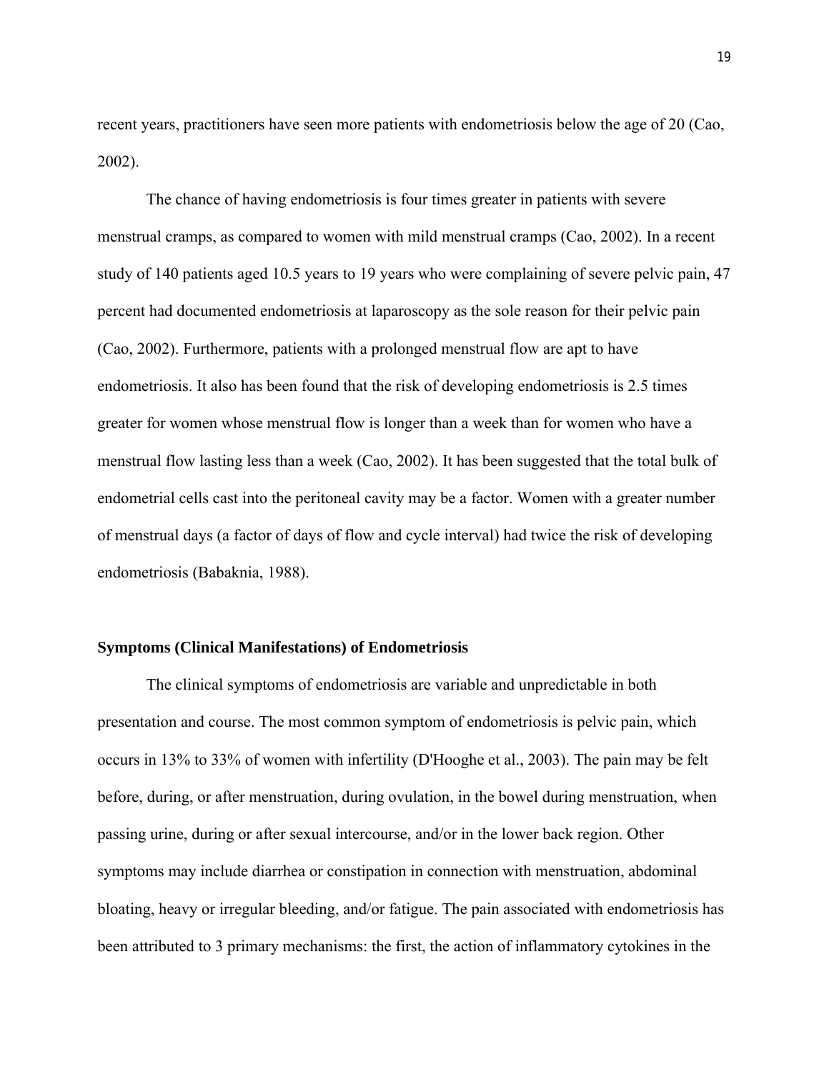recent years, practitioners have seen more patients with endometriosis below the age of 20 (Cao, 2002).

The chance of having endometriosis is four times greater in patients with severe menstrual cramps, as compared to women with mild menstrual cramps (Cao, 2002). In a recent study of 140 patients aged 10.5 years to 19 years who were complaining of severe pelvic pain, 47 percent had documented endometriosis at laparoscopy as the sole reason for their pelvic pain (Cao, 2002). Furthermore, patients with a prolonged menstrual flow are apt to have endometriosis. It also has been found that the risk of developing endometriosis is 2.5 times greater for women whose menstrual flow is longer than a week than for women who have a menstrual flow lasting less than a week (Cao, 2002). It has been suggested that the total bulk of endometrial cells cast into the peritoneal cavity may be a factor. Women with a greater number of menstrual days (a factor of days of flow and cycle interval) had twice the risk of developing endometriosis (Babaknia, 1988).

### Symptoms (Clinical Manifestations) of Endometriosis

The clinical symptoms of endometriosis are variable and unpredictable in both presentation and course. The most common symptom of endometriosis is pelvic pain, which occurs in 13% to 33% of women with infertility (D'Hooghe et al., 2003). The pain may be felt before, during, or after menstruation, during ovulation, in the bowel during menstruation, when passing urine, during or after sexual intercourse, and/or in the lower back region. Other symptoms may include diarrhea or constipation in connection with menstruation, abdominal bloating, heavy or irregular bleeding, and/or fatigue. The pain associated with endometriosis has been attributed to 3 primary mechanisms: the first, the action of inflammatory cytokines in the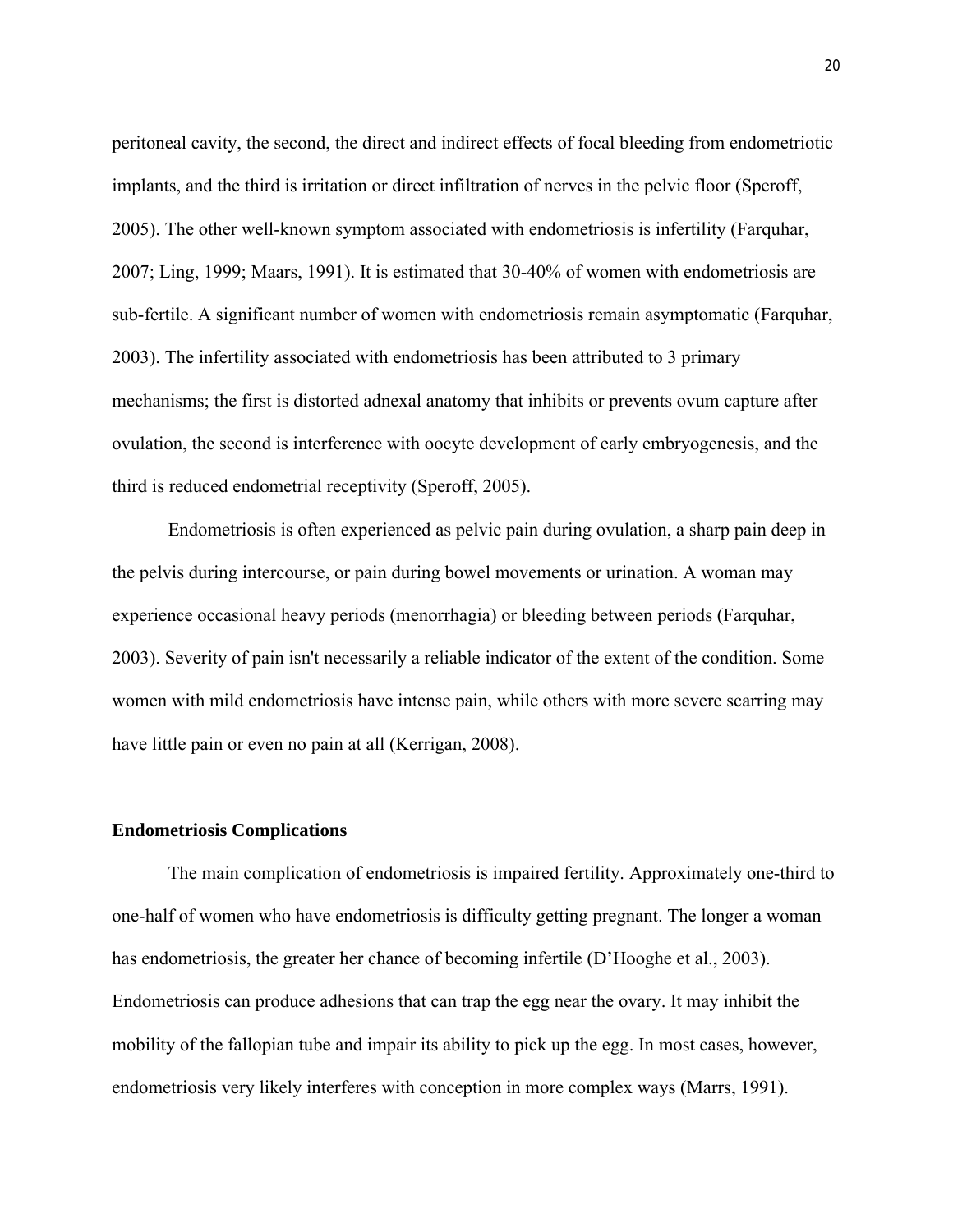peritoneal cavity, the second, the direct and indirect effects of focal bleeding from endometriotic implants, and the third is irritation or direct infiltration of nerves in the pelvic floor (Speroff, 2005). The other well-known symptom associated with endometriosis is infertility (Farquhar, 2007; Ling, 1999; Maars, 1991). It is estimated that 30-40% of women with endometriosis are sub-fertile. A significant number of women with endometriosis remain asymptomatic (Farquhar, 2003). The infertility associated with endometriosis has been attributed to 3 primary mechanisms; the first is distorted adnexal anatomy that inhibits or prevents ovum capture after ovulation, the second is interference with oocyte development of early embryogenesis, and the third is reduced endometrial receptivity (Speroff, 2005).

Endometriosis is often experienced as pelvic pain during ovulation, a sharp pain deep in the pelvis during intercourse, or pain during bowel movements or urination. A woman may experience occasional heavy periods (menorrhagia) or bleeding between periods (Farquhar, 2003). Severity of pain isn't necessarily a reliable indicator of the extent of the condition. Some women with mild endometriosis have intense pain, while others with more severe scarring may have little pain or even no pain at all (Kerrigan, 2008).

### Endometriosis Complications

The main complication of endometriosis is impaired fertility. Approximately one-third to one-half of women who have endometriosis is difficulty getting pregnant. The longer a woman has endometriosis, the greater her chance of becoming infertile (D'Hooghe et al., 2003). Endometriosis can produce adhesions that can trap the egg near the ovary. It may inhibit the mobility of the fallopian tube and impair its ability to pick up the egg. In most cases, however, endometriosis very likely interferes with conception in more complex ways (Marrs, 1991).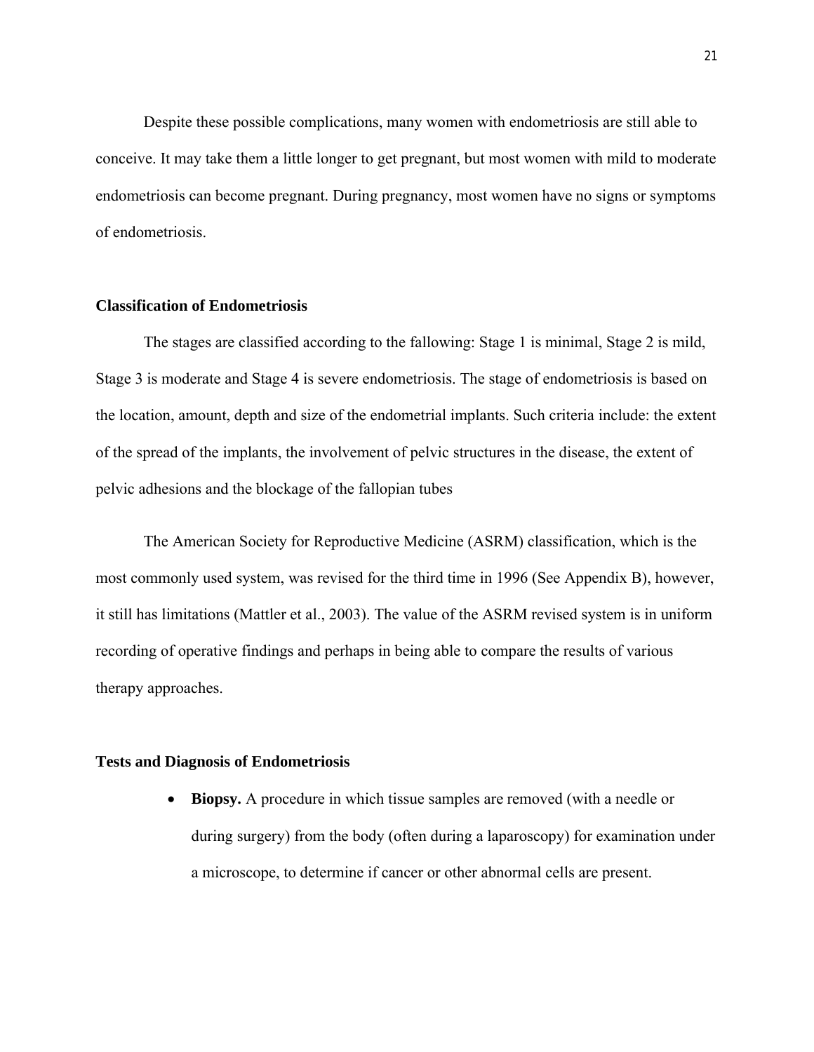Despite these possible complications, many women with endometriosis are still able to conceive. It may take them a little longer to get pregnant, but most women with mild to moderate endometriosis can become pregnant. During pregnancy, most women have no signs or symptoms of endometriosis.

**Classification of Endometriosis**

The stages are classified according to the fallowing: Stage 1 is minimal, Stage 2 is mild, Stage 3 is moderate and Stage 4 is severe endometriosis. The stage of endometriosis is based on the location, amount, depth and size of the endometrial implants. Such criteria include: the extent of the spread of the implants, the involvement of pelvic structures in the disease, the extent of pelvic adhesions and the blockage of the fallopian tubes

The American Society for Reproductive Medicine (ASRM) classification, which is the most commonly used system, was revised for the third time in 1996 (See Appendix B), however, it still has limitations (Mattler et al., 2003). The value of the ASRM revised system is in uniform recording of operative findings and perhaps in being able to compare the results of various therapy approaches.

**Tests and Diagnosis of Endometriosis**

- **Biopsy.** A procedure in which tissue samples are removed (with a needle or during surgery) from the body (often during a laparoscopy) for examination under a microscope, to determine if cancer or other abnormal cells are present.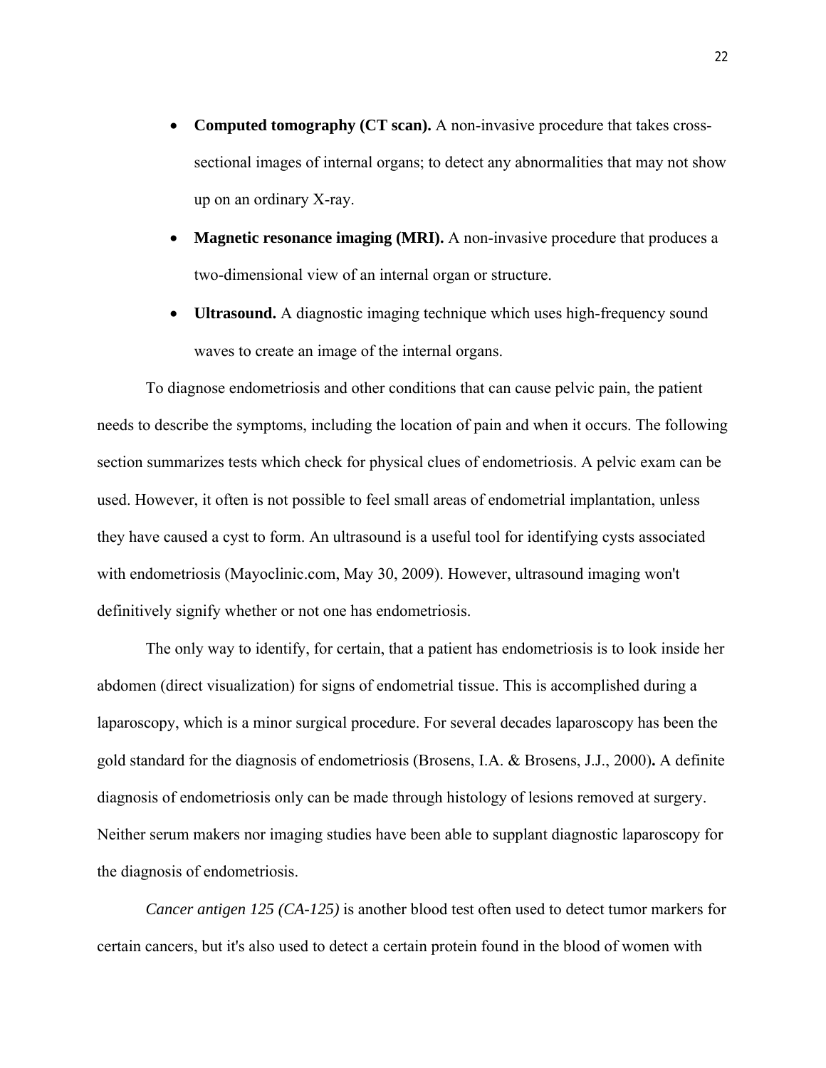- **Computed tomography (CT scan).** A non-invasive procedure that takes cross-sectional images of internal organs; to detect any abnormalities that may not show up on an ordinary X-ray.
- **Magnetic resonance imaging (MRI).** A non-invasive procedure that produces a two-dimensional view of an internal organ or structure.
- **Ultrasound.** A diagnostic imaging technique which uses high-frequency sound waves to create an image of the internal organs.

To diagnose endometriosis and other conditions that can cause pelvic pain, the patient needs to describe the symptoms, including the location of pain and when it occurs. The following section summarizes tests which check for physical clues of endometriosis. A pelvic exam can be used. However, it often is not possible to feel small areas of endometrial implantation, unless they have caused a cyst to form. An ultrasound is a useful tool for identifying cysts associated with endometriosis (Mayoclinic.com, May 30, 2009). However, ultrasound imaging won't definitively signify whether or not one has endometriosis.

The only way to identify, for certain, that a patient has endometriosis is to look inside her abdomen (direct visualization) for signs of endometrial tissue. This is accomplished during a laparoscopy, which is a minor surgical procedure. For several decades laparoscopy has been the gold standard for the diagnosis of endometriosis (Brosens, I.A. & Brosens, J.J., 2000)**.** A definite diagnosis of endometriosis only can be made through histology of lesions removed at surgery. Neither serum makers nor imaging studies have been able to supplant diagnostic laparoscopy for the diagnosis of endometriosis.

*Cancer antigen 125 (CA-125)* is another blood test often used to detect tumor markers for certain cancers, but it's also used to detect a certain protein found in the blood of women with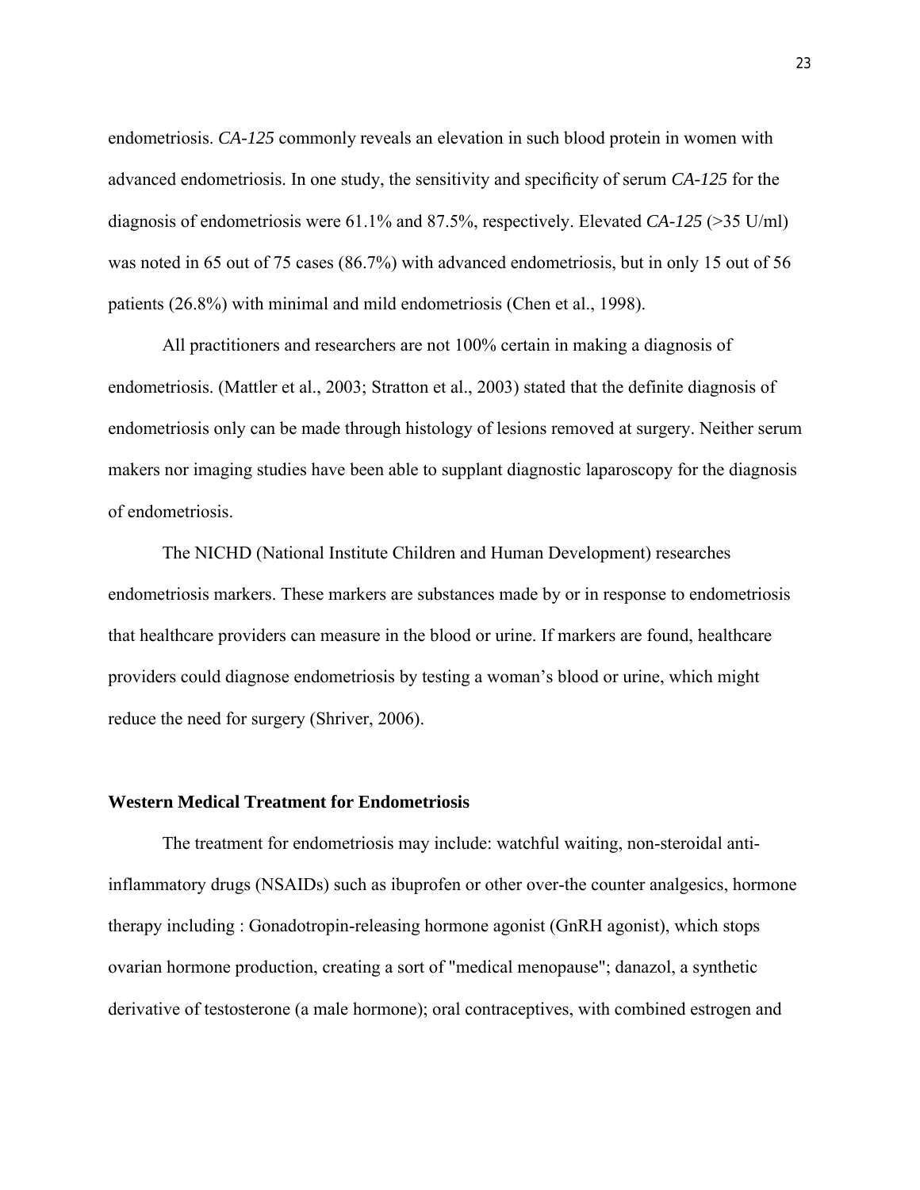endometriosis. *CA-125* commonly reveals an elevation in such blood protein in women with advanced endometriosis. In one study, the sensitivity and specificity of serum *CA-125* for the diagnosis of endometriosis were 61.1% and 87.5%, respectively. Elevated *CA-125* (>35 U/ml) was noted in 65 out of 75 cases (86.7%) with advanced endometriosis, but in only 15 out of 56 patients (26.8%) with minimal and mild endometriosis (Chen et al., 1998).

All practitioners and researchers are not 100% certain in making a diagnosis of endometriosis. (Mattler et al., 2003; Stratton et al., 2003) stated that the definite diagnosis of endometriosis only can be made through histology of lesions removed at surgery. Neither serum makers nor imaging studies have been able to supplant diagnostic laparoscopy for the diagnosis of endometriosis.

The NICHD (National Institute Children and Human Development) researches endometriosis markers. These markers are substances made by or in response to endometriosis that healthcare providers can measure in the blood or urine. If markers are found, healthcare providers could diagnose endometriosis by testing a woman's blood or urine, which might reduce the need for surgery (Shriver, 2006).

### Western Medical Treatment for Endometriosis

The treatment for endometriosis may include: watchful waiting, non-steroidal anti-inflammatory drugs (NSAIDs) such as ibuprofen or other over-the counter analgesics, hormone therapy including : Gonadotropin-releasing hormone agonist (GnRH agonist), which stops ovarian hormone production, creating a sort of "medical menopause"; danazol, a synthetic derivative of testosterone (a male hormone); oral contraceptives, with combined estrogen and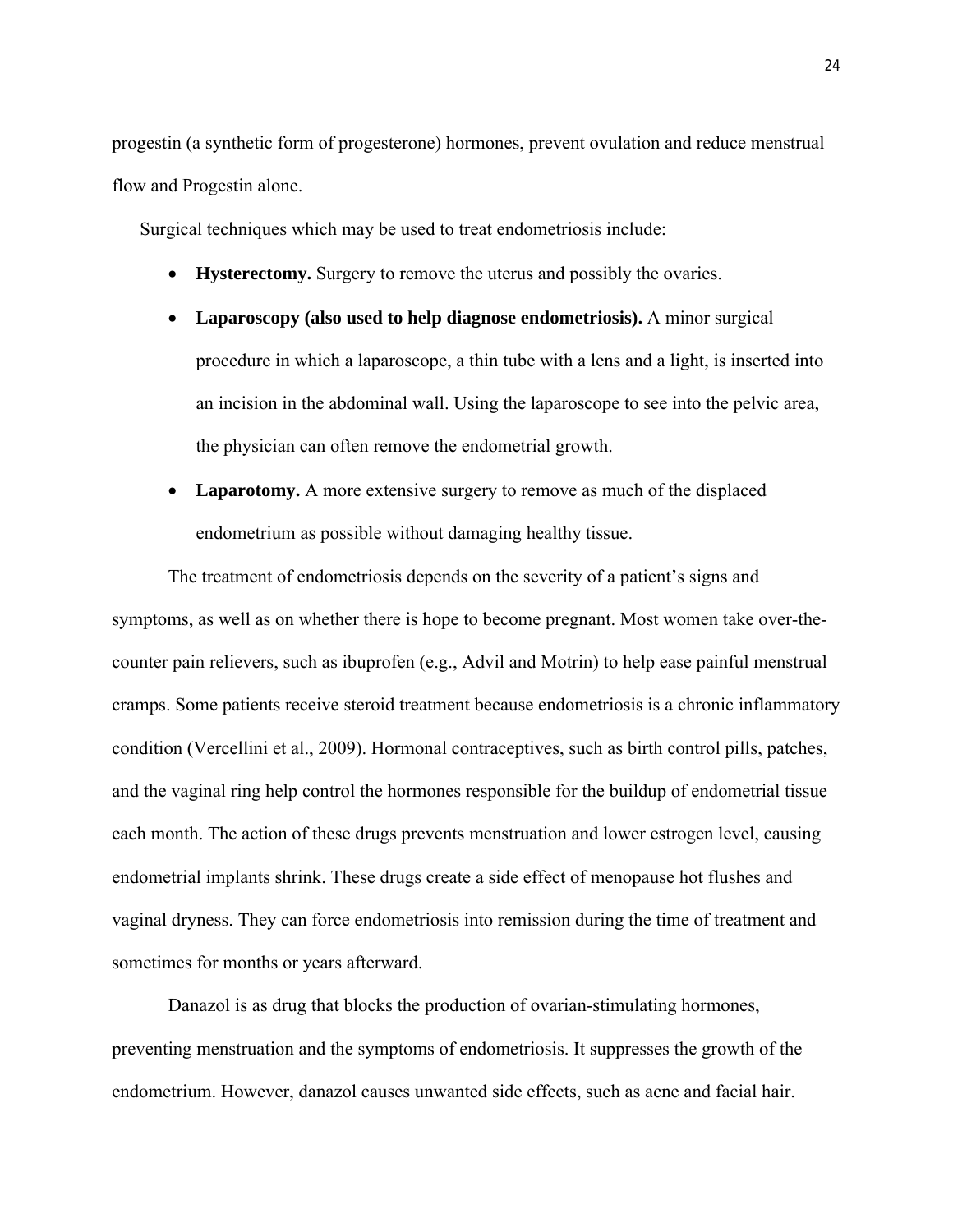progestin (a synthetic form of progesterone) hormones, prevent ovulation and reduce menstrual flow and Progestin alone.

Surgical techniques which may be used to treat endometriosis include:

- **Hysterectomy.** Surgery to remove the uterus and possibly the ovaries.
- **Laparoscopy (also used to help diagnose endometriosis).** A minor surgical procedure in which a laparoscope, a thin tube with a lens and a light, is inserted into an incision in the abdominal wall. Using the laparoscope to see into the pelvic area, the physician can often remove the endometrial growth.
- **Laparotomy.** A more extensive surgery to remove as much of the displaced endometrium as possible without damaging healthy tissue.

The treatment of endometriosis depends on the severity of a patient's signs and symptoms, as well as on whether there is hope to become pregnant. Most women take over-the-counter pain relievers, such as ibuprofen (e.g., Advil and Motrin) to help ease painful menstrual cramps. Some patients receive steroid treatment because endometriosis is a chronic inflammatory condition (Vercellini et al., 2009). Hormonal contraceptives, such as birth control pills, patches, and the vaginal ring help control the hormones responsible for the buildup of endometrial tissue each month. The action of these drugs prevents menstruation and lower estrogen level, causing endometrial implants shrink. These drugs create a side effect of menopause hot flushes and vaginal dryness. They can force endometriosis into remission during the time of treatment and sometimes for months or years afterward.

Danazol is as drug that blocks the production of ovarian-stimulating hormones, preventing menstruation and the symptoms of endometriosis. It suppresses the growth of the endometrium. However, danazol causes unwanted side effects, such as acne and facial hair.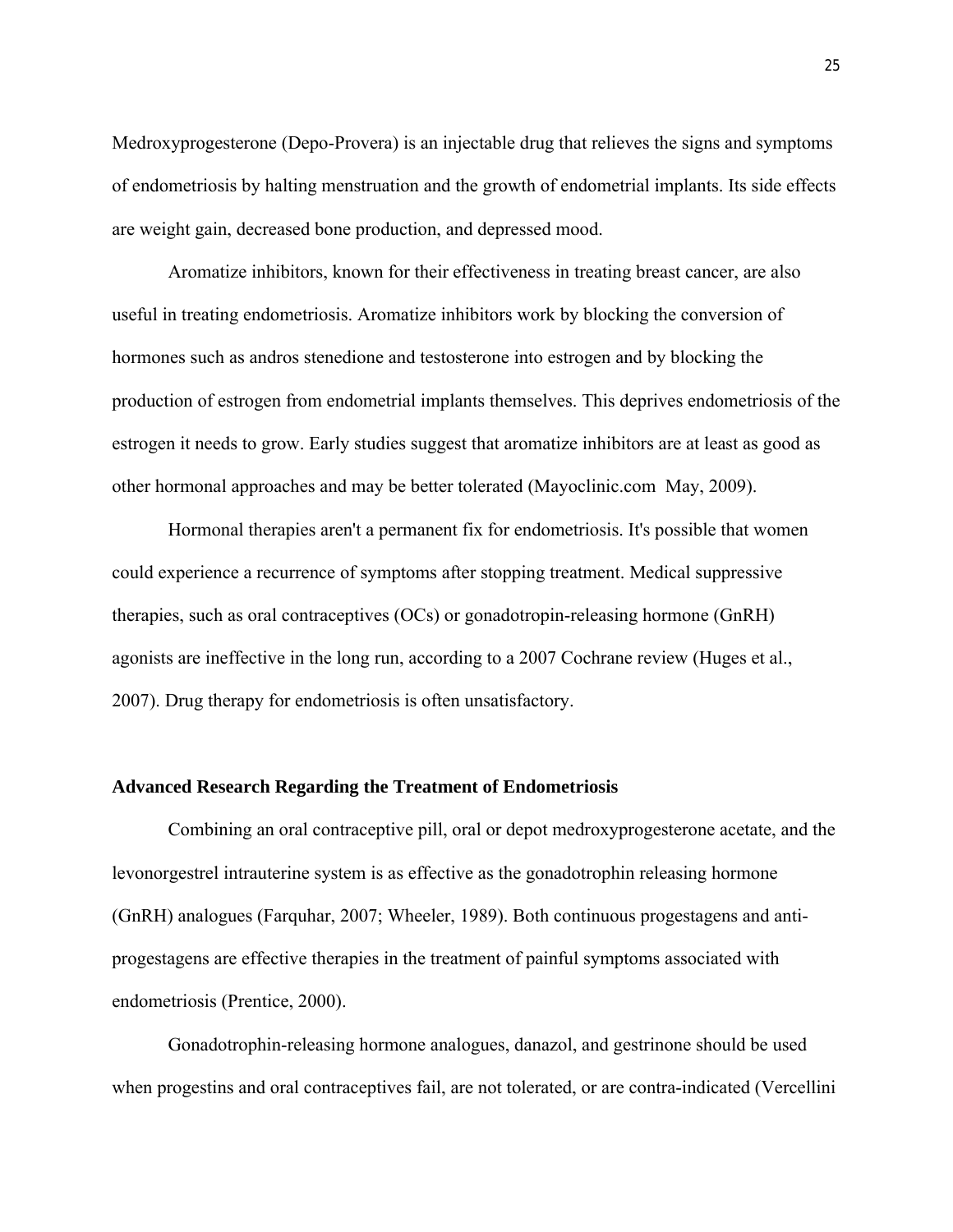Medroxyprogesterone (Depo-Provera) is an injectable drug that relieves the signs and symptoms of endometriosis by halting menstruation and the growth of endometrial implants. Its side effects are weight gain, decreased bone production, and depressed mood.

Aromatize inhibitors, known for their effectiveness in treating breast cancer, are also useful in treating endometriosis. Aromatize inhibitors work by blocking the conversion of hormones such as andros stenedione and testosterone into estrogen and by blocking the production of estrogen from endometrial implants themselves. This deprives endometriosis of the estrogen it needs to grow. Early studies suggest that aromatize inhibitors are at least as good as other hormonal approaches and may be better tolerated (Mayoclinic.com May, 2009).

Hormonal therapies aren't a permanent fix for endometriosis. It's possible that women could experience a recurrence of symptoms after stopping treatment. Medical suppressive therapies, such as oral contraceptives (OCs) or gonadotropin-releasing hormone (GnRH) agonists are ineffective in the long run, according to a 2007 Cochrane review (Huges et al., 2007). Drug therapy for endometriosis is often unsatisfactory.

**Advanced Research Regarding the Treatment of Endometriosis**

Combining an oral contraceptive pill, oral or depot medroxyprogesterone acetate, and the levonorgestrel intrauterine system is as effective as the gonadotrophin releasing hormone (GnRH) analogues (Farquhar, 2007; Wheeler, 1989). Both continuous progestagens and anti-progestagens are effective therapies in the treatment of painful symptoms associated with endometriosis (Prentice, 2000).

Gonadotrophin-releasing hormone analogues, danazol, and gestrinone should be used when progestins and oral contraceptives fail, are not tolerated, or are contra-indicated (Vercellini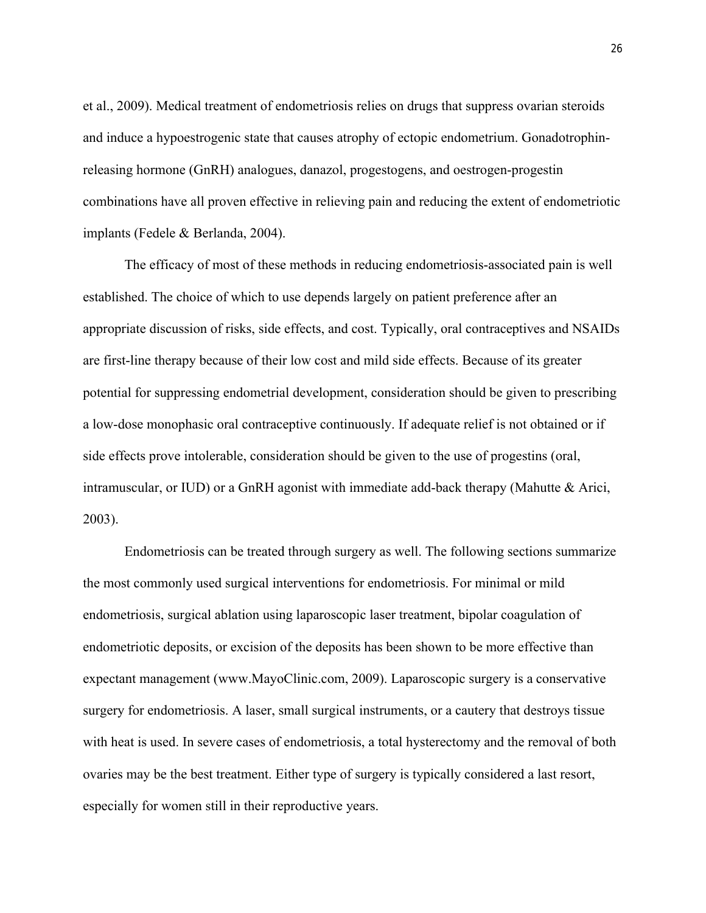et al., 2009). Medical treatment of endometriosis relies on drugs that suppress ovarian steroids and induce a hypoestrogenic state that causes atrophy of ectopic endometrium. Gonadotrophin-releasing hormone (GnRH) analogues, danazol, progestogens, and oestrogen-progestin combinations have all proven effective in relieving pain and reducing the extent of endometriotic implants (Fedele & Berlanda, 2004).

The efficacy of most of these methods in reducing endometriosis-associated pain is well established. The choice of which to use depends largely on patient preference after an appropriate discussion of risks, side effects, and cost. Typically, oral contraceptives and NSAIDs are first-line therapy because of their low cost and mild side effects. Because of its greater potential for suppressing endometrial development, consideration should be given to prescribing a low-dose monophasic oral contraceptive continuously. If adequate relief is not obtained or if side effects prove intolerable, consideration should be given to the use of progestins (oral, intramuscular, or IUD) or a GnRH agonist with immediate add-back therapy (Mahutte & Arici, 2003).

Endometriosis can be treated through surgery as well. The following sections summarize the most commonly used surgical interventions for endometriosis. For minimal or mild endometriosis, surgical ablation using laparoscopic laser treatment, bipolar coagulation of endometriotic deposits, or excision of the deposits has been shown to be more effective than expectant management (www.MayoClinic.com, 2009). Laparoscopic surgery is a conservative surgery for endometriosis. A laser, small surgical instruments, or a cautery that destroys tissue with heat is used. In severe cases of endometriosis, a total hysterectomy and the removal of both ovaries may be the best treatment. Either type of surgery is typically considered a last resort, especially for women still in their reproductive years.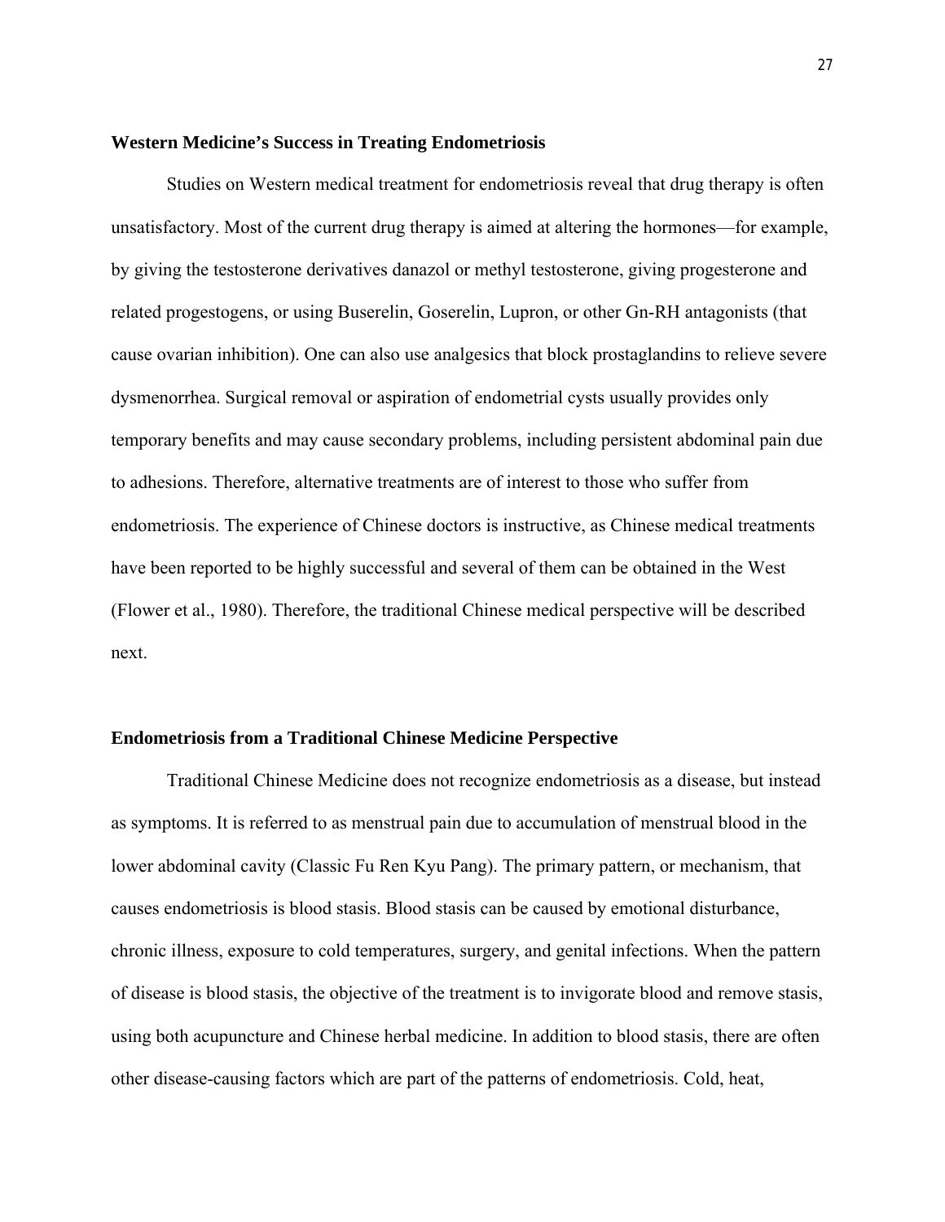**Western Medicine's Success in Treating Endometriosis**

Studies on Western medical treatment for endometriosis reveal that drug therapy is often unsatisfactory. Most of the current drug therapy is aimed at altering the hormones—for example, by giving the testosterone derivatives danazol or methyl testosterone, giving progesterone and related progestogens, or using Buserelin, Goserelin, Lupron, or other Gn-RH antagonists (that cause ovarian inhibition). One can also use analgesics that block prostaglandins to relieve severe dysmenorrhea. Surgical removal or aspiration of endometrial cysts usually provides only temporary benefits and may cause secondary problems, including persistent abdominal pain due to adhesions. Therefore, alternative treatments are of interest to those who suffer from endometriosis. The experience of Chinese doctors is instructive, as Chinese medical treatments have been reported to be highly successful and several of them can be obtained in the West (Flower et al., 1980). Therefore, the traditional Chinese medical perspective will be described next.

**Endometriosis from a Traditional Chinese Medicine Perspective**

Traditional Chinese Medicine does not recognize endometriosis as a disease, but instead as symptoms. It is referred to as menstrual pain due to accumulation of menstrual blood in the lower abdominal cavity (Classic Fu Ren Kyu Pang). The primary pattern, or mechanism, that causes endometriosis is blood stasis. Blood stasis can be caused by emotional disturbance, chronic illness, exposure to cold temperatures, surgery, and genital infections. When the pattern of disease is blood stasis, the objective of the treatment is to invigorate blood and remove stasis, using both acupuncture and Chinese herbal medicine. In addition to blood stasis, there are often other disease-causing factors which are part of the patterns of endometriosis. Cold, heat,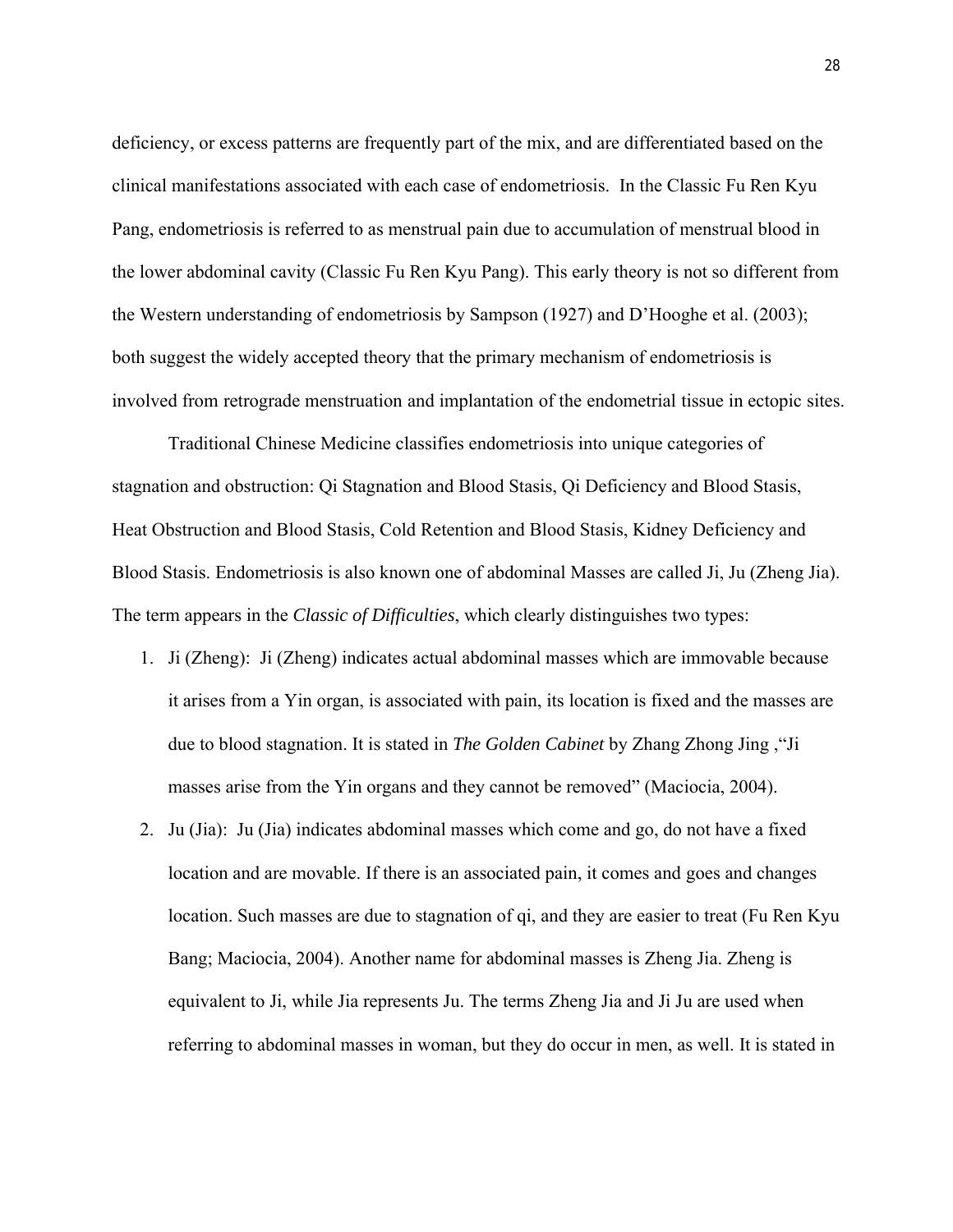deficiency, or excess patterns are frequently part of the mix, and are differentiated based on the clinical manifestations associated with each case of endometriosis. In the Classic Fu Ren Kyu Pang, endometriosis is referred to as menstrual pain due to accumulation of menstrual blood in the lower abdominal cavity (Classic Fu Ren Kyu Pang). This early theory is not so different from the Western understanding of endometriosis by Sampson (1927) and D'Hooghe et al. (2003); both suggest the widely accepted theory that the primary mechanism of endometriosis is involved from retrograde menstruation and implantation of the endometrial tissue in ectopic sites.

Traditional Chinese Medicine classifies endometriosis into unique categories of stagnation and obstruction: Qi Stagnation and Blood Stasis, Qi Deficiency and Blood Stasis, Heat Obstruction and Blood Stasis, Cold Retention and Blood Stasis, Kidney Deficiency and Blood Stasis. Endometriosis is also known one of abdominal Masses are called Ji, Ju (Zheng Jia). The term appears in the *Classic of Difficulties*, which clearly distinguishes two types:

1. Ji (Zheng): Ji (Zheng) indicates actual abdominal masses which are immovable because it arises from a Yin organ, is associated with pain, its location is fixed and the masses are due to blood stagnation. It is stated in *The Golden Cabinet* by Zhang Zhong Jing ,"Ji masses arise from the Yin organs and they cannot be removed" (Maciocia, 2004).
2. Ju (Jia): Ju (Jia) indicates abdominal masses which come and go, do not have a fixed location and are movable. If there is an associated pain, it comes and goes and changes location. Such masses are due to stagnation of qi, and they are easier to treat (Fu Ren Kyu Bang; Maciocia, 2004). Another name for abdominal masses is Zheng Jia. Zheng is equivalent to Ji, while Jia represents Ju. The terms Zheng Jia and Ji Ju are used when referring to abdominal masses in woman, but they do occur in men, as well. It is stated in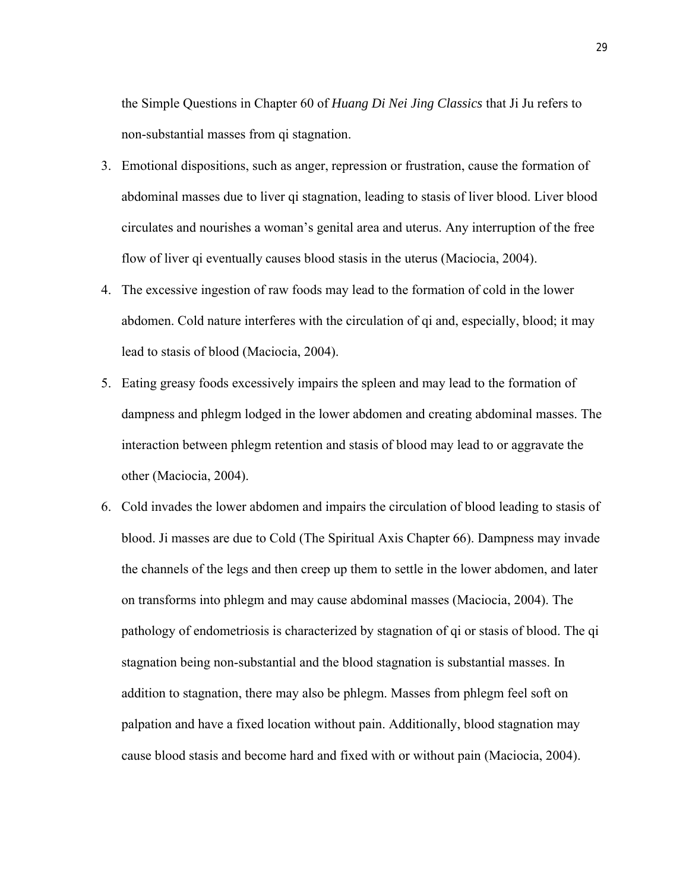the Simple Questions in Chapter 60 of *Huang Di Nei Jing Classics* that Ji Ju refers to non-substantial masses from qi stagnation.

3. Emotional dispositions, such as anger, repression or frustration, cause the formation of abdominal masses due to liver qi stagnation, leading to stasis of liver blood. Liver blood circulates and nourishes a woman's genital area and uterus. Any interruption of the free flow of liver qi eventually causes blood stasis in the uterus (Maciocia, 2004).
4. The excessive ingestion of raw foods may lead to the formation of cold in the lower abdomen. Cold nature interferes with the circulation of qi and, especially, blood; it may lead to stasis of blood (Maciocia, 2004).
5. Eating greasy foods excessively impairs the spleen and may lead to the formation of dampness and phlegm lodged in the lower abdomen and creating abdominal masses. The interaction between phlegm retention and stasis of blood may lead to or aggravate the other (Maciocia, 2004).
6. Cold invades the lower abdomen and impairs the circulation of blood leading to stasis of blood. Ji masses are due to Cold (The Spiritual Axis Chapter 66). Dampness may invade the channels of the legs and then creep up them to settle in the lower abdomen, and later on transforms into phlegm and may cause abdominal masses (Maciocia, 2004). The pathology of endometriosis is characterized by stagnation of qi or stasis of blood. The qi stagnation being non-substantial and the blood stagnation is substantial masses. In addition to stagnation, there may also be phlegm. Masses from phlegm feel soft on palpation and have a fixed location without pain. Additionally, blood stagnation may cause blood stasis and become hard and fixed with or without pain (Maciocia, 2004).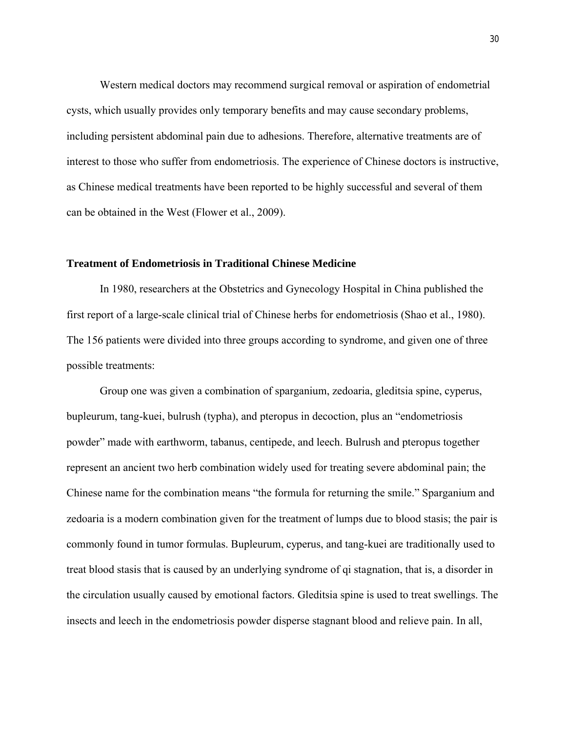Western medical doctors may recommend surgical removal or aspiration of endometrial cysts, which usually provides only temporary benefits and may cause secondary problems, including persistent abdominal pain due to adhesions. Therefore, alternative treatments are of interest to those who suffer from endometriosis. The experience of Chinese doctors is instructive, as Chinese medical treatments have been reported to be highly successful and several of them can be obtained in the West (Flower et al., 2009).

### Treatment of Endometriosis in Traditional Chinese Medicine

In 1980, researchers at the Obstetrics and Gynecology Hospital in China published the first report of a large-scale clinical trial of Chinese herbs for endometriosis (Shao et al., 1980). The 156 patients were divided into three groups according to syndrome, and given one of three possible treatments:

Group one was given a combination of sparganium, zedoaria, gleditsia spine, cyperus, bupleurum, tang-kuei, bulrush (typha), and pteropus in decoction, plus an "endometriosis powder" made with earthworm, tabanus, centipede, and leech. Bulrush and pteropus together represent an ancient two herb combination widely used for treating severe abdominal pain; the Chinese name for the combination means "the formula for returning the smile." Sparganium and zedoaria is a modern combination given for the treatment of lumps due to blood stasis; the pair is commonly found in tumor formulas. Bupleurum, cyperus, and tang-kuei are traditionally used to treat blood stasis that is caused by an underlying syndrome of qi stagnation, that is, a disorder in the circulation usually caused by emotional factors. Gleditsia spine is used to treat swellings. The insects and leech in the endometriosis powder disperse stagnant blood and relieve pain. In all,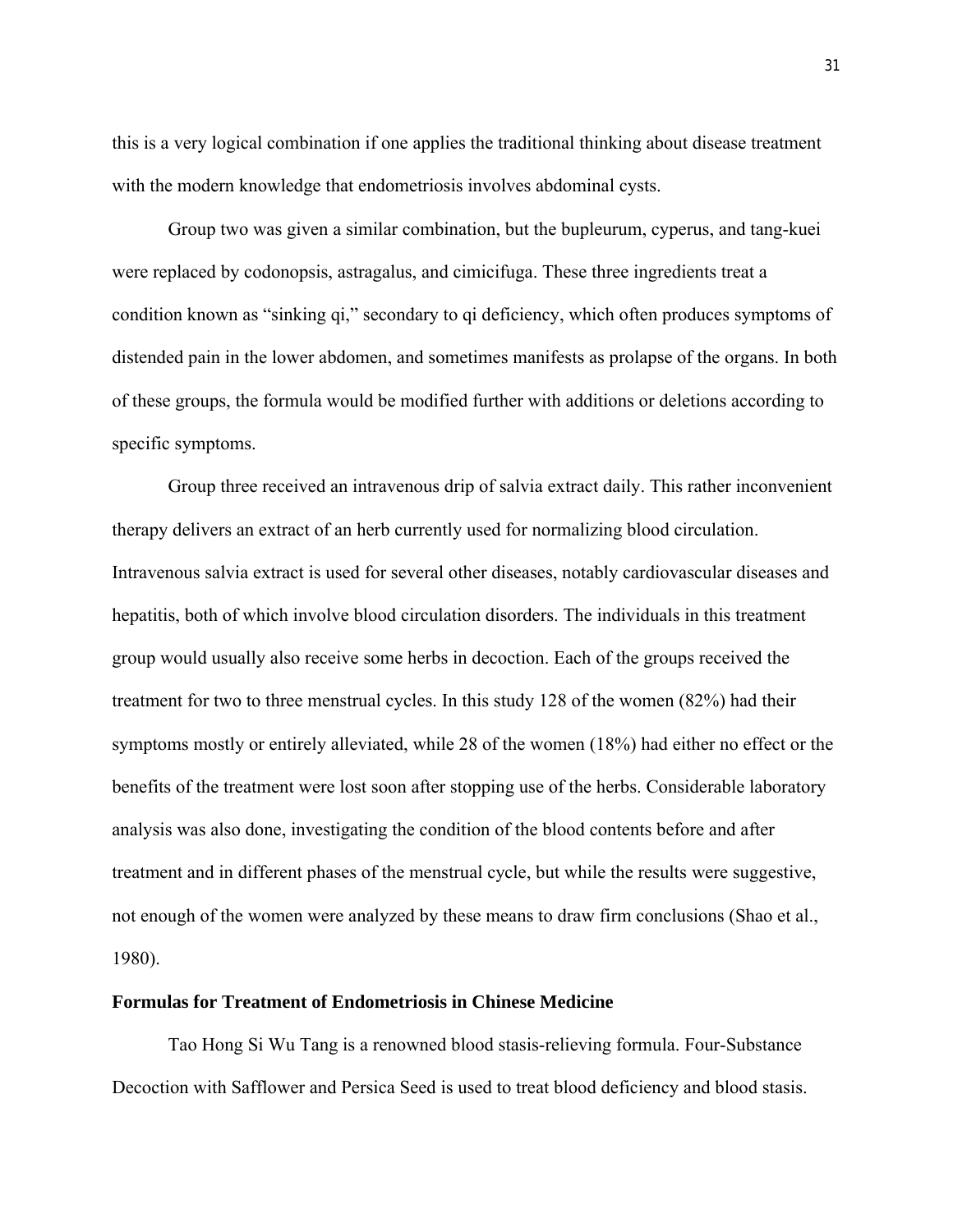this is a very logical combination if one applies the traditional thinking about disease treatment with the modern knowledge that endometriosis involves abdominal cysts.

Group two was given a similar combination, but the bupleurum, cyperus, and tang-kuei were replaced by codonopsis, astragalus, and cimicifuga. These three ingredients treat a condition known as "sinking qi," secondary to qi deficiency, which often produces symptoms of distended pain in the lower abdomen, and sometimes manifests as prolapse of the organs. In both of these groups, the formula would be modified further with additions or deletions according to specific symptoms.

Group three received an intravenous drip of salvia extract daily. This rather inconvenient therapy delivers an extract of an herb currently used for normalizing blood circulation. Intravenous salvia extract is used for several other diseases, notably cardiovascular diseases and hepatitis, both of which involve blood circulation disorders. The individuals in this treatment group would usually also receive some herbs in decoction. Each of the groups received the treatment for two to three menstrual cycles. In this study 128 of the women (82%) had their symptoms mostly or entirely alleviated, while 28 of the women (18%) had either no effect or the benefits of the treatment were lost soon after stopping use of the herbs. Considerable laboratory analysis was also done, investigating the condition of the blood contents before and after treatment and in different phases of the menstrual cycle, but while the results were suggestive, not enough of the women were analyzed by these means to draw firm conclusions (Shao et al., 1980).

**Formulas for Treatment of Endometriosis in Chinese Medicine**

Tao Hong Si Wu Tang is a renowned blood stasis-relieving formula. Four-Substance Decoction with Safflower and Persica Seed is used to treat blood deficiency and blood stasis.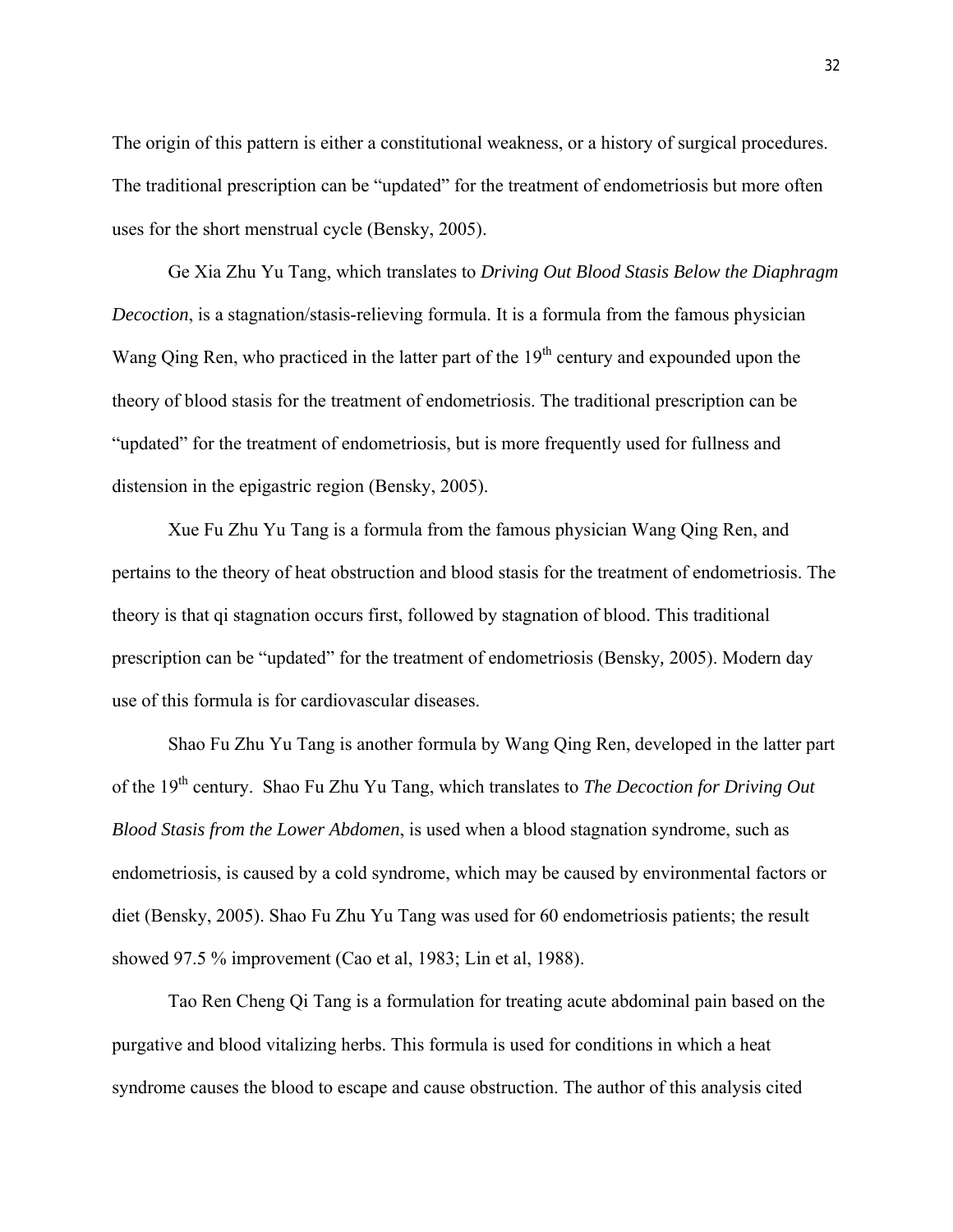The origin of this pattern is either a constitutional weakness, or a history of surgical procedures. The traditional prescription can be "updated" for the treatment of endometriosis but more often uses for the short menstrual cycle (Bensky, 2005).

Ge Xia Zhu Yu Tang, which translates to *Driving Out Blood Stasis Below the Diaphragm Decoction*, is a stagnation/stasis-relieving formula. It is a formula from the famous physician Wang Qing Ren, who practiced in the latter part of the 19th century and expounded upon the theory of blood stasis for the treatment of endometriosis. The traditional prescription can be "updated" for the treatment of endometriosis, but is more frequently used for fullness and distension in the epigastric region (Bensky, 2005).

Xue Fu Zhu Yu Tang is a formula from the famous physician Wang Qing Ren, and pertains to the theory of heat obstruction and blood stasis for the treatment of endometriosis. The theory is that qi stagnation occurs first, followed by stagnation of blood. This traditional prescription can be "updated" for the treatment of endometriosis (Bensky, 2005). Modern day use of this formula is for cardiovascular diseases.

Shao Fu Zhu Yu Tang is another formula by Wang Qing Ren, developed in the latter part of the 19th century. Shao Fu Zhu Yu Tang, which translates to *The Decoction for Driving Out Blood Stasis from the Lower Abdomen*, is used when a blood stagnation syndrome, such as endometriosis, is caused by a cold syndrome, which may be caused by environmental factors or diet (Bensky, 2005). Shao Fu Zhu Yu Tang was used for 60 endometriosis patients; the result showed 97.5 % improvement (Cao et al, 1983; Lin et al, 1988).

Tao Ren Cheng Qi Tang is a formulation for treating acute abdominal pain based on the purgative and blood vitalizing herbs. This formula is used for conditions in which a heat syndrome causes the blood to escape and cause obstruction. The author of this analysis cited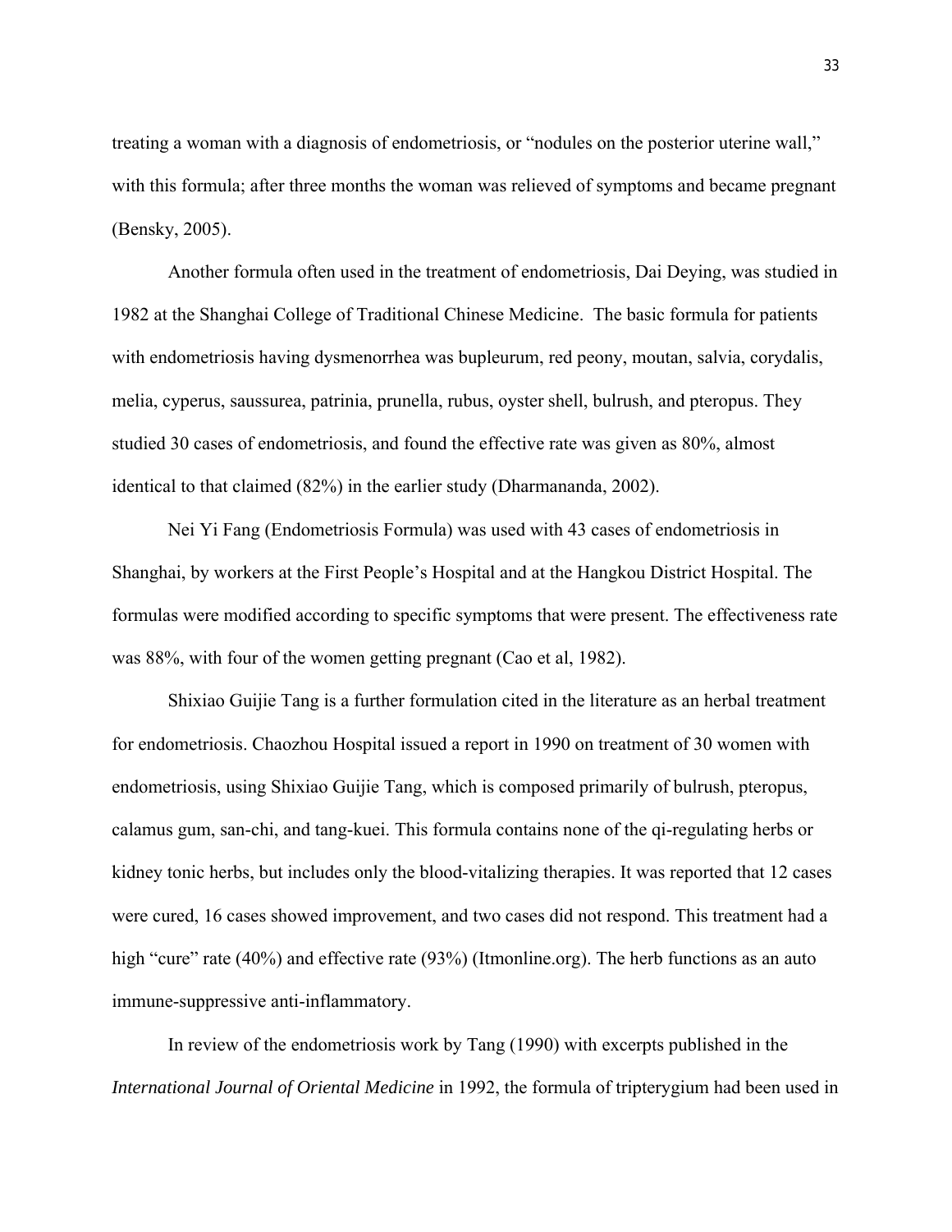treating a woman with a diagnosis of endometriosis, or "nodules on the posterior uterine wall," with this formula; after three months the woman was relieved of symptoms and became pregnant (Bensky, 2005).

Another formula often used in the treatment of endometriosis, Dai Deying, was studied in 1982 at the Shanghai College of Traditional Chinese Medicine. The basic formula for patients with endometriosis having dysmenorrhea was bupleurum, red peony, moutan, salvia, corydalis, melia, cyperus, saussurea, patrinia, prunella, rubus, oyster shell, bulrush, and pteropus. They studied 30 cases of endometriosis, and found the effective rate was given as 80%, almost identical to that claimed (82%) in the earlier study (Dharmananda, 2002).

Nei Yi Fang (Endometriosis Formula) was used with 43 cases of endometriosis in Shanghai, by workers at the First People's Hospital and at the Hangkou District Hospital. The formulas were modified according to specific symptoms that were present. The effectiveness rate was 88%, with four of the women getting pregnant (Cao et al, 1982).

Shixiao Guijie Tang is a further formulation cited in the literature as an herbal treatment for endometriosis. Chaozhou Hospital issued a report in 1990 on treatment of 30 women with endometriosis, using Shixiao Guijie Tang, which is composed primarily of bulrush, pteropus, calamus gum, san-chi, and tang-kuei. This formula contains none of the qi-regulating herbs or kidney tonic herbs, but includes only the blood-vitalizing therapies. It was reported that 12 cases were cured, 16 cases showed improvement, and two cases did not respond. This treatment had a high "cure" rate (40%) and effective rate (93%) (Itmonline.org). The herb functions as an auto immune-suppressive anti-inflammatory.

In review of the endometriosis work by Tang (1990) with excerpts published in the *International Journal of Oriental Medicine* in 1992, the formula of tripterygium had been used in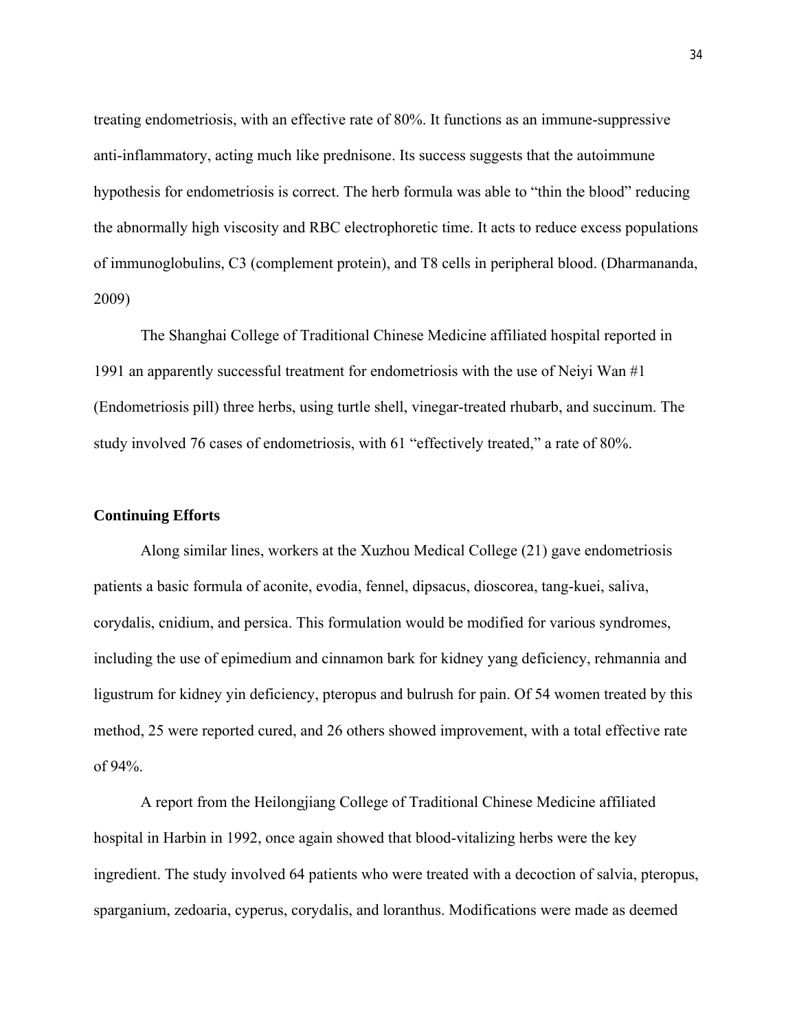treating endometriosis, with an effective rate of 80%. It functions as an immune-suppressive anti-inflammatory, acting much like prednisone. Its success suggests that the autoimmune hypothesis for endometriosis is correct. The herb formula was able to "thin the blood" reducing the abnormally high viscosity and RBC electrophoretic time. It acts to reduce excess populations of immunoglobulins, C3 (complement protein), and T8 cells in peripheral blood. (Dharmananda, 2009)

The Shanghai College of Traditional Chinese Medicine affiliated hospital reported in 1991 an apparently successful treatment for endometriosis with the use of Neiyi Wan #1 (Endometriosis pill) three herbs, using turtle shell, vinegar-treated rhubarb, and succinum. The study involved 76 cases of endometriosis, with 61 "effectively treated," a rate of 80%.

**Continuing Efforts**

Along similar lines, workers at the Xuzhou Medical College (21) gave endometriosis patients a basic formula of aconite, evodia, fennel, dipsacus, dioscorea, tang-kuei, saliva, corydalis, cnidium, and persica. This formulation would be modified for various syndromes, including the use of epimedium and cinnamon bark for kidney yang deficiency, rehmannia and ligustrum for kidney yin deficiency, pteropus and bulrush for pain. Of 54 women treated by this method, 25 were reported cured, and 26 others showed improvement, with a total effective rate of 94%.

A report from the Heilongjiang College of Traditional Chinese Medicine affiliated hospital in Harbin in 1992, once again showed that blood-vitalizing herbs were the key ingredient. The study involved 64 patients who were treated with a decoction of salvia, pteropus, sparganium, zedoaria, cyperus, corydalis, and loranthus. Modifications were made as deemed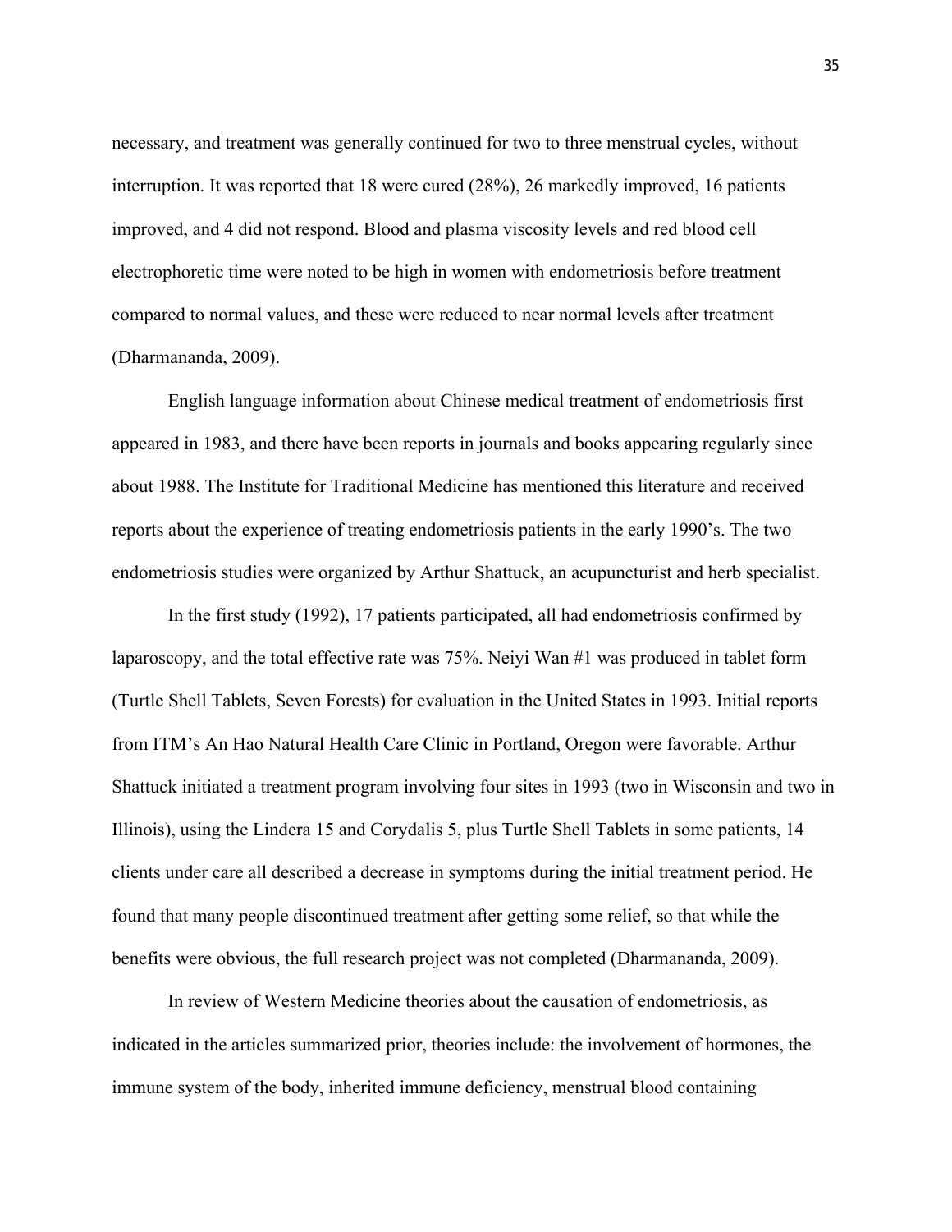necessary, and treatment was generally continued for two to three menstrual cycles, without interruption. It was reported that 18 were cured (28%), 26 markedly improved, 16 patients improved, and 4 did not respond. Blood and plasma viscosity levels and red blood cell electrophoretic time were noted to be high in women with endometriosis before treatment compared to normal values, and these were reduced to near normal levels after treatment (Dharmananda, 2009).

English language information about Chinese medical treatment of endometriosis first appeared in 1983, and there have been reports in journals and books appearing regularly since about 1988. The Institute for Traditional Medicine has mentioned this literature and received reports about the experience of treating endometriosis patients in the early 1990's. The two endometriosis studies were organized by Arthur Shattuck, an acupuncturist and herb specialist.

In the first study (1992), 17 patients participated, all had endometriosis confirmed by laparoscopy, and the total effective rate was 75%. Neiyi Wan #1 was produced in tablet form (Turtle Shell Tablets, Seven Forests) for evaluation in the United States in 1993. Initial reports from ITM's An Hao Natural Health Care Clinic in Portland, Oregon were favorable. Arthur Shattuck initiated a treatment program involving four sites in 1993 (two in Wisconsin and two in Illinois), using the Lindera 15 and Corydalis 5, plus Turtle Shell Tablets in some patients, 14 clients under care all described a decrease in symptoms during the initial treatment period. He found that many people discontinued treatment after getting some relief, so that while the benefits were obvious, the full research project was not completed (Dharmananda, 2009).

In review of Western Medicine theories about the causation of endometriosis, as indicated in the articles summarized prior, theories include: the involvement of hormones, the immune system of the body, inherited immune deficiency, menstrual blood containing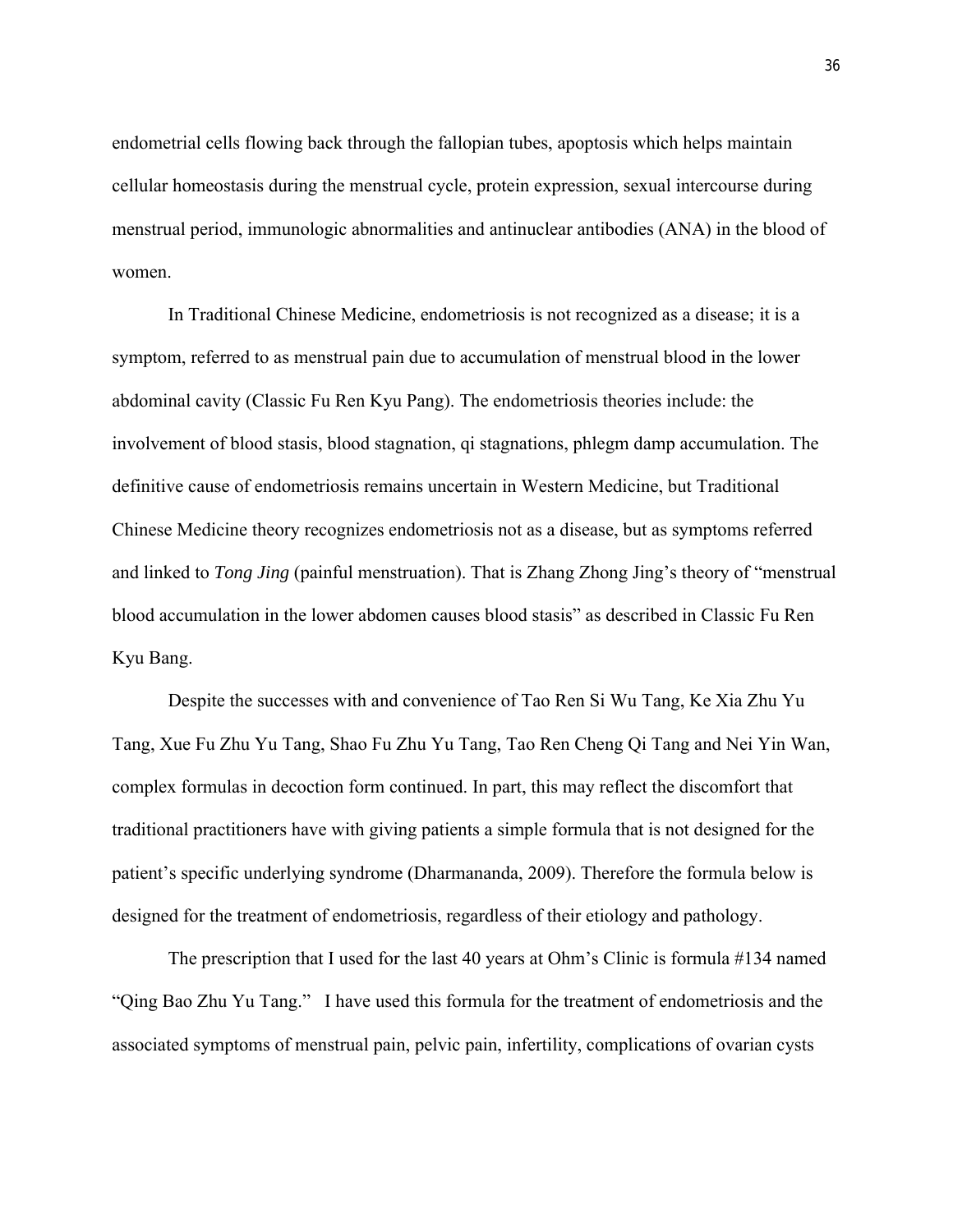endometrial cells flowing back through the fallopian tubes, apoptosis which helps maintain cellular homeostasis during the menstrual cycle, protein expression, sexual intercourse during menstrual period, immunologic abnormalities and antinuclear antibodies (ANA) in the blood of women.

In Traditional Chinese Medicine, endometriosis is not recognized as a disease; it is a symptom, referred to as menstrual pain due to accumulation of menstrual blood in the lower abdominal cavity (Classic Fu Ren Kyu Pang). The endometriosis theories include: the involvement of blood stasis, blood stagnation, qi stagnations, phlegm damp accumulation. The definitive cause of endometriosis remains uncertain in Western Medicine, but Traditional Chinese Medicine theory recognizes endometriosis not as a disease, but as symptoms referred and linked to *Tong Jing* (painful menstruation). That is Zhang Zhong Jing's theory of "menstrual blood accumulation in the lower abdomen causes blood stasis" as described in Classic Fu Ren Kyu Bang.

Despite the successes with and convenience of Tao Ren Si Wu Tang, Ke Xia Zhu Yu Tang, Xue Fu Zhu Yu Tang, Shao Fu Zhu Yu Tang, Tao Ren Cheng Qi Tang and Nei Yin Wan, complex formulas in decoction form continued. In part, this may reflect the discomfort that traditional practitioners have with giving patients a simple formula that is not designed for the patient's specific underlying syndrome (Dharmananda, 2009). Therefore the formula below is designed for the treatment of endometriosis, regardless of their etiology and pathology.

The prescription that I used for the last 40 years at Ohm's Clinic is formula #134 named "Qing Bao Zhu Yu Tang." I have used this formula for the treatment of endometriosis and the associated symptoms of menstrual pain, pelvic pain, infertility, complications of ovarian cysts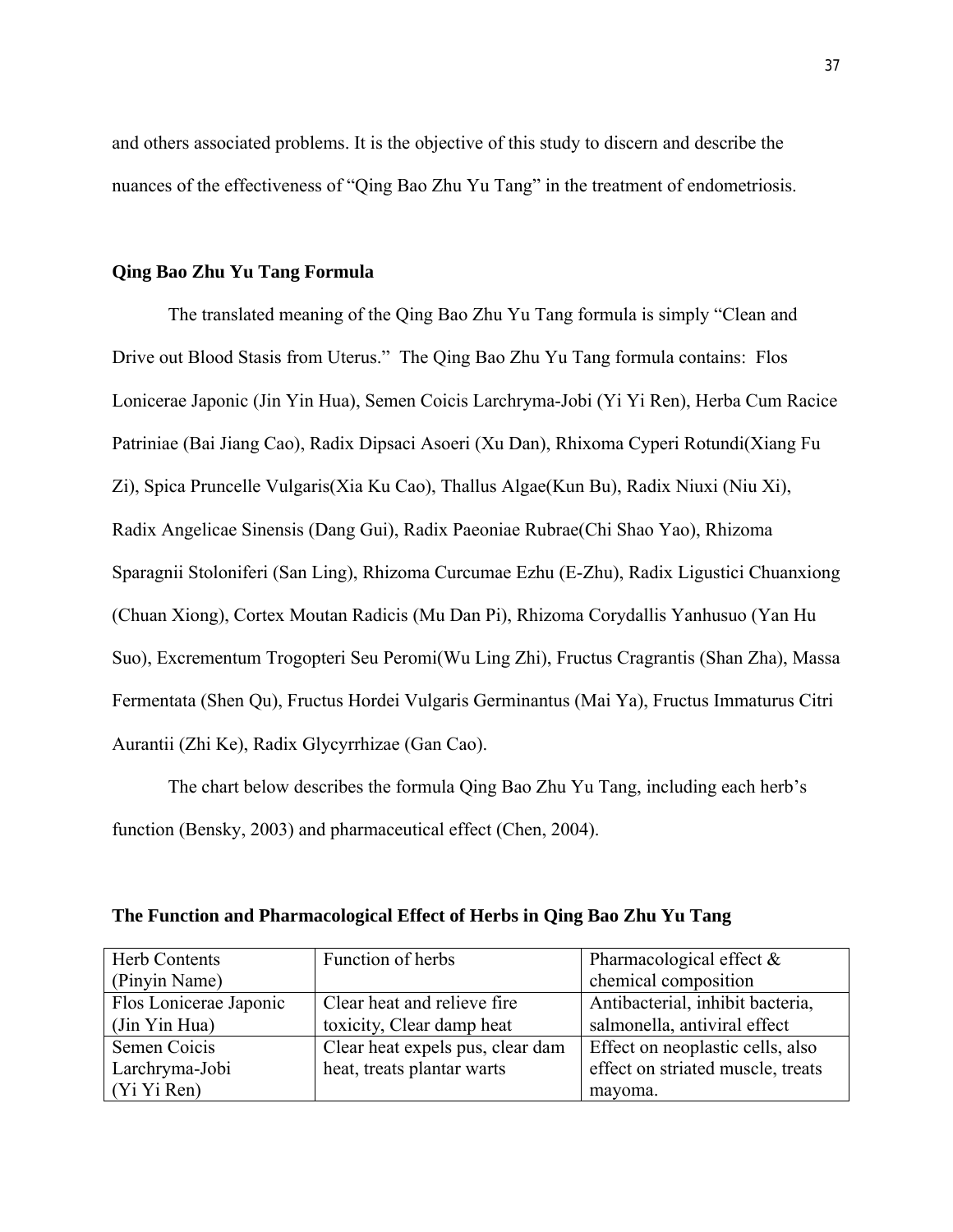and others associated problems. It is the objective of this study to discern and describe the nuances of the effectiveness of "Qing Bao Zhu Yu Tang" in the treatment of endometriosis.

## Qing Bao Zhu Yu Tang Formula

The translated meaning of the Qing Bao Zhu Yu Tang formula is simply "Clean and Drive out Blood Stasis from Uterus." The Qing Bao Zhu Yu Tang formula contains: Flos Lonicerae Japonic (Jin Yin Hua), Semen Coicis Larchryma-Jobi (Yi Yi Ren), Herba Cum Racice Patriniae (Bai Jiang Cao), Radix Dipsaci Asoeri (Xu Dan), Rhixoma Cyperi Rotundi(Xiang Fu Zi), Spica Pruncelle Vulgaris(Xia Ku Cao), Thallus Algae(Kun Bu), Radix Niuxi (Niu Xi), Radix Angelicae Sinensis (Dang Gui), Radix Paeoniae Rubrae(Chi Shao Yao), Rhizoma Sparagnii Stoloniferi (San Ling), Rhizoma Curcumae Ezhu (E-Zhu), Radix Ligustici Chuanxiong (Chuan Xiong), Cortex Moutan Radicis (Mu Dan Pi), Rhizoma Corydallis Yanhusuo (Yan Hu Suo), Excrementum Trogopteri Seu Peromi(Wu Ling Zhi), Fructus Cragrantis (Shan Zha), Massa Fermentata (Shen Qu), Fructus Hordei Vulgaris Germinantus (Mai Ya), Fructus Immaturus Citri Aurantii (Zhi Ke), Radix Glycyrrhizae (Gan Cao).

The chart below describes the formula Qing Bao Zhu Yu Tang, including each herb's function (Bensky, 2003) and pharmaceutical effect (Chen, 2004).

**The Function and Pharmacological Effect of Herbs in Qing Bao Zhu Yu Tang**

| Herb Contents (Pinyin Name) | Function of herbs | Pharmacological effect & chemical composition |
|---|---|---|
| Flos Lonicerae Japonic (Jin Yin Hua) | Clear heat and relieve fire toxicity, Clear damp heat | Antibacterial, inhibit bacteria, salmonella, antiviral effect |
| Semen Coicis Larchryma-Jobi (Yi Yi Ren) | Clear heat expels pus, clear dam heat, treats plantar warts | Effect on neoplastic cells, also effect on striated muscle, treats mayoma. |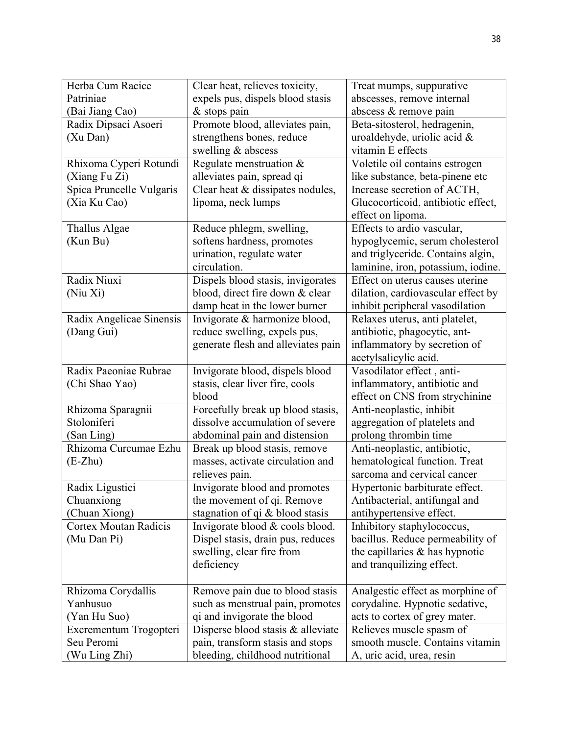| Herba Cum Racice Patriniae (Bai Jiang Cao) | Clear heat, relieves toxicity, expels pus, dispels blood stasis & stops pain | Treat mumps, suppurative abscesses, remove internal abscess & remove pain |
|---|---|---|
| Radix Dipsaci Asoeri (Xu Dan) | Promote blood, alleviates pain, strengthens bones, reduce swelling & abscess | Beta-sitosterol, hedragenin, uroaldehyde, uriolic acid & vitamin E effects |
| Rhixoma Cyperi Rotundi (Xiang Fu Zi) | Regulate menstruation & alleviates pain, spread qi | Voletile oil contains estrogen like substance, beta-pinene etc |
| Spica Pruncelle Vulgaris (Xia Ku Cao) | Clear heat & dissipates nodules, lipoma, neck lumps | Increase secretion of ACTH, Glucocorticoid, antibiotic effect, effect on lipoma. |
| Thallus Algae (Kun Bu) | Reduce phlegm, swelling, softens hardness, promotes urination, regulate water circulation. | Effects to ardio vascular, hypoglycemic, serum cholesterol and triglyceride. Contains algin, laminine, iron, potassium, iodine. |
| Radix Niuxi (Niu Xi) | Dispels blood stasis, invigorates blood, direct fire down & clear damp heat in the lower burner | Effect on uterus causes uterine dilation, cardiovascular effect by inhibit peripheral vasodilation |
| Radix Angelicae Sinensis (Dang Gui) | Invigorate & harmonize blood, reduce swelling, expels pus, generate flesh and alleviates pain | Relaxes uterus, anti platelet, antibiotic, phagocytic, ant-inflammatory by secretion of acetylsalicylic acid. |
| Radix Paeoniae Rubrae (Chi Shao Yao) | Invigorate blood, dispels blood stasis, clear liver fire, cools blood | Vasodilator effect , anti-inflammatory, antibiotic and effect on CNS from strychinine |
| Rhizoma Sparagnii Stoloniferi (San Ling) | Forcefully break up blood stasis, dissolve accumulation of severe abdominal pain and distension | Anti-neoplastic, inhibit aggregation of platelets and prolong thrombin time |
| Rhizoma Curcumae Ezhu (E-Zhu) | Break up blood stasis, remove masses, activate circulation and relieves pain. | Anti-neoplastic, antibiotic, hematological function. Treat sarcoma and cervical cancer |
| Radix Ligustici Chuanxiong (Chuan Xiong) | Invigorate blood and promotes the movement of qi. Remove stagnation of qi & blood stasis | Hypertonic barbiturate effect. Antibacterial, antifungal and antihypertensive effect. |
| Cortex Moutan Radicis (Mu Dan Pi) | Invigorate blood & cools blood. Dispel stasis, drain pus, reduces swelling, clear fire from deficiency | Inhibitory staphylococcus, bacillus. Reduce permeability of the capillaries & has hypnotic and tranquilizing effect. |
| Rhizoma Corydallis Yanhusuo (Yan Hu Suo) | Remove pain due to blood stasis such as menstrual pain, promotes qi and invigorate the blood | Analgestic effect as morphine of corydaline. Hypnotic sedative, acts to cortex of grey mater. |
| Excrementum Trogopteri Seu Peromi (Wu Ling Zhi) | Disperse blood stasis & alleviate pain, transform stasis and stops bleeding, childhood nutritional | Relieves muscle spasm of smooth muscle. Contains vitamin A, uric acid, urea, resin |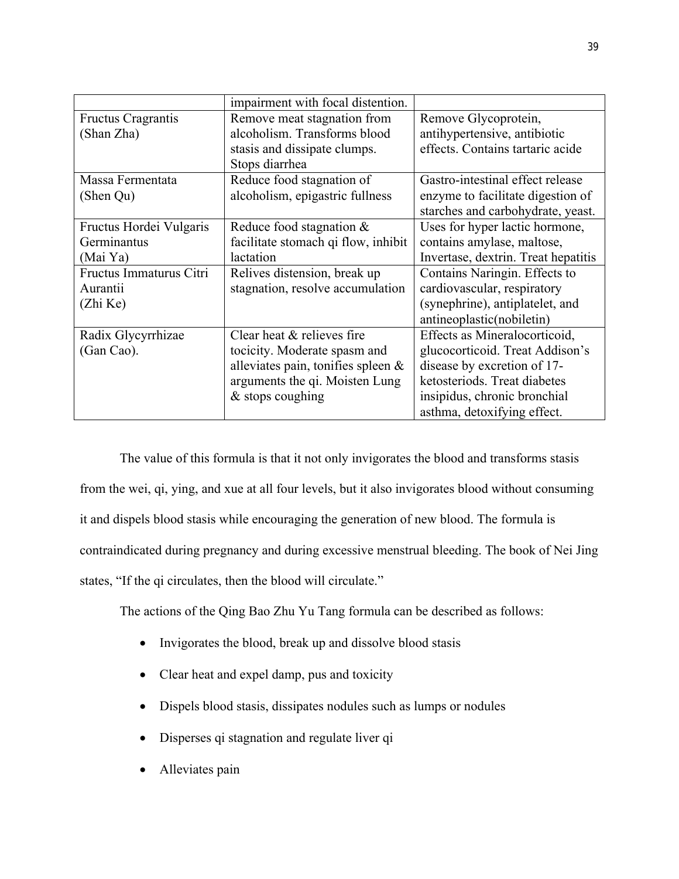| | | |
|---|---|---|
| | impairment with focal distention. | |
| Fructus Cragrantis (Shan Zha) | Remove meat stagnation from alcoholism. Transforms blood stasis and dissipate clumps. Stops diarrhea | Remove Glycoprotein, antihypertensive, antibiotic effects. Contains tartaric acide |
| Massa Fermentata (Shen Qu) | Reduce food stagnation of alcoholism, epigastric fullness | Gastro-intestinal effect release enzyme to facilitate digestion of starches and carbohydrate, yeast. |
| Fructus Hordei Vulgaris Germinantus (Mai Ya) | Reduce food stagnation & facilitate stomach qi flow, inhibit lactation | Uses for hyper lactic hormone, contains amylase, maltose, Invertase, dextrin. Treat hepatitis |
| Fructus Immaturus Citri Aurantii (Zhi Ke) | Relives distension, break up stagnation, resolve accumulation | Contains Naringin. Effects to cardiovascular, respiratory (synephrine), antiplatelet, and antineoplastic(nobiletin) |
| Radix Glycyrrhizae (Gan Cao). | Clear heat & relieves fire tocicity. Moderate spasm and alleviates pain, tonifies spleen & arguments the qi. Moisten Lung & stops coughing | Effects as Mineralocorticoid, glucocorticoid. Treat Addison's disease by excretion of 17-ketosteriods. Treat diabetes insipidus, chronic bronchial asthma, detoxifying effect. |

The value of this formula is that it not only invigorates the blood and transforms stasis from the wei, qi, ying, and xue at all four levels, but it also invigorates blood without consuming it and dispels blood stasis while encouraging the generation of new blood. The formula is contraindicated during pregnancy and during excessive menstrual bleeding. The book of Nei Jing states, "If the qi circulates, then the blood will circulate."

The actions of the Qing Bao Zhu Yu Tang formula can be described as follows:

- Invigorates the blood, break up and dissolve blood stasis
- Clear heat and expel damp, pus and toxicity
- Dispels blood stasis, dissipates nodules such as lumps or nodules
- Disperses qi stagnation and regulate liver qi
- Alleviates pain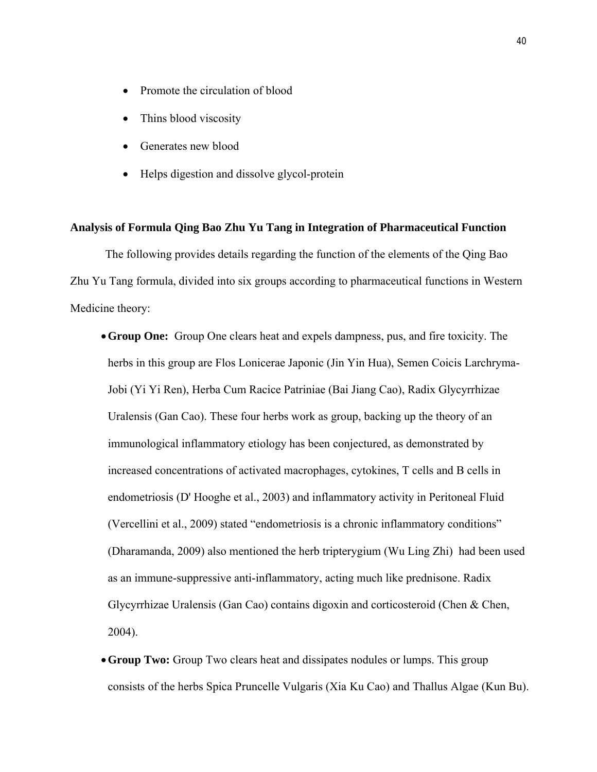- Promote the circulation of blood
- Thins blood viscosity
- Generates new blood
- Helps digestion and dissolve glycol-protein

**Analysis of Formula Qing Bao Zhu Yu Tang in Integration of Pharmaceutical Function**

The following provides details regarding the function of the elements of the Qing Bao Zhu Yu Tang formula, divided into six groups according to pharmaceutical functions in Western Medicine theory:

- **Group One:** Group One clears heat and expels dampness, pus, and fire toxicity. The herbs in this group are Flos Lonicerae Japonic (Jin Yin Hua), Semen Coicis Larchryma-Jobi (Yi Yi Ren), Herba Cum Racice Patriniae (Bai Jiang Cao), Radix Glycyrrhizae Uralensis (Gan Cao). These four herbs work as group, backing up the theory of an immunological inflammatory etiology has been conjectured, as demonstrated by increased concentrations of activated macrophages, cytokines, T cells and B cells in endometriosis (D' Hooghe et al., 2003) and inflammatory activity in Peritoneal Fluid (Vercellini et al., 2009) stated "endometriosis is a chronic inflammatory conditions" (Dharamanda, 2009) also mentioned the herb tripterygium (Wu Ling Zhi) had been used as an immune-suppressive anti-inflammatory, acting much like prednisone. Radix Glycyrrhizae Uralensis (Gan Cao) contains digoxin and corticosteroid (Chen & Chen, 2004).
- **Group Two:** Group Two clears heat and dissipates nodules or lumps. This group consists of the herbs Spica Pruncelle Vulgaris (Xia Ku Cao) and Thallus Algae (Kun Bu).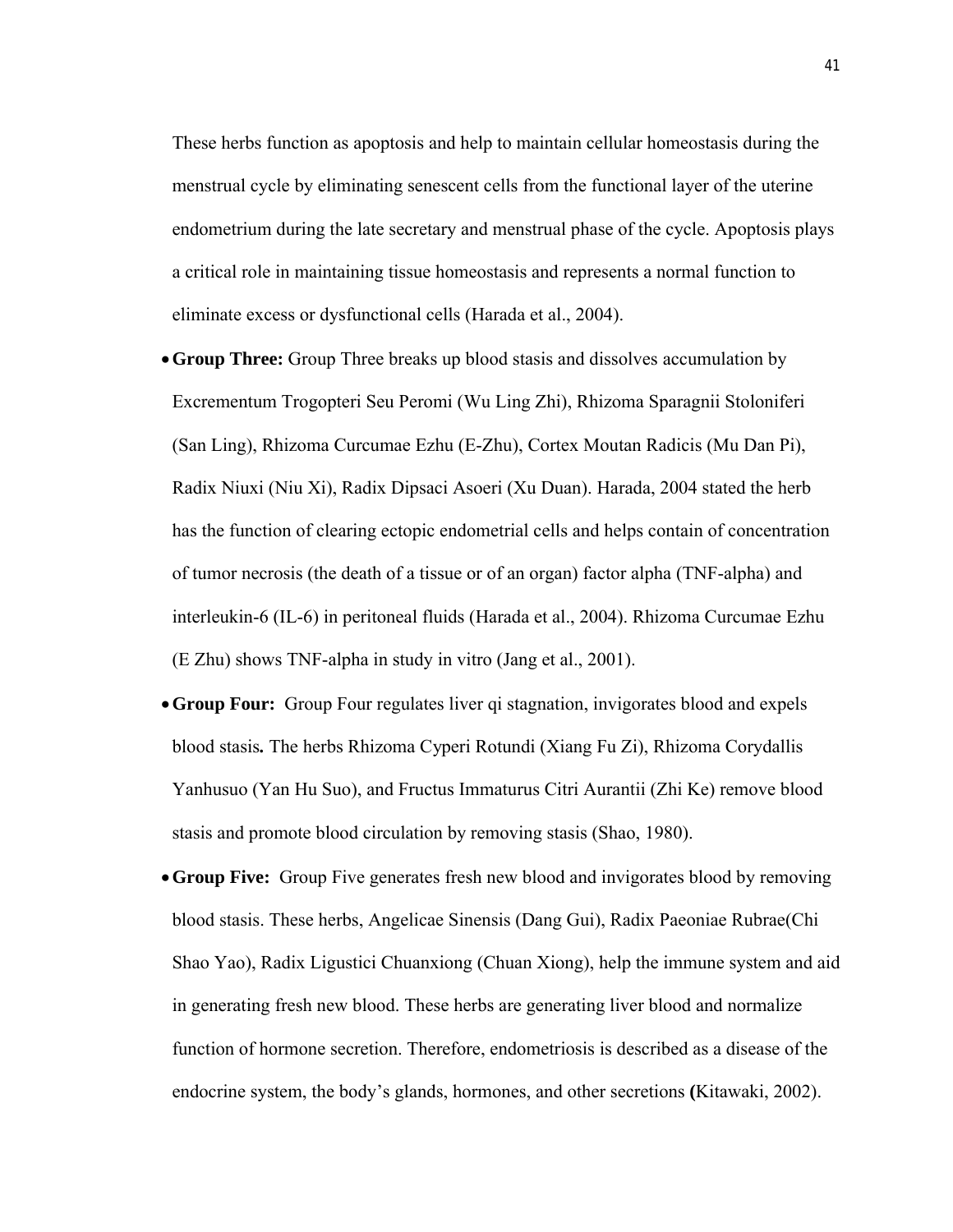These herbs function as apoptosis and help to maintain cellular homeostasis during the menstrual cycle by eliminating senescent cells from the functional layer of the uterine endometrium during the late secretary and menstrual phase of the cycle. Apoptosis plays a critical role in maintaining tissue homeostasis and represents a normal function to eliminate excess or dysfunctional cells (Harada et al., 2004).

- **Group Three:** Group Three breaks up blood stasis and dissolves accumulation by Excrementum Trogopteri Seu Peromi (Wu Ling Zhi), Rhizoma Sparagnii Stoloniferi (San Ling), Rhizoma Curcumae Ezhu (E-Zhu), Cortex Moutan Radicis (Mu Dan Pi), Radix Niuxi (Niu Xi), Radix Dipsaci Asoeri (Xu Duan). Harada, 2004 stated the herb has the function of clearing ectopic endometrial cells and helps contain of concentration of tumor necrosis (the death of a tissue or of an organ) factor alpha (TNF-alpha) and interleukin-6 (IL-6) in peritoneal fluids (Harada et al., 2004). Rhizoma Curcumae Ezhu (E Zhu) shows TNF-alpha in study in vitro (Jang et al., 2001).
- **Group Four:** Group Four regulates liver qi stagnation, invigorates blood and expels blood stasis**.** The herbs Rhizoma Cyperi Rotundi (Xiang Fu Zi), Rhizoma Corydallis Yanhusuo (Yan Hu Suo), and Fructus Immaturus Citri Aurantii (Zhi Ke) remove blood stasis and promote blood circulation by removing stasis (Shao, 1980).
- **Group Five:** Group Five generates fresh new blood and invigorates blood by removing blood stasis. These herbs, Angelicae Sinensis (Dang Gui), Radix Paeoniae Rubrae(Chi Shao Yao), Radix Ligustici Chuanxiong (Chuan Xiong), help the immune system and aid in generating fresh new blood. These herbs are generating liver blood and normalize function of hormone secretion. Therefore, endometriosis is described as a disease of the endocrine system, the body's glands, hormones, and other secretions **(**Kitawaki, 2002).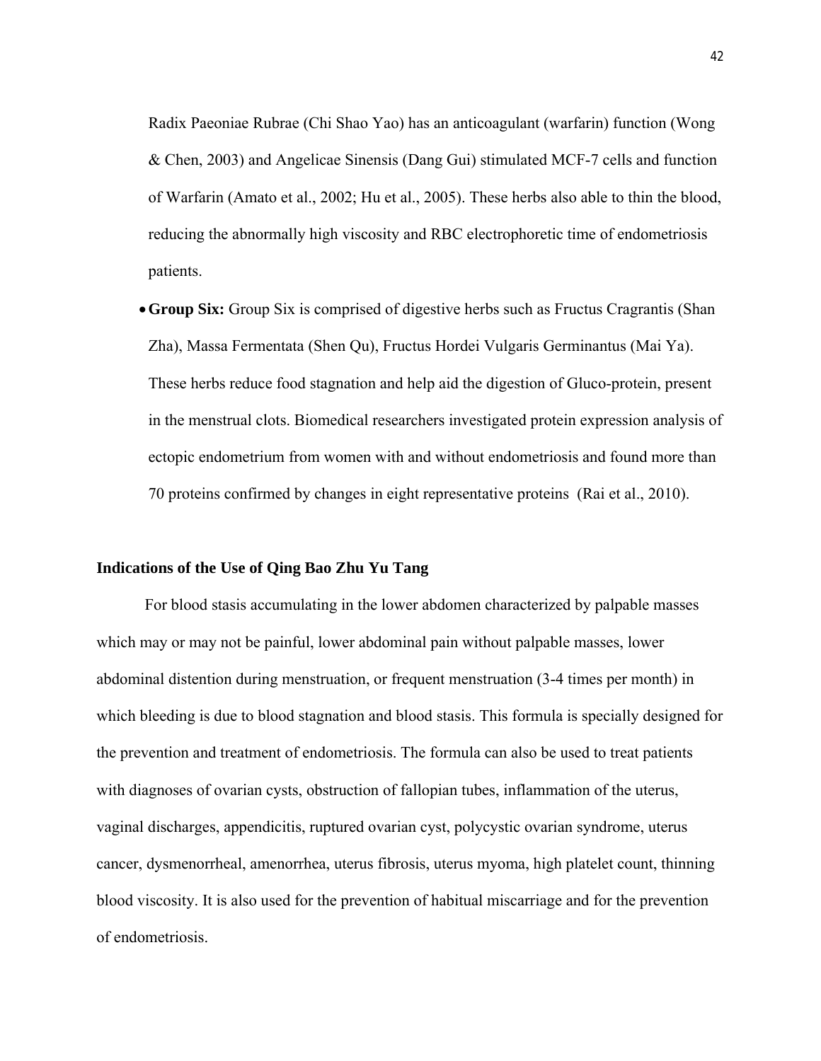Radix Paeoniae Rubrae (Chi Shao Yao) has an anticoagulant (warfarin) function (Wong & Chen, 2003) and Angelicae Sinensis (Dang Gui) stimulated MCF-7 cells and function of Warfarin (Amato et al., 2002; Hu et al., 2005). These herbs also able to thin the blood, reducing the abnormally high viscosity and RBC electrophoretic time of endometriosis patients.

- **Group Six:** Group Six is comprised of digestive herbs such as Fructus Cragrantis (Shan Zha), Massa Fermentata (Shen Qu), Fructus Hordei Vulgaris Germinantus (Mai Ya). These herbs reduce food stagnation and help aid the digestion of Gluco-protein, present in the menstrual clots. Biomedical researchers investigated protein expression analysis of ectopic endometrium from women with and without endometriosis and found more than 70 proteins confirmed by changes in eight representative proteins (Rai et al., 2010).

### Indications of the Use of Qing Bao Zhu Yu Tang

For blood stasis accumulating in the lower abdomen characterized by palpable masses which may or may not be painful, lower abdominal pain without palpable masses, lower abdominal distention during menstruation, or frequent menstruation (3-4 times per month) in which bleeding is due to blood stagnation and blood stasis. This formula is specially designed for the prevention and treatment of endometriosis. The formula can also be used to treat patients with diagnoses of ovarian cysts, obstruction of fallopian tubes, inflammation of the uterus, vaginal discharges, appendicitis, ruptured ovarian cyst, polycystic ovarian syndrome, uterus cancer, dysmenorrheal, amenorrhea, uterus fibrosis, uterus myoma, high platelet count, thinning blood viscosity. It is also used for the prevention of habitual miscarriage and for the prevention of endometriosis.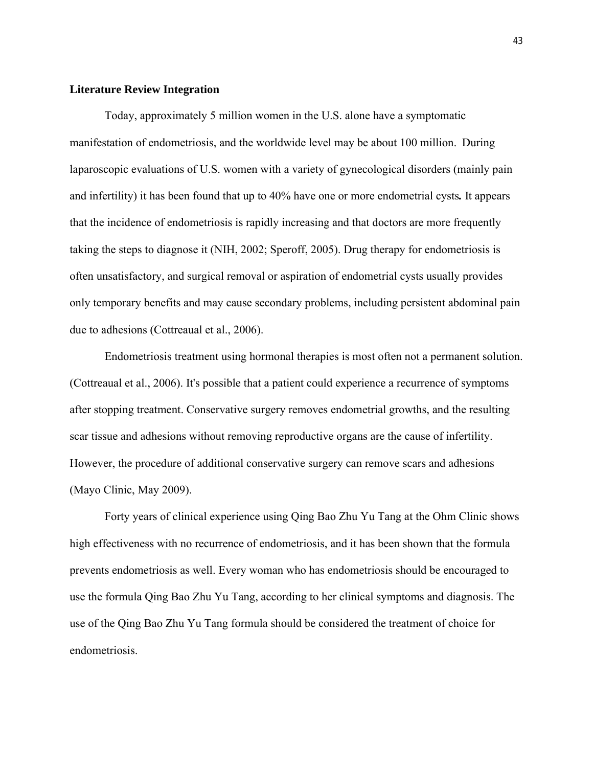**Literature Review Integration**

Today, approximately 5 million women in the U.S. alone have a symptomatic manifestation of endometriosis, and the worldwide level may be about 100 million. During laparoscopic evaluations of U.S. women with a variety of gynecological disorders (mainly pain and infertility) it has been found that up to 40% have one or more endometrial cysts**.** It appears that the incidence of endometriosis is rapidly increasing and that doctors are more frequently taking the steps to diagnose it (NIH, 2002; Speroff, 2005). Drug therapy for endometriosis is often unsatisfactory, and surgical removal or aspiration of endometrial cysts usually provides only temporary benefits and may cause secondary problems, including persistent abdominal pain due to adhesions (Cottreaual et al., 2006).

Endometriosis treatment using hormonal therapies is most often not a permanent solution. (Cottreaual et al., 2006). It's possible that a patient could experience a recurrence of symptoms after stopping treatment. Conservative surgery removes endometrial growths, and the resulting scar tissue and adhesions without removing reproductive organs are the cause of infertility. However, the procedure of additional conservative surgery can remove scars and adhesions (Mayo Clinic, May 2009).

Forty years of clinical experience using Qing Bao Zhu Yu Tang at the Ohm Clinic shows high effectiveness with no recurrence of endometriosis, and it has been shown that the formula prevents endometriosis as well. Every woman who has endometriosis should be encouraged to use the formula Qing Bao Zhu Yu Tang, according to her clinical symptoms and diagnosis. The use of the Qing Bao Zhu Yu Tang formula should be considered the treatment of choice for endometriosis.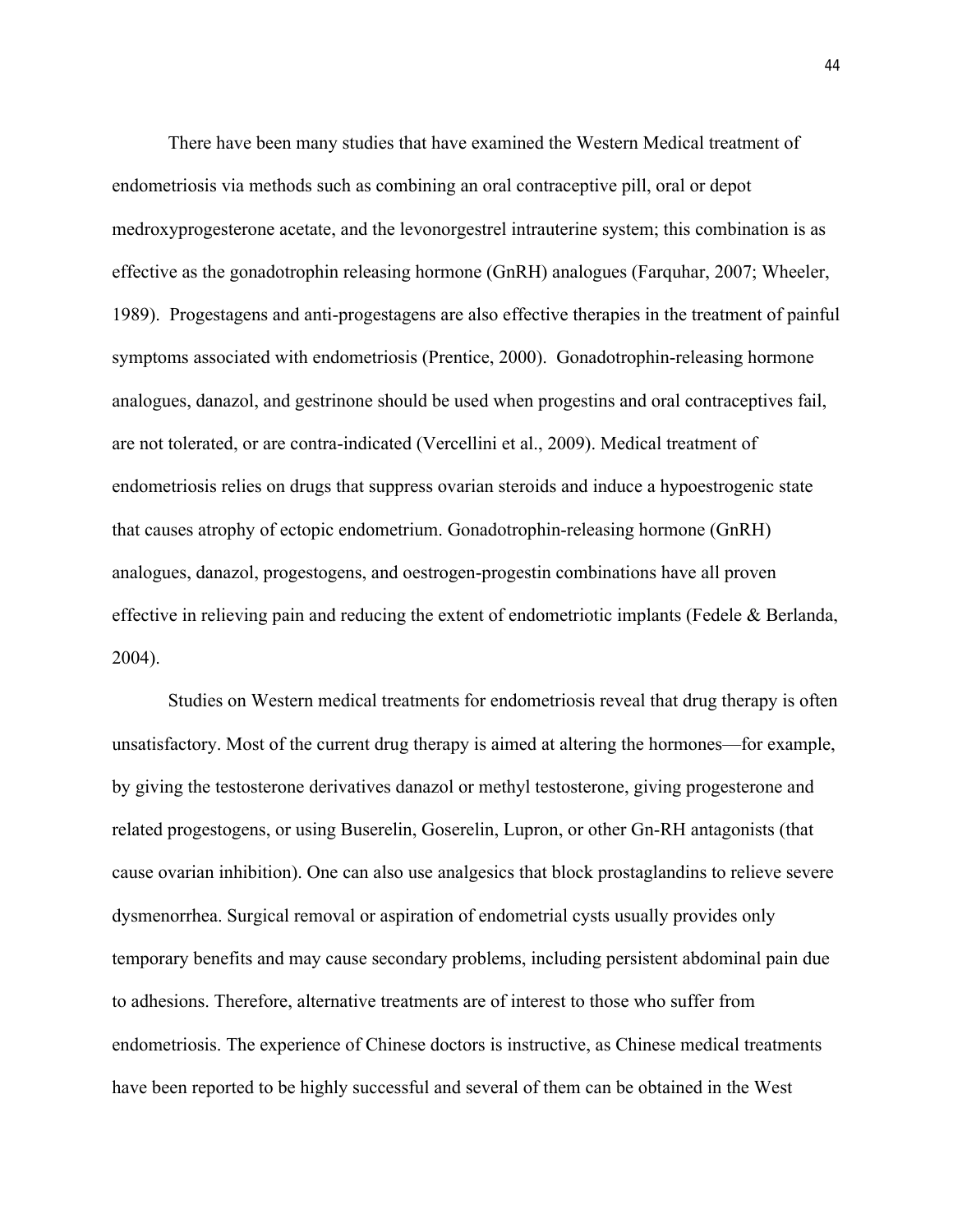There have been many studies that have examined the Western Medical treatment of endometriosis via methods such as combining an oral contraceptive pill, oral or depot medroxyprogesterone acetate, and the levonorgestrel intrauterine system; this combination is as effective as the gonadotrophin releasing hormone (GnRH) analogues (Farquhar, 2007; Wheeler, 1989). Progestagens and anti-progestagens are also effective therapies in the treatment of painful symptoms associated with endometriosis (Prentice, 2000). Gonadotrophin-releasing hormone analogues, danazol, and gestrinone should be used when progestins and oral contraceptives fail, are not tolerated, or are contra-indicated (Vercellini et al., 2009). Medical treatment of endometriosis relies on drugs that suppress ovarian steroids and induce a hypoestrogenic state that causes atrophy of ectopic endometrium. Gonadotrophin-releasing hormone (GnRH) analogues, danazol, progestogens, and oestrogen-progestin combinations have all proven effective in relieving pain and reducing the extent of endometriotic implants (Fedele & Berlanda, 2004).

Studies on Western medical treatments for endometriosis reveal that drug therapy is often unsatisfactory. Most of the current drug therapy is aimed at altering the hormones—for example, by giving the testosterone derivatives danazol or methyl testosterone, giving progesterone and related progestogens, or using Buserelin, Goserelin, Lupron, or other Gn-RH antagonists (that cause ovarian inhibition). One can also use analgesics that block prostaglandins to relieve severe dysmenorrhea. Surgical removal or aspiration of endometrial cysts usually provides only temporary benefits and may cause secondary problems, including persistent abdominal pain due to adhesions. Therefore, alternative treatments are of interest to those who suffer from endometriosis. The experience of Chinese doctors is instructive, as Chinese medical treatments have been reported to be highly successful and several of them can be obtained in the West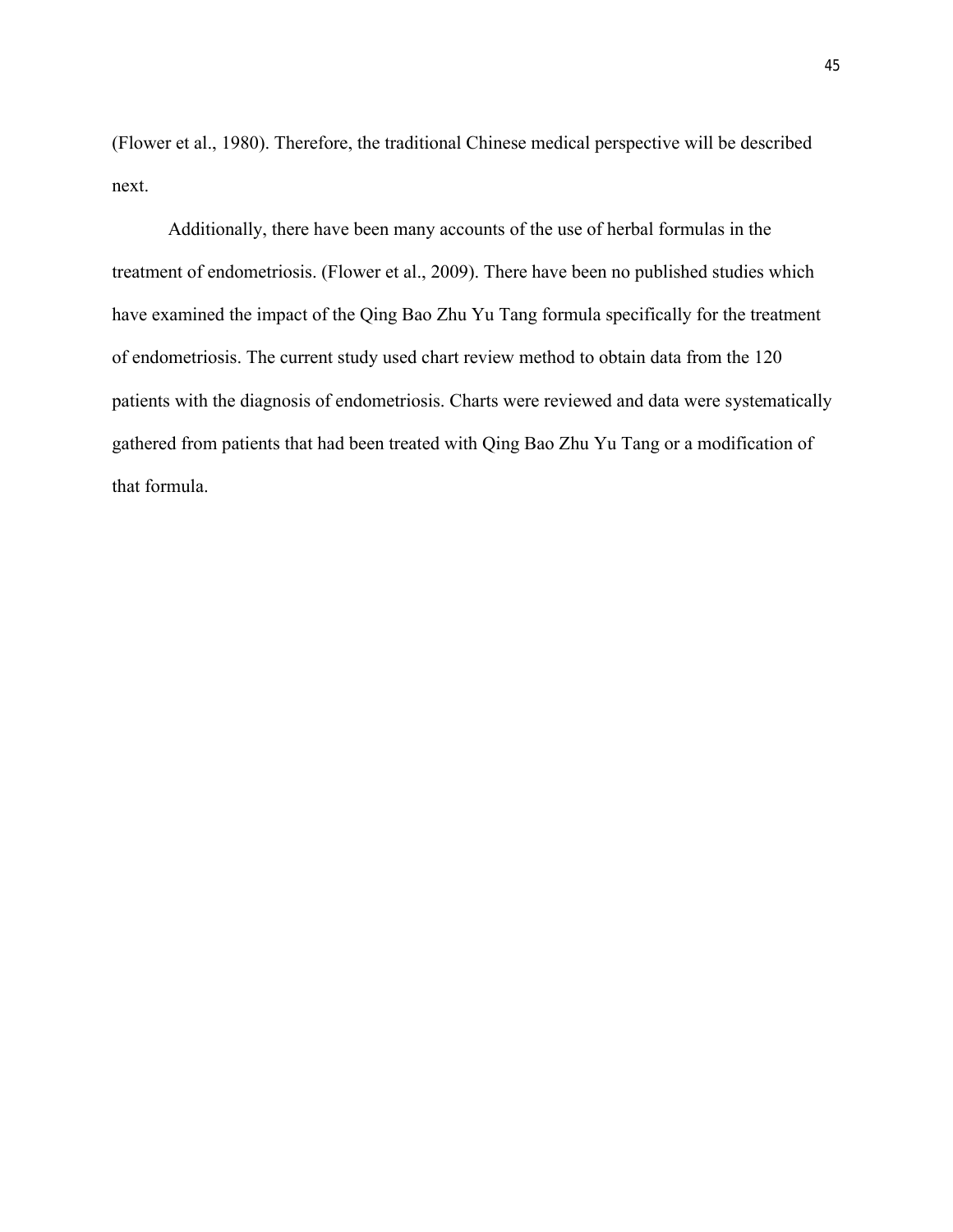(Flower et al., 1980). Therefore, the traditional Chinese medical perspective will be described next.

Additionally, there have been many accounts of the use of herbal formulas in the treatment of endometriosis. (Flower et al., 2009). There have been no published studies which have examined the impact of the Qing Bao Zhu Yu Tang formula specifically for the treatment of endometriosis. The current study used chart review method to obtain data from the 120 patients with the diagnosis of endometriosis. Charts were reviewed and data were systematically gathered from patients that had been treated with Qing Bao Zhu Yu Tang or a modification of that formula.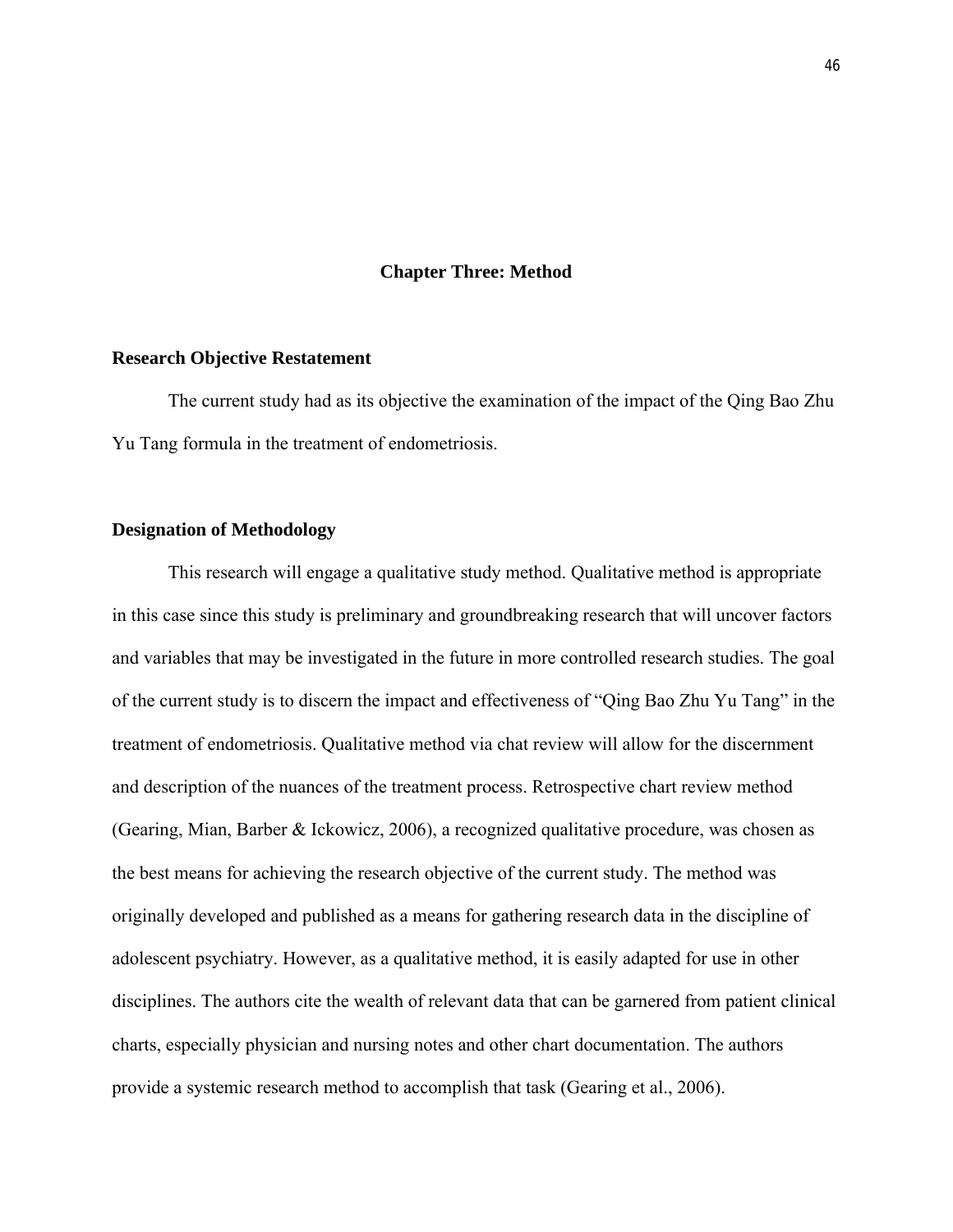# Chapter Three: Method

## Research Objective Restatement

The current study had as its objective the examination of the impact of the Qing Bao Zhu Yu Tang formula in the treatment of endometriosis.

## Designation of Methodology

This research will engage a qualitative study method. Qualitative method is appropriate in this case since this study is preliminary and groundbreaking research that will uncover factors and variables that may be investigated in the future in more controlled research studies. The goal of the current study is to discern the impact and effectiveness of "Qing Bao Zhu Yu Tang" in the treatment of endometriosis. Qualitative method via chat review will allow for the discernment and description of the nuances of the treatment process. Retrospective chart review method (Gearing, Mian, Barber & Ickowicz, 2006), a recognized qualitative procedure, was chosen as the best means for achieving the research objective of the current study. The method was originally developed and published as a means for gathering research data in the discipline of adolescent psychiatry. However, as a qualitative method, it is easily adapted for use in other disciplines. The authors cite the wealth of relevant data that can be garnered from patient clinical charts, especially physician and nursing notes and other chart documentation. The authors provide a systemic research method to accomplish that task (Gearing et al., 2006).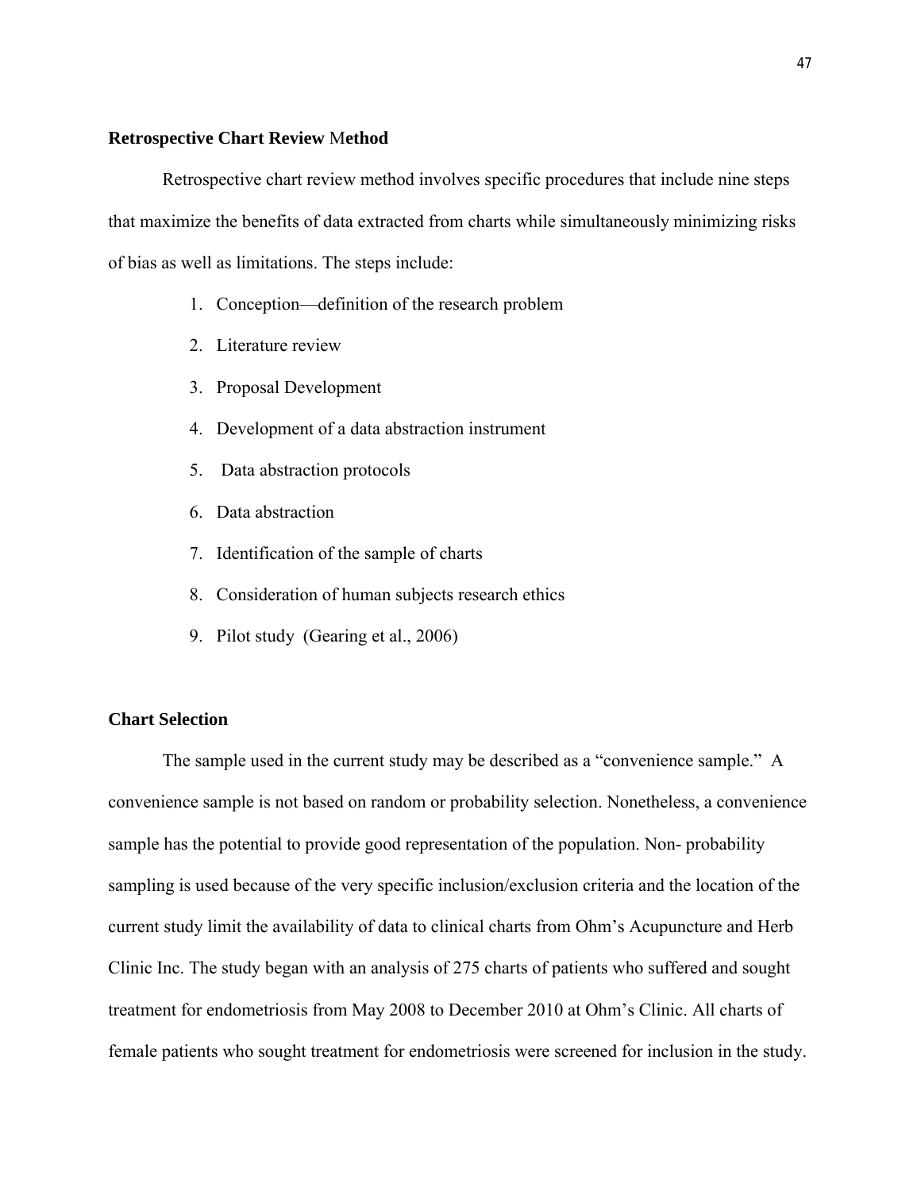### Retrospective Chart Review Method

Retrospective chart review method involves specific procedures that include nine steps that maximize the benefits of data extracted from charts while simultaneously minimizing risks of bias as well as limitations. The steps include:

1. Conception—definition of the research problem
2. Literature review
3. Proposal Development
4. Development of a data abstraction instrument
5. Data abstraction protocols
6. Data abstraction
7. Identification of the sample of charts
8. Consideration of human subjects research ethics
9. Pilot study (Gearing et al., 2006)

### Chart Selection

The sample used in the current study may be described as a "convenience sample." A convenience sample is not based on random or probability selection. Nonetheless, a convenience sample has the potential to provide good representation of the population. Non- probability sampling is used because of the very specific inclusion/exclusion criteria and the location of the current study limit the availability of data to clinical charts from Ohm's Acupuncture and Herb Clinic Inc. The study began with an analysis of 275 charts of patients who suffered and sought treatment for endometriosis from May 2008 to December 2010 at Ohm's Clinic. All charts of female patients who sought treatment for endometriosis were screened for inclusion in the study.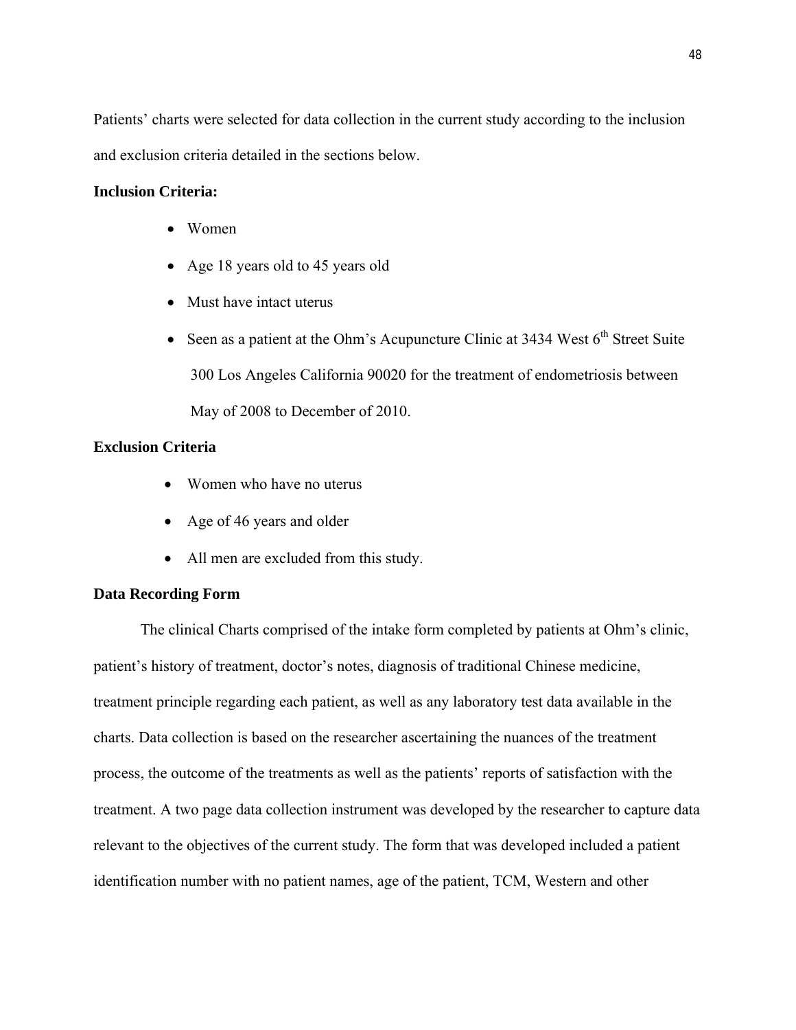Patients' charts were selected for data collection in the current study according to the inclusion and exclusion criteria detailed in the sections below.

**Inclusion Criteria:**

- Women
- Age 18 years old to 45 years old
- Must have intact uterus
- Seen as a patient at the Ohm's Acupuncture Clinic at 3434 West 6th Street Suite 300 Los Angeles California 90020 for the treatment of endometriosis between May of 2008 to December of 2010.

**Exclusion Criteria**

- Women who have no uterus
- Age of 46 years and older
- All men are excluded from this study.

**Data Recording Form**

The clinical Charts comprised of the intake form completed by patients at Ohm's clinic, patient's history of treatment, doctor's notes, diagnosis of traditional Chinese medicine, treatment principle regarding each patient, as well as any laboratory test data available in the charts. Data collection is based on the researcher ascertaining the nuances of the treatment process, the outcome of the treatments as well as the patients' reports of satisfaction with the treatment. A two page data collection instrument was developed by the researcher to capture data relevant to the objectives of the current study. The form that was developed included a patient identification number with no patient names, age of the patient, TCM, Western and other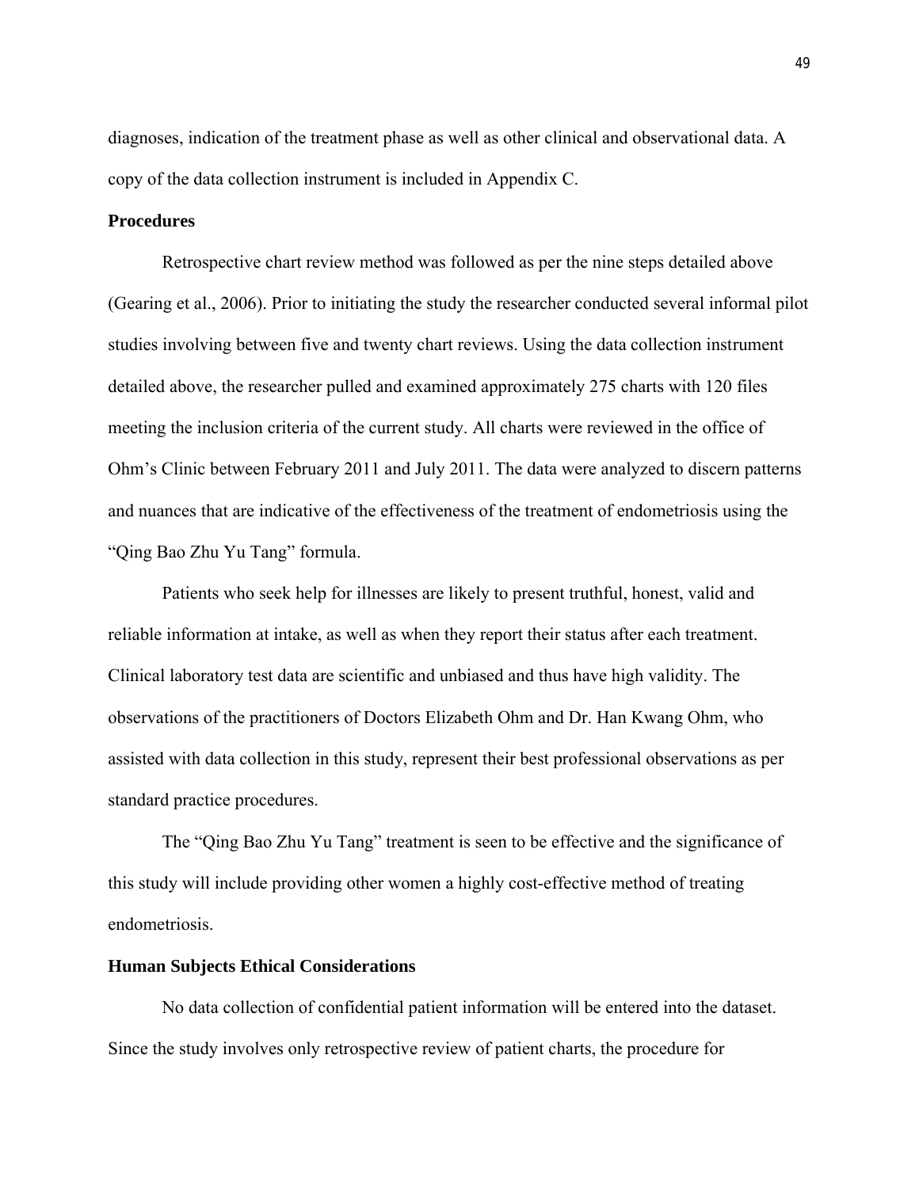diagnoses, indication of the treatment phase as well as other clinical and observational data. A copy of the data collection instrument is included in Appendix C.

**Procedures**

Retrospective chart review method was followed as per the nine steps detailed above (Gearing et al., 2006). Prior to initiating the study the researcher conducted several informal pilot studies involving between five and twenty chart reviews. Using the data collection instrument detailed above, the researcher pulled and examined approximately 275 charts with 120 files meeting the inclusion criteria of the current study. All charts were reviewed in the office of Ohm's Clinic between February 2011 and July 2011. The data were analyzed to discern patterns and nuances that are indicative of the effectiveness of the treatment of endometriosis using the "Qing Bao Zhu Yu Tang" formula.

Patients who seek help for illnesses are likely to present truthful, honest, valid and reliable information at intake, as well as when they report their status after each treatment. Clinical laboratory test data are scientific and unbiased and thus have high validity. The observations of the practitioners of Doctors Elizabeth Ohm and Dr. Han Kwang Ohm, who assisted with data collection in this study, represent their best professional observations as per standard practice procedures.

The "Qing Bao Zhu Yu Tang" treatment is seen to be effective and the significance of this study will include providing other women a highly cost-effective method of treating endometriosis.

**Human Subjects Ethical Considerations**

No data collection of confidential patient information will be entered into the dataset. Since the study involves only retrospective review of patient charts, the procedure for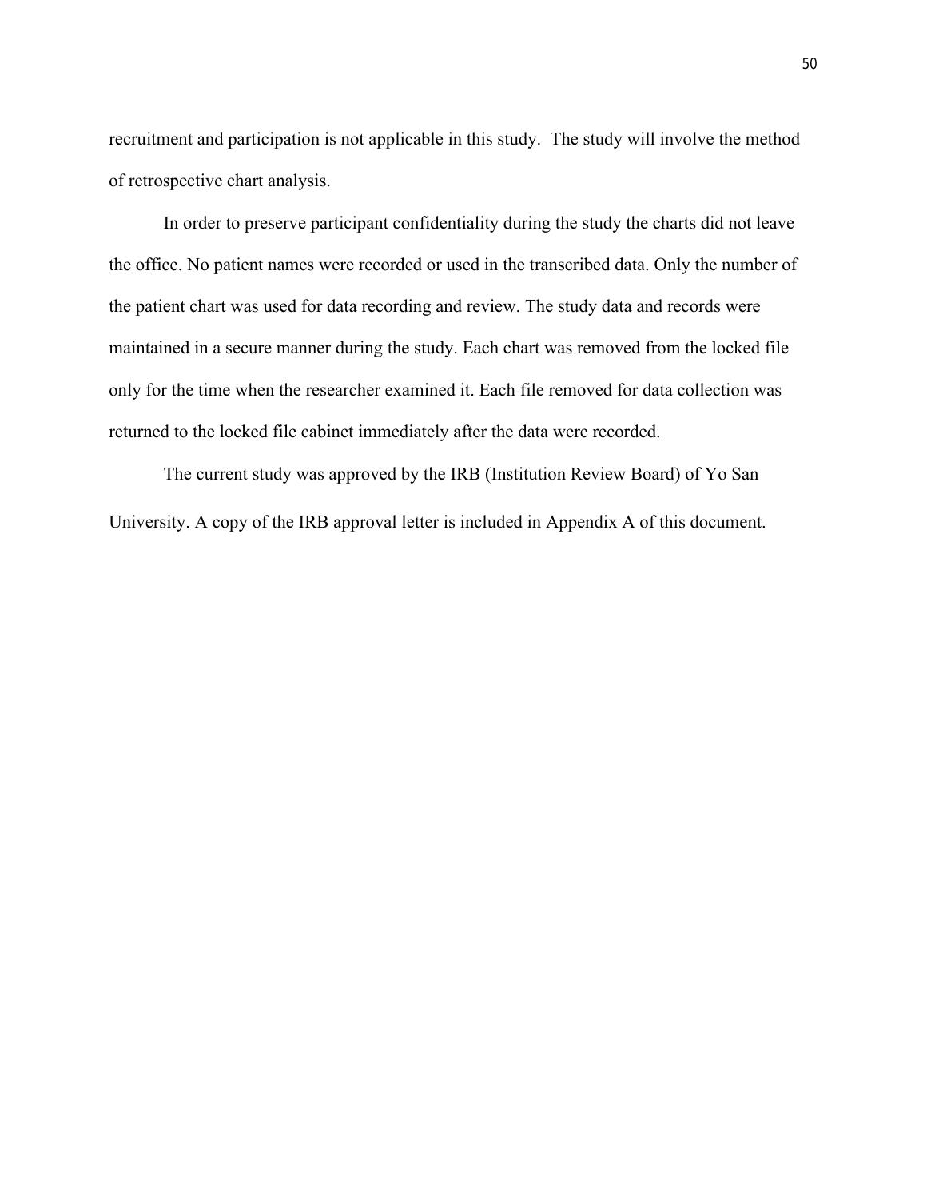recruitment and participation is not applicable in this study.  The study will involve the method of retrospective chart analysis.

In order to preserve participant confidentiality during the study the charts did not leave the office. No patient names were recorded or used in the transcribed data. Only the number of the patient chart was used for data recording and review. The study data and records were maintained in a secure manner during the study. Each chart was removed from the locked file only for the time when the researcher examined it. Each file removed for data collection was returned to the locked file cabinet immediately after the data were recorded.

The current study was approved by the IRB (Institution Review Board) of Yo San University. A copy of the IRB approval letter is included in Appendix A of this document.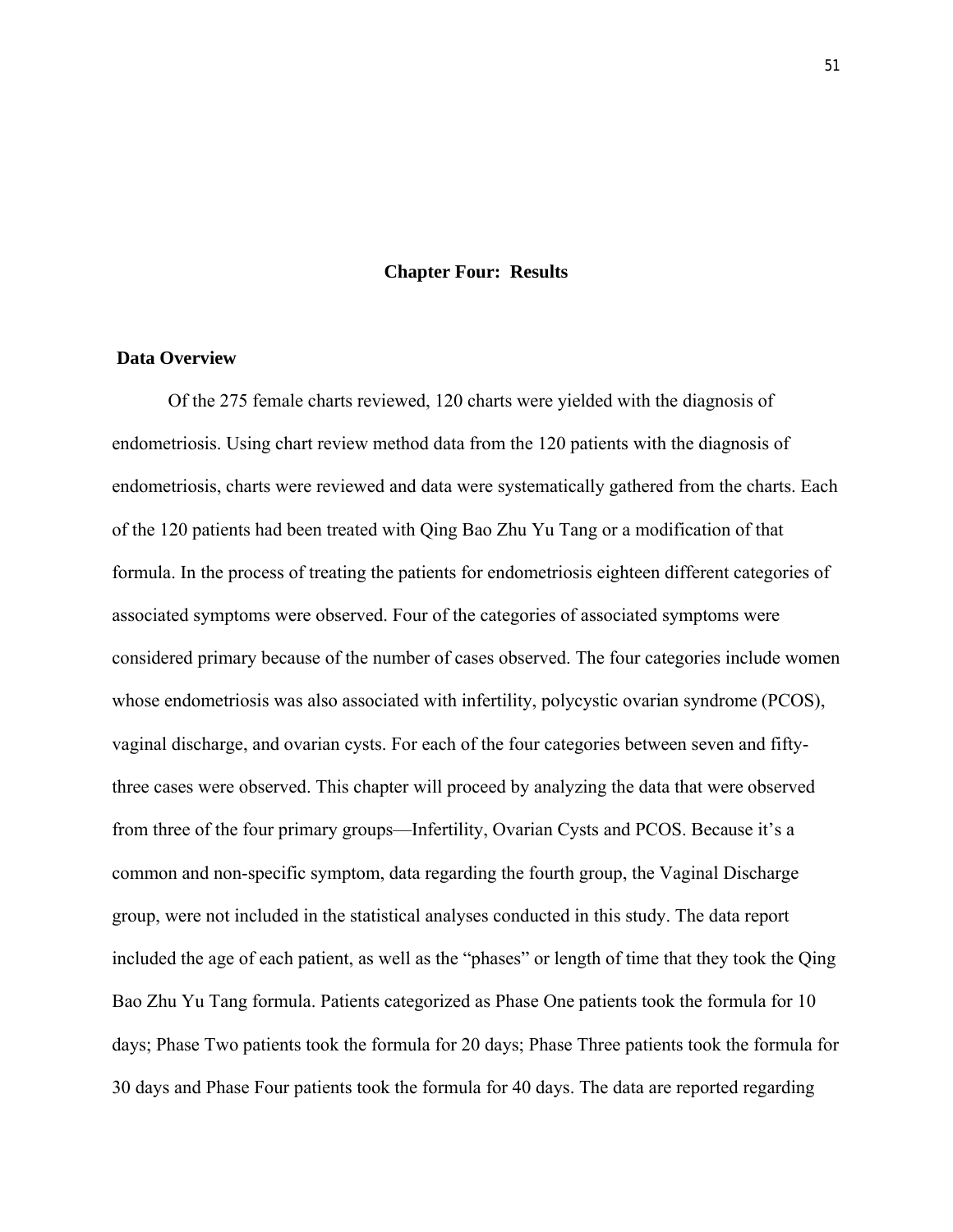# Chapter Four: Results

## Data Overview

Of the 275 female charts reviewed, 120 charts were yielded with the diagnosis of endometriosis. Using chart review method data from the 120 patients with the diagnosis of endometriosis, charts were reviewed and data were systematically gathered from the charts. Each of the 120 patients had been treated with Qing Bao Zhu Yu Tang or a modification of that formula. In the process of treating the patients for endometriosis eighteen different categories of associated symptoms were observed. Four of the categories of associated symptoms were considered primary because of the number of cases observed. The four categories include women whose endometriosis was also associated with infertility, polycystic ovarian syndrome (PCOS), vaginal discharge, and ovarian cysts. For each of the four categories between seven and fifty-three cases were observed. This chapter will proceed by analyzing the data that were observed from three of the four primary groups—Infertility, Ovarian Cysts and PCOS. Because it's a common and non-specific symptom, data regarding the fourth group, the Vaginal Discharge group, were not included in the statistical analyses conducted in this study. The data report included the age of each patient, as well as the "phases" or length of time that they took the Qing Bao Zhu Yu Tang formula. Patients categorized as Phase One patients took the formula for 10 days; Phase Two patients took the formula for 20 days; Phase Three patients took the formula for 30 days and Phase Four patients took the formula for 40 days. The data are reported regarding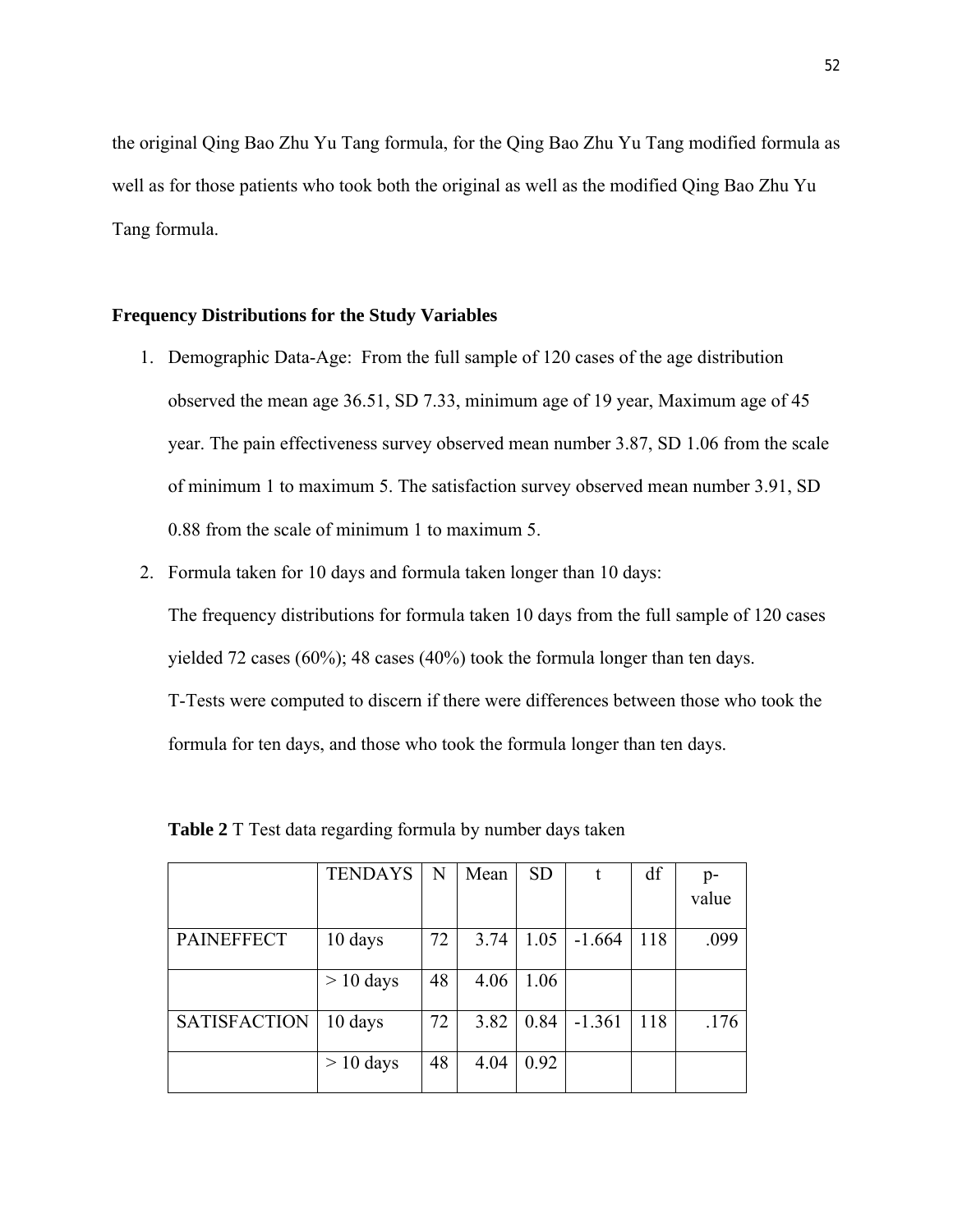the original Qing Bao Zhu Yu Tang formula, for the Qing Bao Zhu Yu Tang modified formula as well as for those patients who took both the original as well as the modified Qing Bao Zhu Yu Tang formula.

**Frequency Distributions for the Study Variables**

1. Demographic Data-Age: From the full sample of 120 cases of the age distribution observed the mean age 36.51, SD 7.33, minimum age of 19 year, Maximum age of 45 year. The pain effectiveness survey observed mean number 3.87, SD 1.06 from the scale of minimum 1 to maximum 5. The satisfaction survey observed mean number 3.91, SD 0.88 from the scale of minimum 1 to maximum 5.
2. Formula taken for 10 days and formula taken longer than 10 days:

   The frequency distributions for formula taken 10 days from the full sample of 120 cases yielded 72 cases (60%); 48 cases (40%) took the formula longer than ten days.

   T-Tests were computed to discern if there were differences between those who took the formula for ten days, and those who took the formula longer than ten days.

**Table 2** T Test data regarding formula by number days taken

| | TENDAYS | N | Mean | SD | t | df | p-value |
|---|---|---|---|---|---|---|---|
| PAINEFFECT | 10 days | 72 | 3.74 | 1.05 | -1.664 | 118 | .099 |
| | > 10 days | 48 | 4.06 | 1.06 | | | |
| SATISFACTION | 10 days | 72 | 3.82 | 0.84 | -1.361 | 118 | .176 |
| | > 10 days | 48 | 4.04 | 0.92 | | | |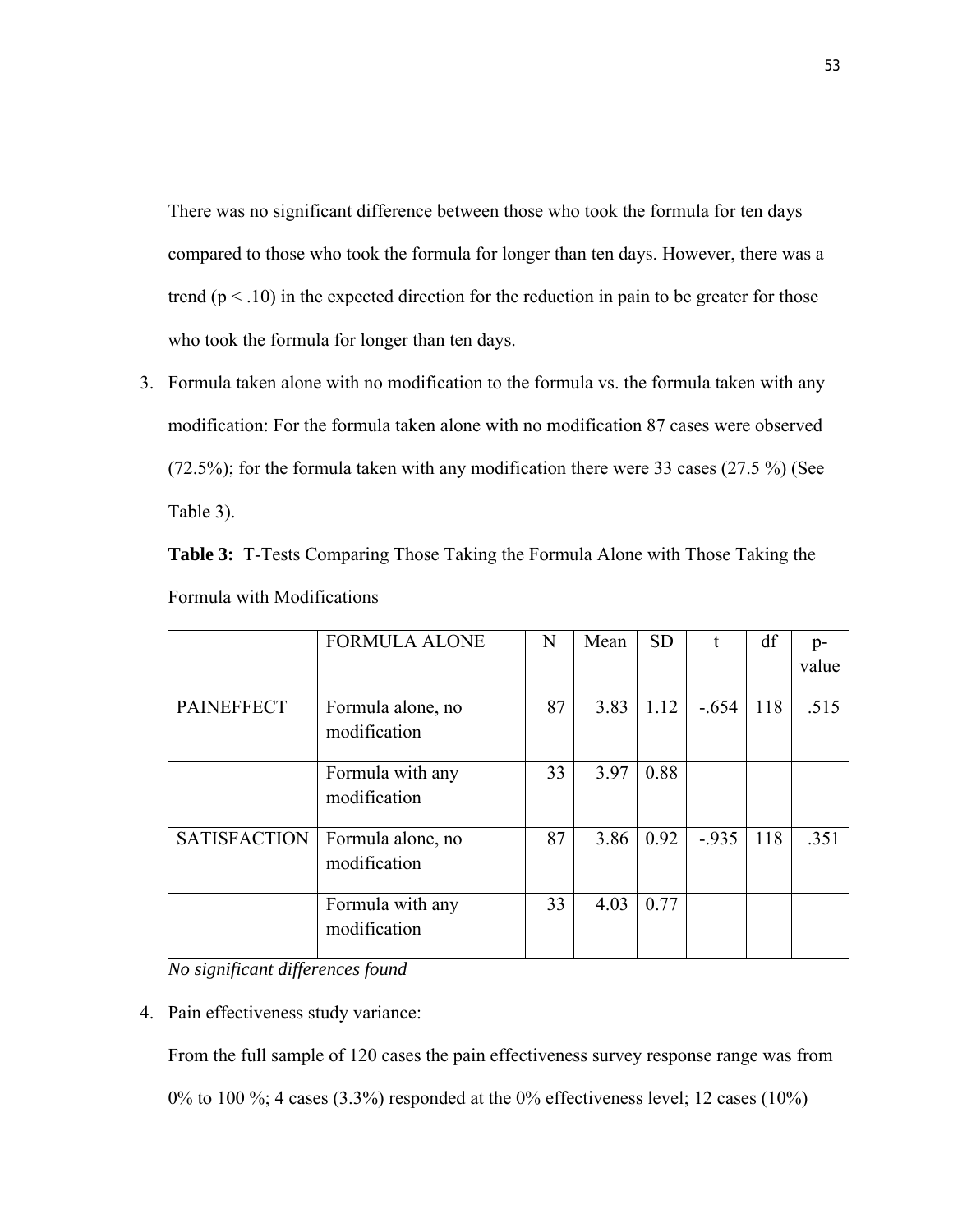There was no significant difference between those who took the formula for ten days compared to those who took the formula for longer than ten days. However, there was a trend ($p < .10$) in the expected direction for the reduction in pain to be greater for those who took the formula for longer than ten days.

3. Formula taken alone with no modification to the formula vs. the formula taken with any modification: For the formula taken alone with no modification 87 cases were observed (72.5%); for the formula taken with any modification there were 33 cases (27.5 %) (See Table 3).

**Table 3:** T-Tests Comparing Those Taking the Formula Alone with Those Taking the Formula with Modifications

| | FORMULA ALONE | N | Mean | SD | t | df | p-value |
|---|---|---|---|---|---|---|---|
| PAINEFFECT | Formula alone, no modification | 87 | 3.83 | 1.12 | -.654 | 118 | .515 |
| | Formula with any modification | 33 | 3.97 | 0.88 | | | |
| SATISFACTION | Formula alone, no modification | 87 | 3.86 | 0.92 | -.935 | 118 | .351 |
| | Formula with any modification | 33 | 4.03 | 0.77 | | | |

*No significant differences found*

4. Pain effectiveness study variance:

   From the full sample of 120 cases the pain effectiveness survey response range was from 0% to 100 %; 4 cases (3.3%) responded at the 0% effectiveness level; 12 cases (10%)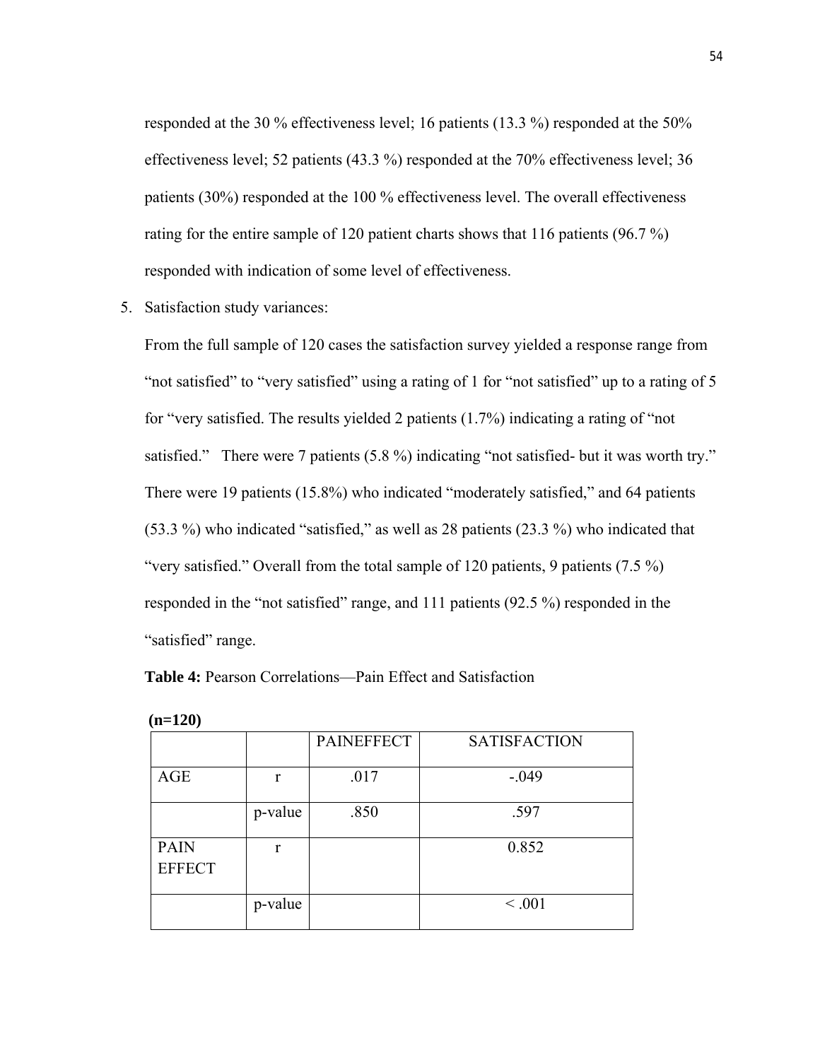responded at the 30 % effectiveness level; 16 patients (13.3 %) responded at the 50% effectiveness level; 52 patients (43.3 %) responded at the 70% effectiveness level; 36 patients (30%) responded at the 100 % effectiveness level. The overall effectiveness rating for the entire sample of 120 patient charts shows that 116 patients (96.7 %) responded with indication of some level of effectiveness.

5. Satisfaction study variances:

   From the full sample of 120 cases the satisfaction survey yielded a response range from "not satisfied" to "very satisfied" using a rating of 1 for "not satisfied" up to a rating of 5 for "very satisfied. The results yielded 2 patients (1.7%) indicating a rating of "not satisfied." There were 7 patients (5.8 %) indicating "not satisfied- but it was worth try." There were 19 patients (15.8%) who indicated "moderately satisfied," and 64 patients (53.3 %) who indicated "satisfied," as well as 28 patients (23.3 %) who indicated that "very satisfied." Overall from the total sample of 120 patients, 9 patients (7.5 %) responded in the "not satisfied" range, and 111 patients (92.5 %) responded in the "satisfied" range.

   **Table 4:** Pearson Correlations—Pain Effect and Satisfaction

   **(n=120)**

| | | PAINEFFECT | SATISFACTION |
|---|---|---|---|
| AGE | r | .017 | -.049 |
| | p-value | .850 | .597 |
| PAIN EFFECT | r | | 0.852 |
| | p-value | | < .001 |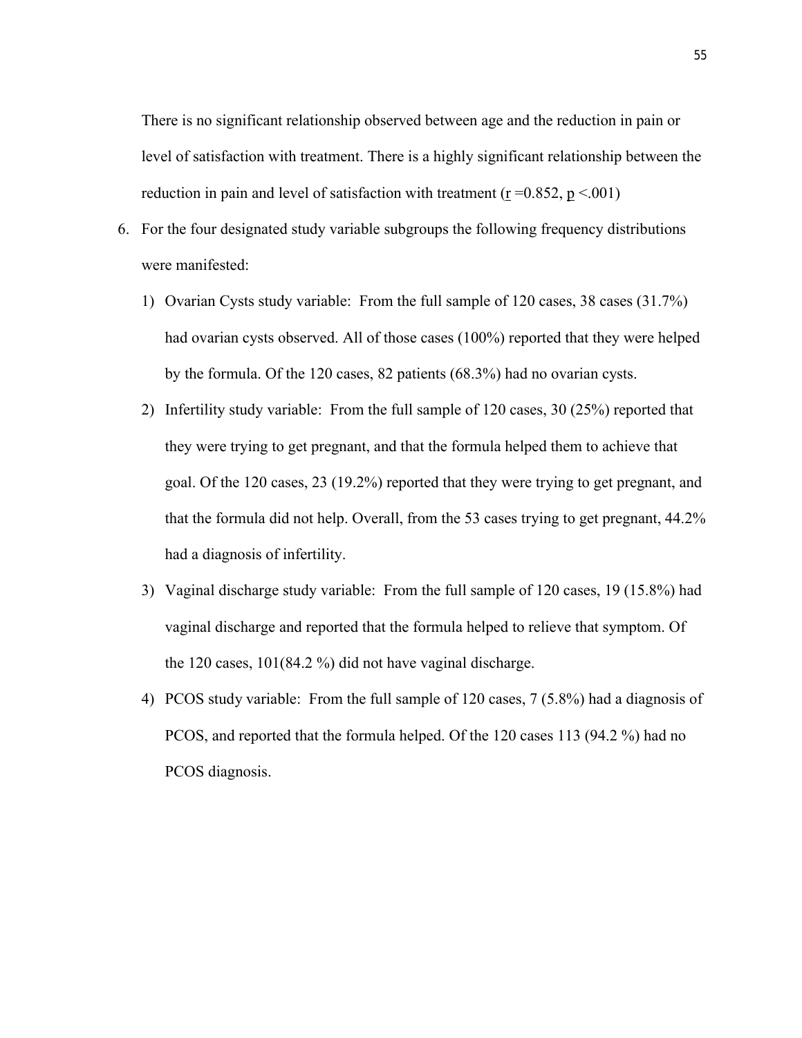There is no significant relationship observed between age and the reduction in pain or level of satisfaction with treatment. There is a highly significant relationship between the reduction in pain and level of satisfaction with treatment ($r = 0.852$, $p < .001$)

6. For the four designated study variable subgroups the following frequency distributions were manifested:
   1) Ovarian Cysts study variable: From the full sample of 120 cases, 38 cases (31.7%) had ovarian cysts observed. All of those cases (100%) reported that they were helped by the formula. Of the 120 cases, 82 patients (68.3%) had no ovarian cysts.
   2) Infertility study variable: From the full sample of 120 cases, 30 (25%) reported that they were trying to get pregnant, and that the formula helped them to achieve that goal. Of the 120 cases, 23 (19.2%) reported that they were trying to get pregnant, and that the formula did not help. Overall, from the 53 cases trying to get pregnant, 44.2% had a diagnosis of infertility.
   3) Vaginal discharge study variable: From the full sample of 120 cases, 19 (15.8%) had vaginal discharge and reported that the formula helped to relieve that symptom. Of the 120 cases, 101(84.2 %) did not have vaginal discharge.
   4) PCOS study variable: From the full sample of 120 cases, 7 (5.8%) had a diagnosis of PCOS, and reported that the formula helped. Of the 120 cases 113 (94.2 %) had no PCOS diagnosis.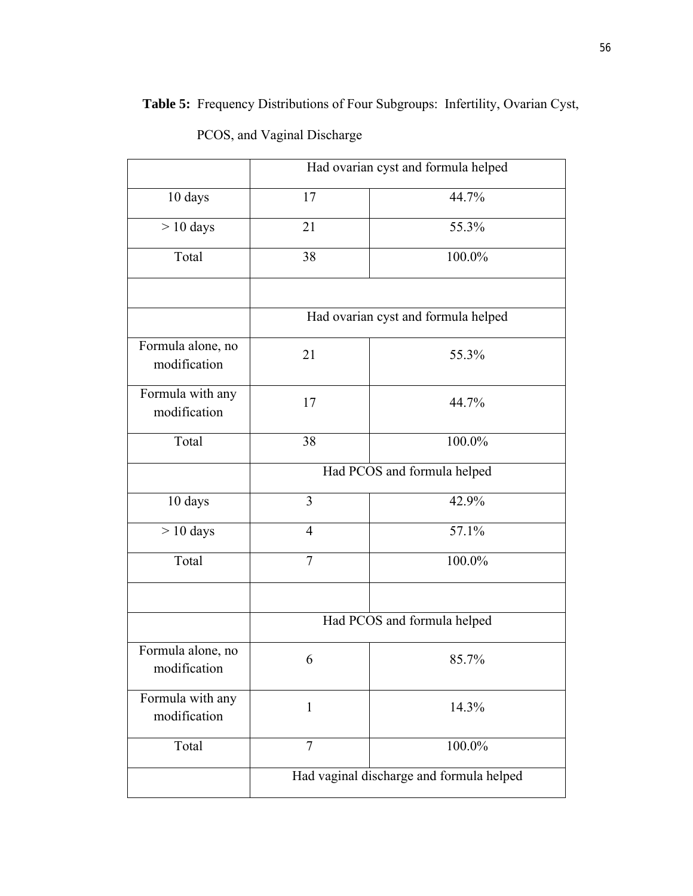**Table 5:** Frequency Distributions of Four Subgroups: Infertility, Ovarian Cyst, PCOS, and Vaginal Discharge

| | Had ovarian cyst and formula helped | |
|---|---|---|
| 10 days | 17 | 44.7% |
| > 10 days | 21 | 55.3% |
| Total | 38 | 100.0% |
| | | |
| | Had ovarian cyst and formula helped | |
| Formula alone, no modification | 21 | 55.3% |
| Formula with any modification | 17 | 44.7% |
| Total | 38 | 100.0% |
| | Had PCOS and formula helped | |
| 10 days | 3 | 42.9% |
| > 10 days | 4 | 57.1% |
| Total | 7 | 100.0% |
| | | |
| | Had PCOS and formula helped | |
| Formula alone, no modification | 6 | 85.7% |
| Formula with any modification | 1 | 14.3% |
| Total | 7 | 100.0% |
| | Had vaginal discharge and formula helped | |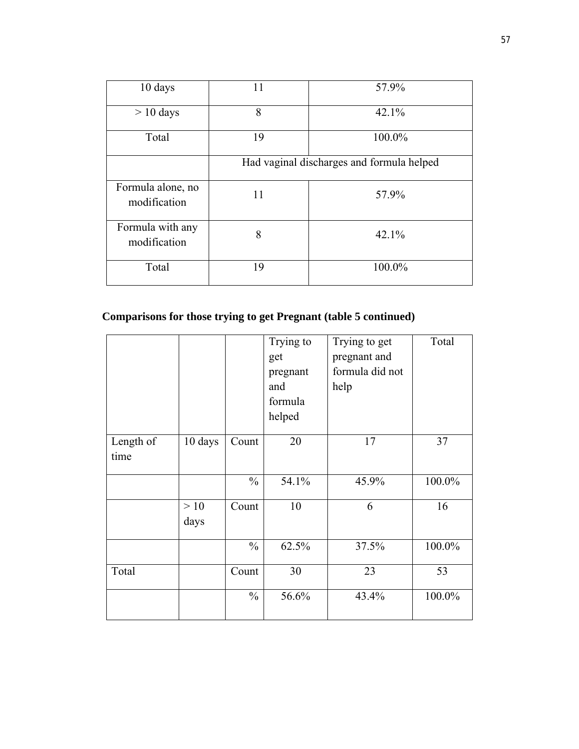| | | |
|---|---|---|
| 10 days | 11 | 57.9% |
| > 10 days | 8 | 42.1% |
| Total | 19 | 100.0% |
| | Had vaginal discharges and formula helped | |
| Formula alone, no modification | 11 | 57.9% |
| Formula with any modification | 8 | 42.1% |
| Total | 19 | 100.0% |

**Comparisons for those trying to get Pregnant (table 5 continued)**

| | | | Trying to get pregnant and formula helped | Trying to get pregnant and formula did not help | Total |
|---|---|---|---|---|---|
| Length of time | 10 days | Count | 20 | 17 | 37 |
| | | % | 54.1% | 45.9% | 100.0% |
| | > 10 days | Count | 10 | 6 | 16 |
| | | % | 62.5% | 37.5% | 100.0% |
| Total | | Count | 30 | 23 | 53 |
| | | % | 56.6% | 43.4% | 100.0% |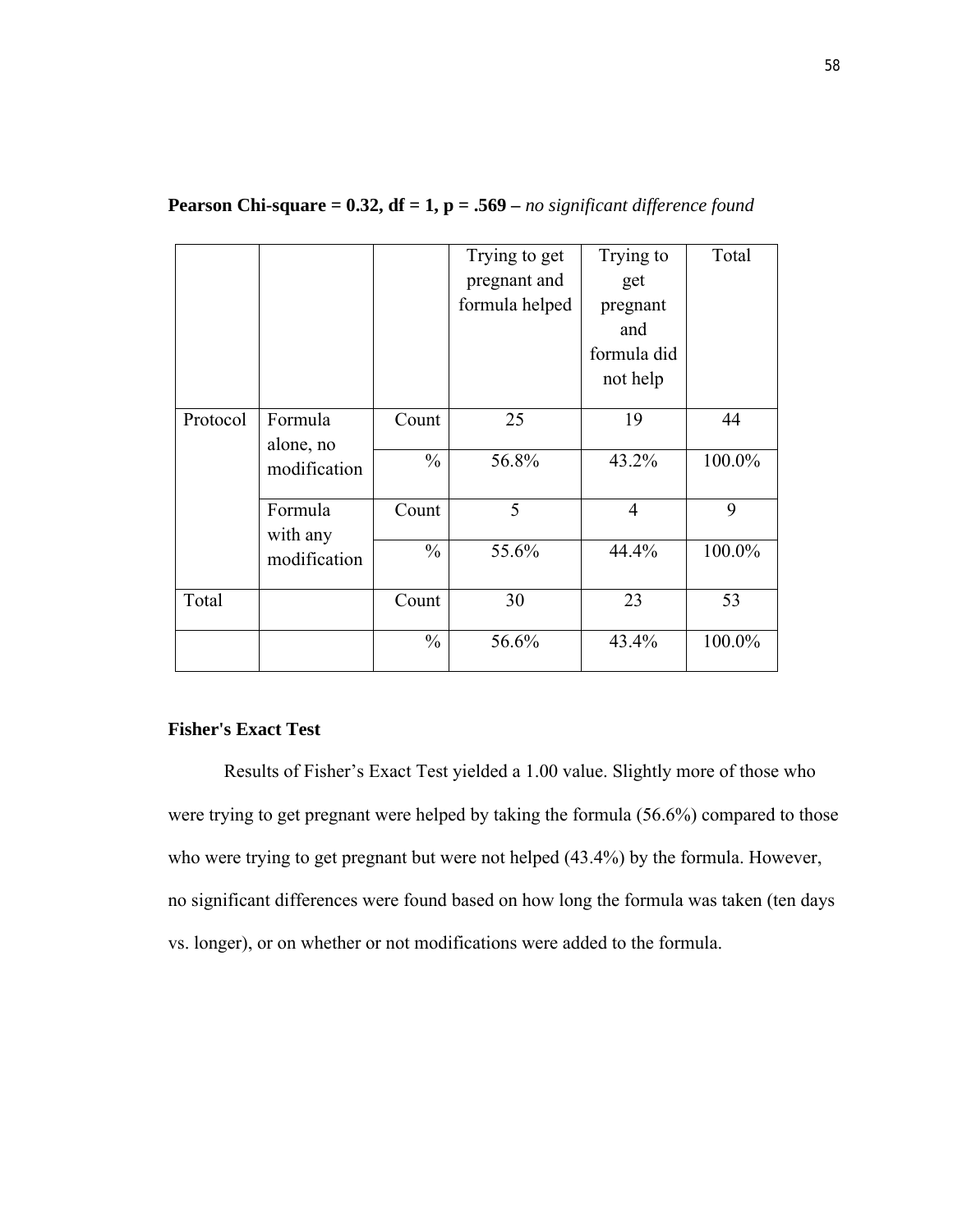**Pearson Chi-square = 0.32, df = 1, p = .569 –** *no significant difference found*

| | | | Trying to get pregnant and formula helped | Trying to get pregnant and formula did not help | Total |
|---|---|---|---|---|---|
| Protocol | Formula alone, no modification | Count | 25 | 19 | 44 |
| | | % | 56.8% | 43.2% | 100.0% |
| | Formula with any modification | Count | 5 | 4 | 9 |
| | | % | 55.6% | 44.4% | 100.0% |
| Total | | Count | 30 | 23 | 53 |
| | | % | 56.6% | 43.4% | 100.0% |

**Fisher's Exact Test**

Results of Fisher's Exact Test yielded a 1.00 value. Slightly more of those who were trying to get pregnant were helped by taking the formula (56.6%) compared to those who were trying to get pregnant but were not helped (43.4%) by the formula. However, no significant differences were found based on how long the formula was taken (ten days vs. longer), or on whether or not modifications were added to the formula.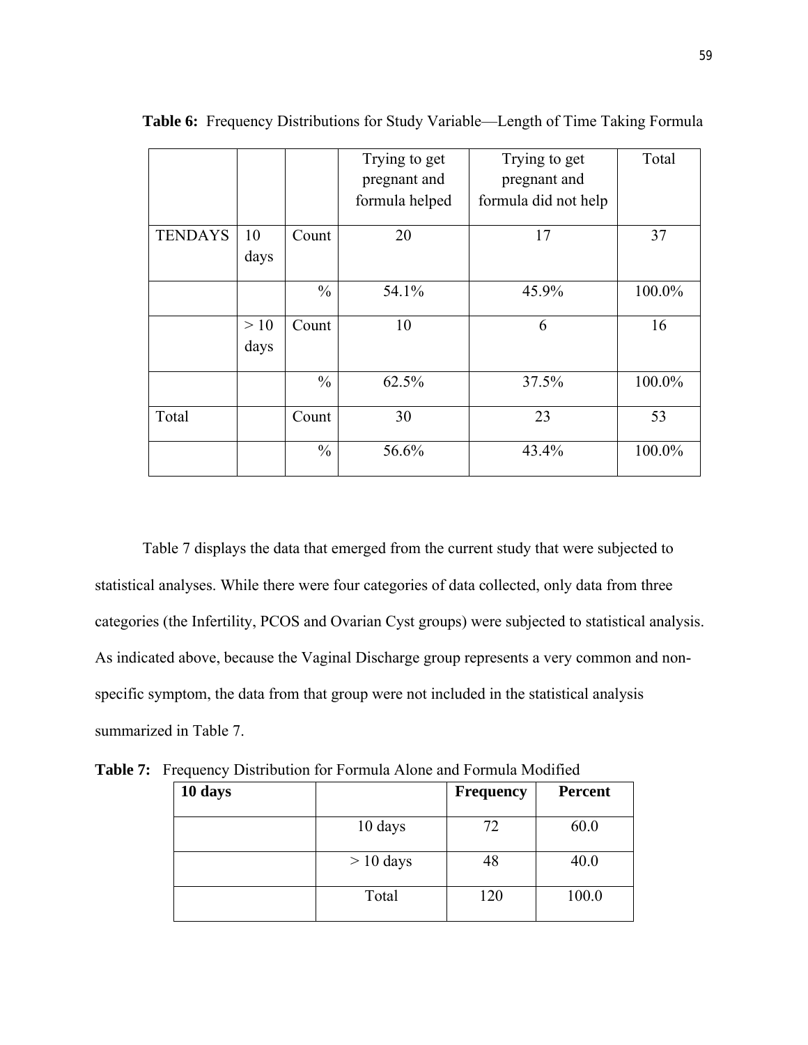**Table 6:** Frequency Distributions for Study Variable—Length of Time Taking Formula

| | | | Trying to get pregnant and formula helped | Trying to get pregnant and formula did not help | Total |
|---|---|---|---|---|---|
| TENDAYS | 10 days | Count | 20 | 17 | 37 |
| | | % | 54.1% | 45.9% | 100.0% |
| | > 10 days | Count | 10 | 6 | 16 |
| | | % | 62.5% | 37.5% | 100.0% |
| Total | | Count | 30 | 23 | 53 |
| | | % | 56.6% | 43.4% | 100.0% |

Table 7 displays the data that emerged from the current study that were subjected to statistical analyses. While there were four categories of data collected, only data from three categories (the Infertility, PCOS and Ovarian Cyst groups) were subjected to statistical analysis. As indicated above, because the Vaginal Discharge group represents a very common and non-specific symptom, the data from that group were not included in the statistical analysis summarized in Table 7.

**Table 7:** Frequency Distribution for Formula Alone and Formula Modified

| **10 days** | | **Frequency** | **Percent** |
|---|---|---|---|
| | 10 days | 72 | 60.0 |
| | > 10 days | 48 | 40.0 |
| | Total | 120 | 100.0 |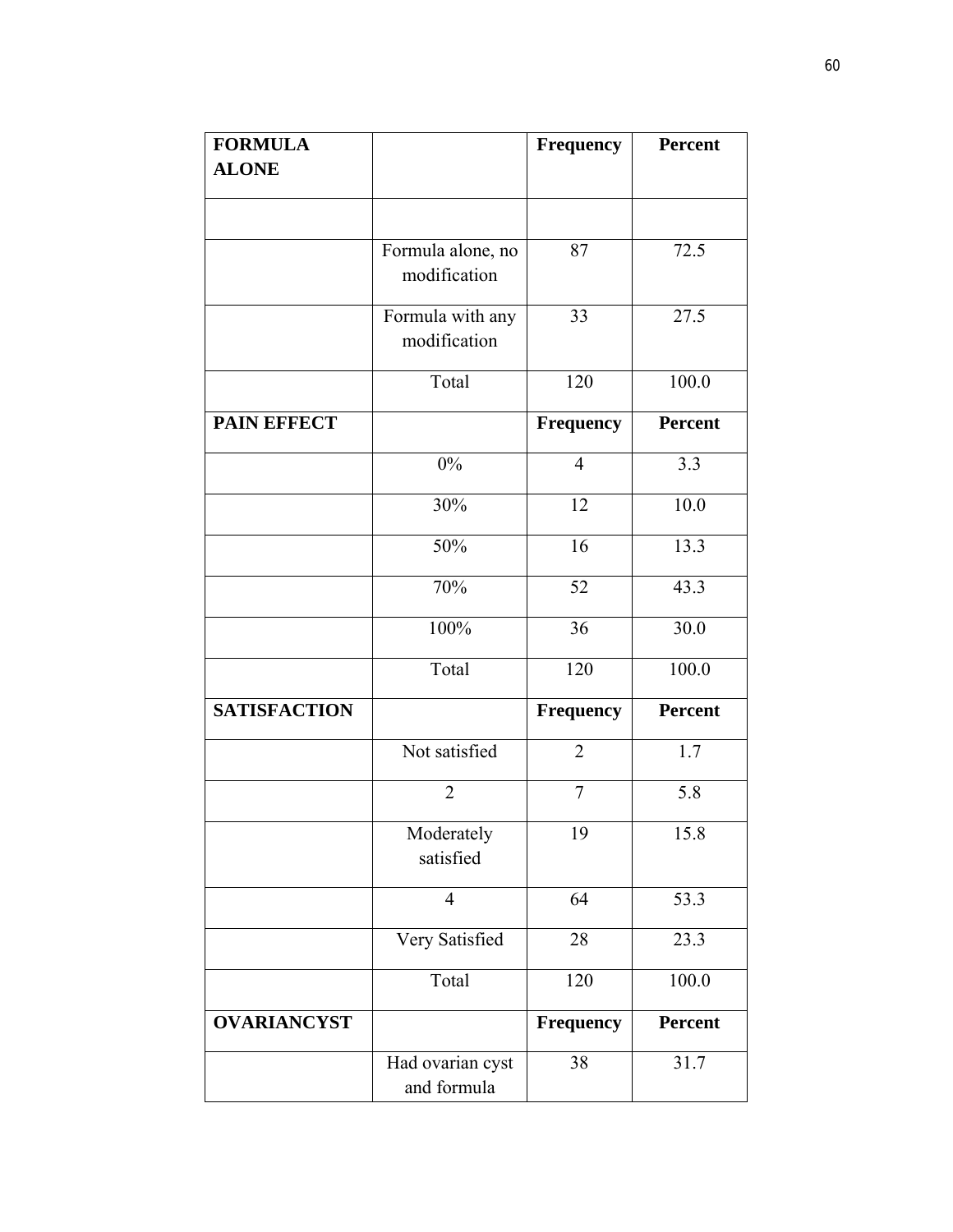| FORMULA ALONE | | Frequency | Percent |
|---|---|---|---|
| | | | |
| | Formula alone, no modification | 87 | 72.5 |
| | Formula with any modification | 33 | 27.5 |
| | Total | 120 | 100.0 |
| PAIN EFFECT | | Frequency | Percent |
| | 0% | 4 | 3.3 |
| | 30% | 12 | 10.0 |
| | 50% | 16 | 13.3 |
| | 70% | 52 | 43.3 |
| | 100% | 36 | 30.0 |
| | Total | 120 | 100.0 |
| SATISFACTION | | Frequency | Percent |
| | Not satisfied | 2 | 1.7 |
| | 2 | 7 | 5.8 |
| | Moderately satisfied | 19 | 15.8 |
| | 4 | 64 | 53.3 |
| | Very Satisfied | 28 | 23.3 |
| | Total | 120 | 100.0 |
| OVARIANCYST | | Frequency | Percent |
| | Had ovarian cyst and formula | 38 | 31.7 |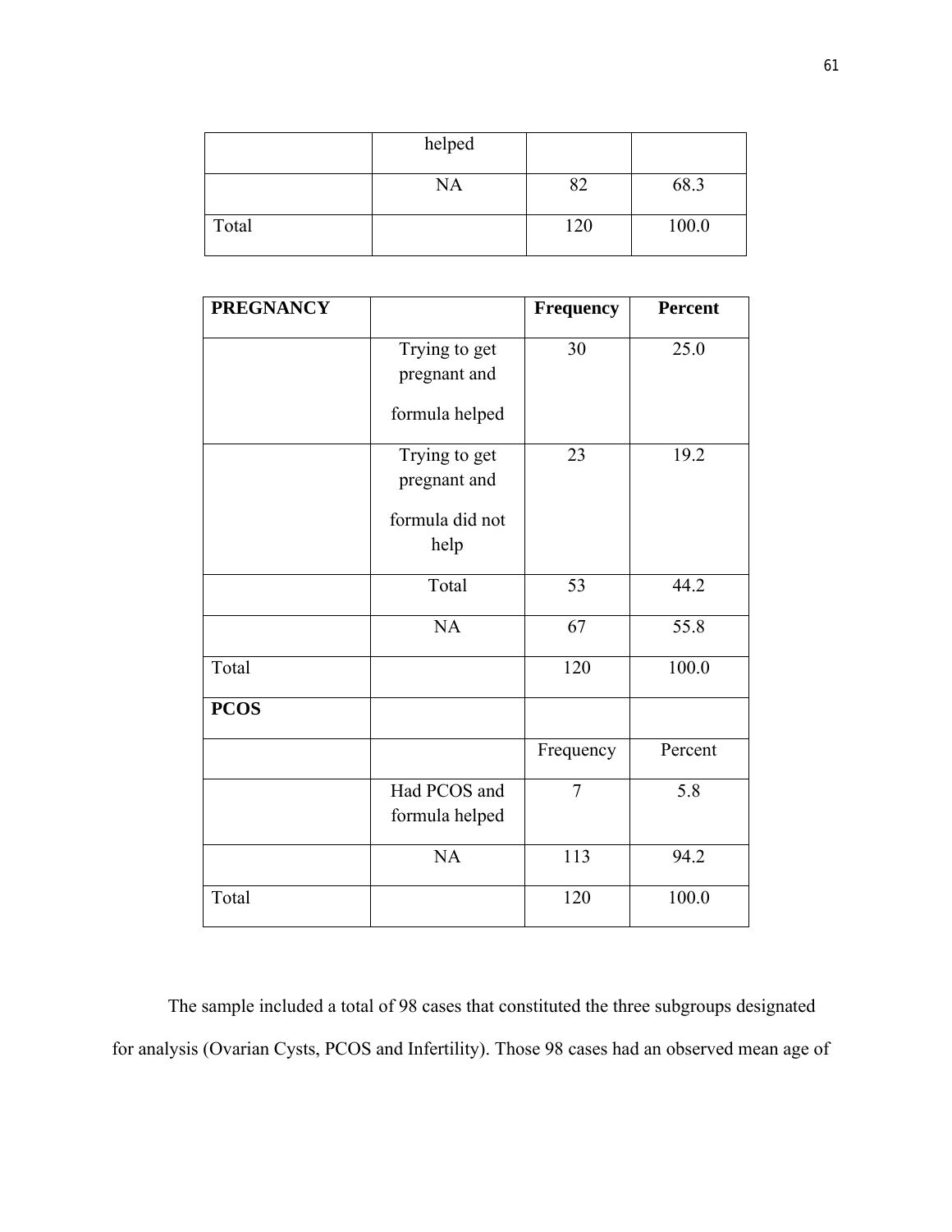| | helped | | |
|---|---|---|---|
| | NA | 82 | 68.3 |
| Total | | 120 | 100.0 |

| **PREGNANCY** | | **Frequency** | **Percent** |
|---|---|---|---|
| | Trying to get pregnant and formula helped | 30 | 25.0 |
| | Trying to get pregnant and formula did not help | 23 | 19.2 |
| | Total | 53 | 44.2 |
| | NA | 67 | 55.8 |
| Total | | 120 | 100.0 |
| **PCOS** | | | |
| | | Frequency | Percent |
| | Had PCOS and formula helped | 7 | 5.8 |
| | NA | 113 | 94.2 |
| Total | | 120 | 100.0 |

The sample included a total of 98 cases that constituted the three subgroups designated for analysis (Ovarian Cysts, PCOS and Infertility). Those 98 cases had an observed mean age of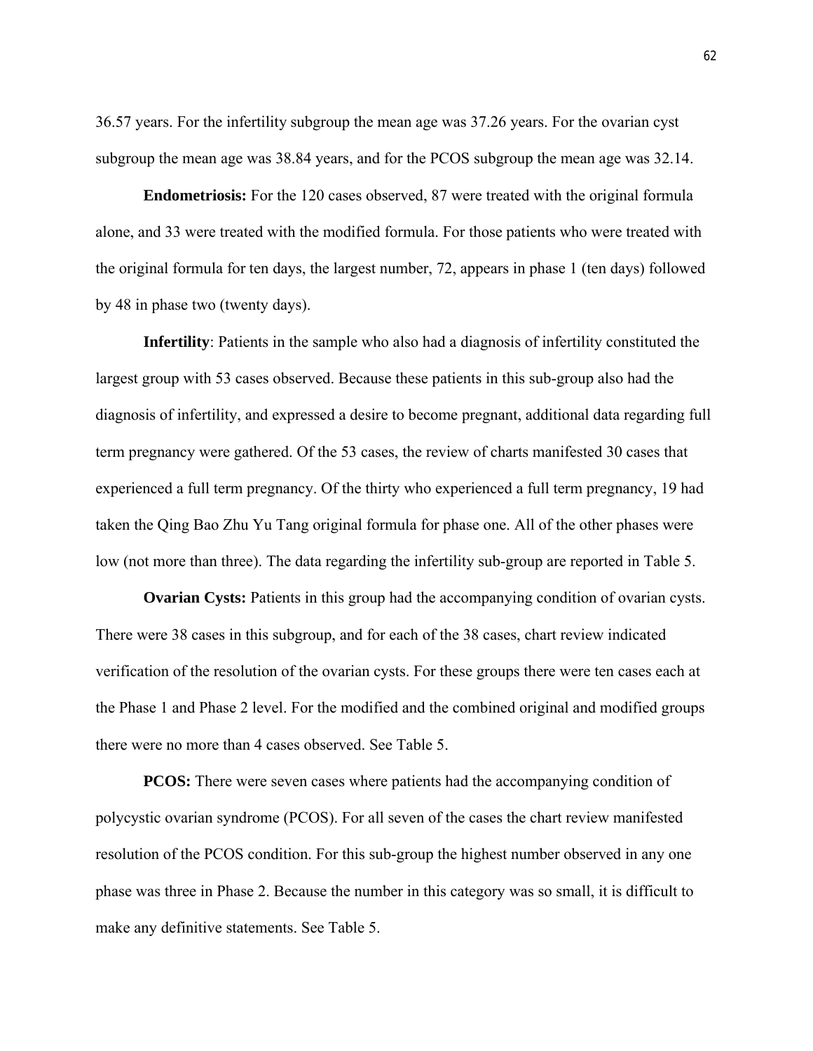36.57 years. For the infertility subgroup the mean age was 37.26 years. For the ovarian cyst subgroup the mean age was 38.84 years, and for the PCOS subgroup the mean age was 32.14.

**Endometriosis:** For the 120 cases observed, 87 were treated with the original formula alone, and 33 were treated with the modified formula. For those patients who were treated with the original formula for ten days, the largest number, 72, appears in phase 1 (ten days) followed by 48 in phase two (twenty days).

**Infertility**: Patients in the sample who also had a diagnosis of infertility constituted the largest group with 53 cases observed. Because these patients in this sub-group also had the diagnosis of infertility, and expressed a desire to become pregnant, additional data regarding full term pregnancy were gathered. Of the 53 cases, the review of charts manifested 30 cases that experienced a full term pregnancy. Of the thirty who experienced a full term pregnancy, 19 had taken the Qing Bao Zhu Yu Tang original formula for phase one. All of the other phases were low (not more than three). The data regarding the infertility sub-group are reported in Table 5.

**Ovarian Cysts:** Patients in this group had the accompanying condition of ovarian cysts. There were 38 cases in this subgroup, and for each of the 38 cases, chart review indicated verification of the resolution of the ovarian cysts. For these groups there were ten cases each at the Phase 1 and Phase 2 level. For the modified and the combined original and modified groups there were no more than 4 cases observed. See Table 5.

**PCOS:** There were seven cases where patients had the accompanying condition of polycystic ovarian syndrome (PCOS). For all seven of the cases the chart review manifested resolution of the PCOS condition. For this sub-group the highest number observed in any one phase was three in Phase 2. Because the number in this category was so small, it is difficult to make any definitive statements. See Table 5.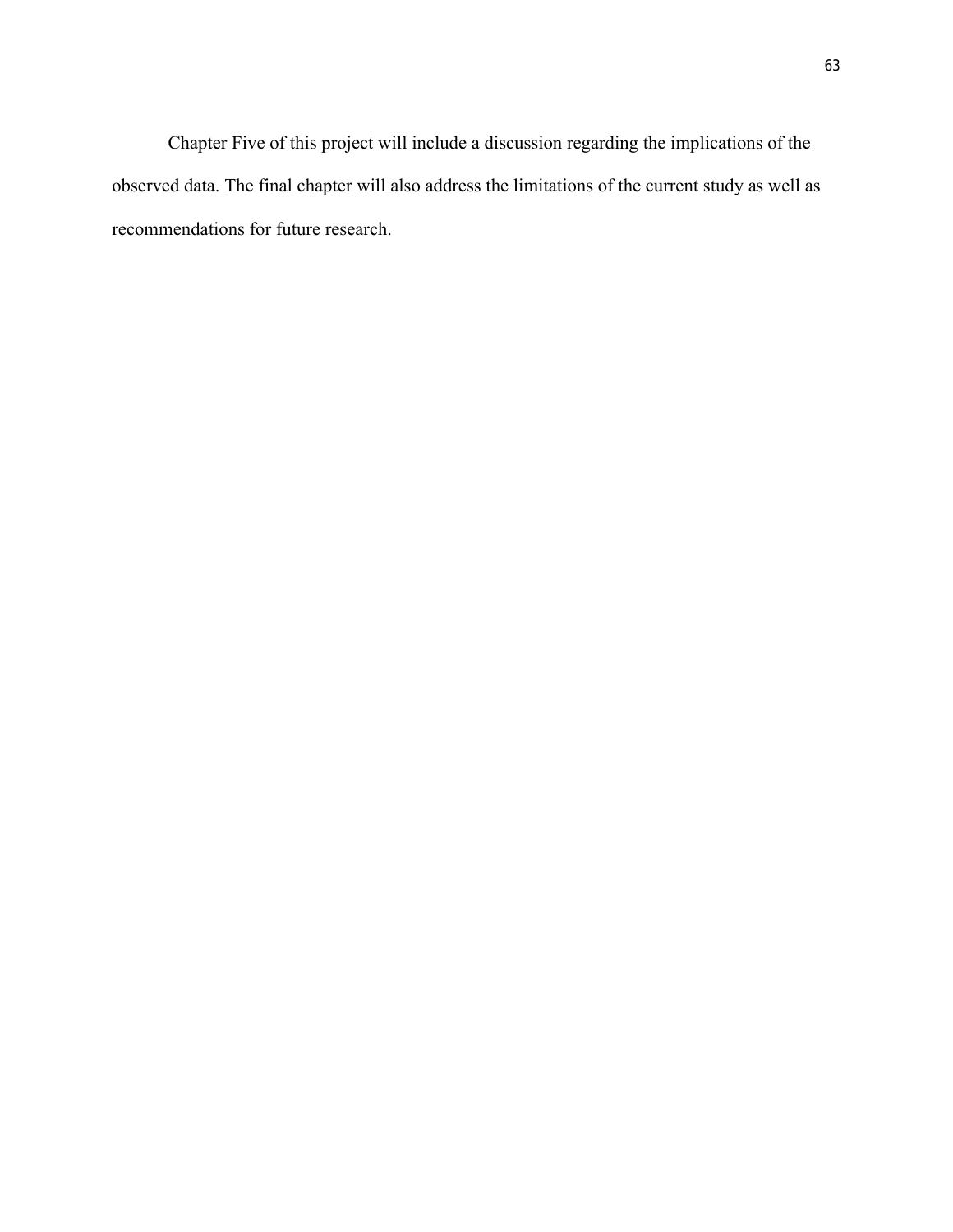Chapter Five of this project will include a discussion regarding the implications of the observed data. The final chapter will also address the limitations of the current study as well as recommendations for future research.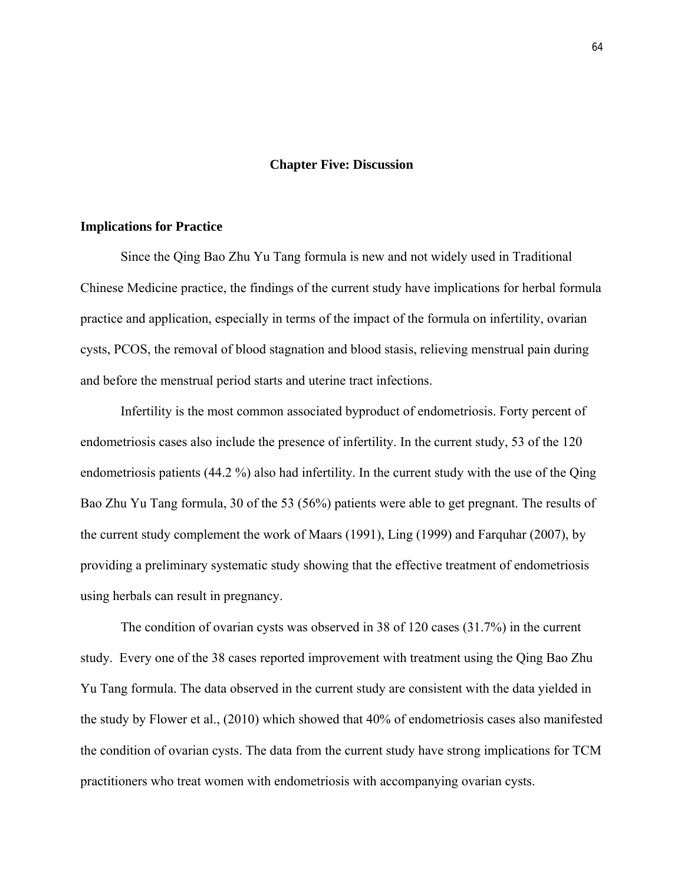# Chapter Five: Discussion

## Implications for Practice

Since the Qing Bao Zhu Yu Tang formula is new and not widely used in Traditional Chinese Medicine practice, the findings of the current study have implications for herbal formula practice and application, especially in terms of the impact of the formula on infertility, ovarian cysts, PCOS, the removal of blood stagnation and blood stasis, relieving menstrual pain during and before the menstrual period starts and uterine tract infections.

Infertility is the most common associated byproduct of endometriosis. Forty percent of endometriosis cases also include the presence of infertility. In the current study, 53 of the 120 endometriosis patients (44.2 %) also had infertility. In the current study with the use of the Qing Bao Zhu Yu Tang formula, 30 of the 53 (56%) patients were able to get pregnant. The results of the current study complement the work of Maars (1991), Ling (1999) and Farquhar (2007), by providing a preliminary systematic study showing that the effective treatment of endometriosis using herbals can result in pregnancy.

The condition of ovarian cysts was observed in 38 of 120 cases (31.7%) in the current study. Every one of the 38 cases reported improvement with treatment using the Qing Bao Zhu Yu Tang formula. The data observed in the current study are consistent with the data yielded in the study by Flower et al., (2010) which showed that 40% of endometriosis cases also manifested the condition of ovarian cysts. The data from the current study have strong implications for TCM practitioners who treat women with endometriosis with accompanying ovarian cysts.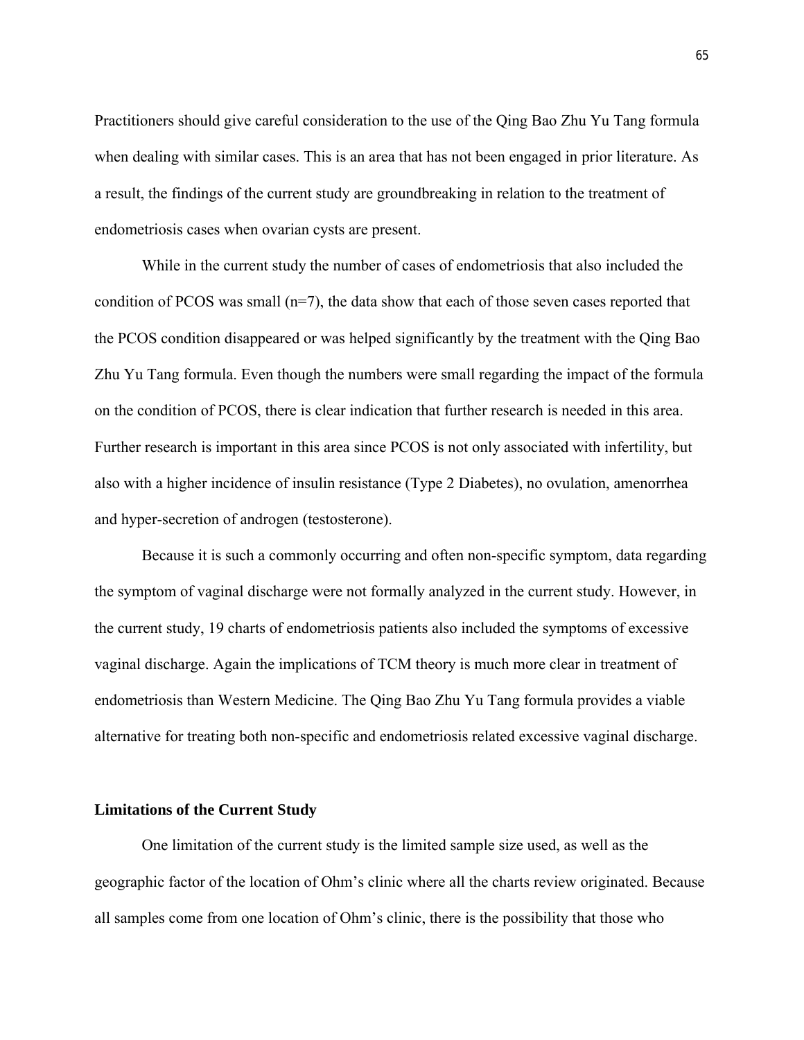Practitioners should give careful consideration to the use of the Qing Bao Zhu Yu Tang formula when dealing with similar cases. This is an area that has not been engaged in prior literature. As a result, the findings of the current study are groundbreaking in relation to the treatment of endometriosis cases when ovarian cysts are present.

While in the current study the number of cases of endometriosis that also included the condition of PCOS was small (n=7), the data show that each of those seven cases reported that the PCOS condition disappeared or was helped significantly by the treatment with the Qing Bao Zhu Yu Tang formula. Even though the numbers were small regarding the impact of the formula on the condition of PCOS, there is clear indication that further research is needed in this area. Further research is important in this area since PCOS is not only associated with infertility, but also with a higher incidence of insulin resistance (Type 2 Diabetes), no ovulation, amenorrhea and hyper-secretion of androgen (testosterone).

Because it is such a commonly occurring and often non-specific symptom, data regarding the symptom of vaginal discharge were not formally analyzed in the current study. However, in the current study, 19 charts of endometriosis patients also included the symptoms of excessive vaginal discharge. Again the implications of TCM theory is much more clear in treatment of endometriosis than Western Medicine. The Qing Bao Zhu Yu Tang formula provides a viable alternative for treating both non-specific and endometriosis related excessive vaginal discharge.

### Limitations of the Current Study

One limitation of the current study is the limited sample size used, as well as the geographic factor of the location of Ohm's clinic where all the charts review originated. Because all samples come from one location of Ohm's clinic, there is the possibility that those who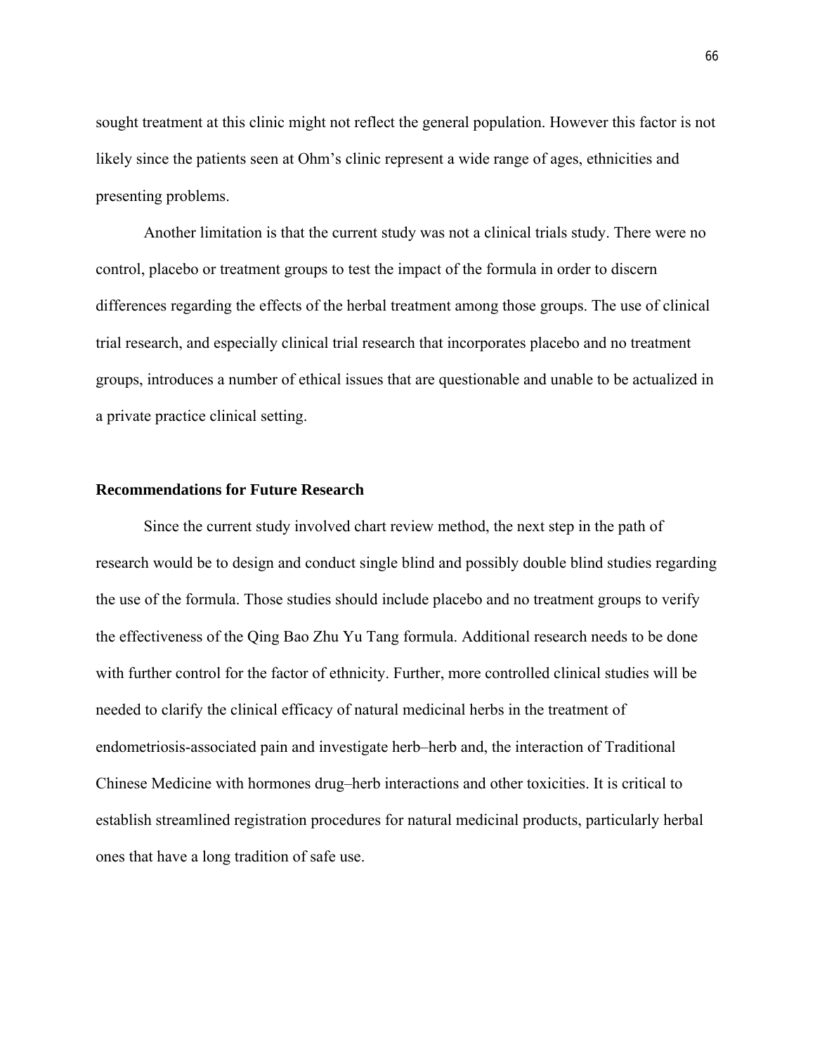sought treatment at this clinic might not reflect the general population. However this factor is not likely since the patients seen at Ohm's clinic represent a wide range of ages, ethnicities and presenting problems.

Another limitation is that the current study was not a clinical trials study. There were no control, placebo or treatment groups to test the impact of the formula in order to discern differences regarding the effects of the herbal treatment among those groups. The use of clinical trial research, and especially clinical trial research that incorporates placebo and no treatment groups, introduces a number of ethical issues that are questionable and unable to be actualized in a private practice clinical setting.

## Recommendations for Future Research

Since the current study involved chart review method, the next step in the path of research would be to design and conduct single blind and possibly double blind studies regarding the use of the formula. Those studies should include placebo and no treatment groups to verify the effectiveness of the Qing Bao Zhu Yu Tang formula. Additional research needs to be done with further control for the factor of ethnicity. Further, more controlled clinical studies will be needed to clarify the clinical efficacy of natural medicinal herbs in the treatment of endometriosis-associated pain and investigate herb–herb and, the interaction of Traditional Chinese Medicine with hormones drug–herb interactions and other toxicities. It is critical to establish streamlined registration procedures for natural medicinal products, particularly herbal ones that have a long tradition of safe use.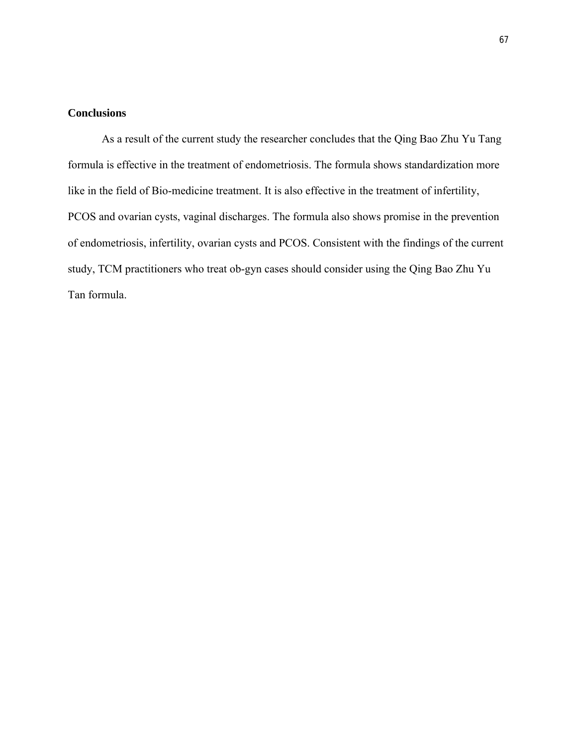### Conclusions

As a result of the current study the researcher concludes that the Qing Bao Zhu Yu Tang formula is effective in the treatment of endometriosis. The formula shows standardization more like in the field of Bio-medicine treatment. It is also effective in the treatment of infertility, PCOS and ovarian cysts, vaginal discharges. The formula also shows promise in the prevention of endometriosis, infertility, ovarian cysts and PCOS. Consistent with the findings of the current study, TCM practitioners who treat ob-gyn cases should consider using the Qing Bao Zhu Yu Tan formula.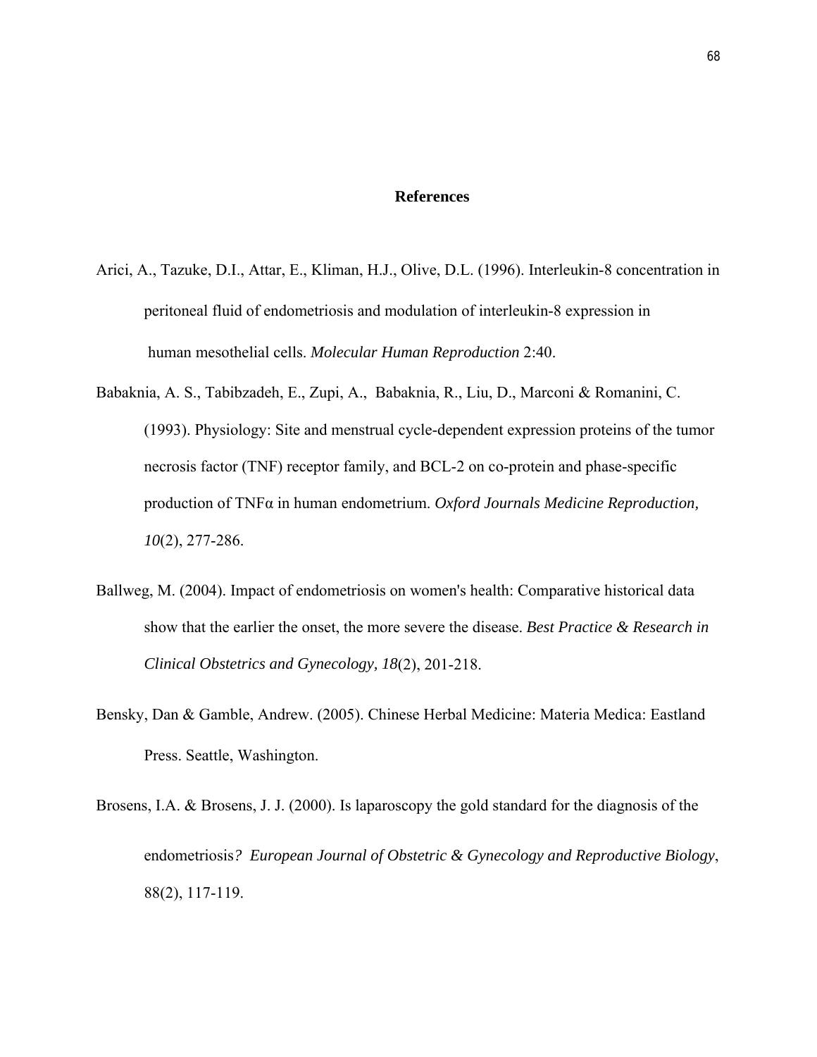**References**

Arici, A., Tazuke, D.I., Attar, E., Kliman, H.J., Olive, D.L. (1996). Interleukin-8 concentration in peritoneal fluid of endometriosis and modulation of interleukin-8 expression in human mesothelial cells. *Molecular Human Reproduction* 2:40.

Babaknia, A. S., Tabibzadeh, E., Zupi, A., Babaknia, R., Liu, D., Marconi & Romanini, C. (1993). Physiology: Site and menstrual cycle-dependent expression proteins of the tumor necrosis factor (TNF) receptor family, and BCL-2 on co-protein and phase-specific production of TNFα in human endometrium. *Oxford Journals Medicine Reproduction, 10*(2), 277-286.

Ballweg, M. (2004). Impact of endometriosis on women's health: Comparative historical data show that the earlier the onset, the more severe the disease. *Best Practice & Research in Clinical Obstetrics and Gynecology, 18*(2), 201-218.

Bensky, Dan & Gamble, Andrew. (2005). Chinese Herbal Medicine: Materia Medica: Eastland Press. Seattle, Washington.

Brosens, I.A. & Brosens, J. J. (2000). Is laparoscopy the gold standard for the diagnosis of the endometriosis*? European Journal of Obstetric & Gynecology and Reproductive Biology*, 88(2), 117-119.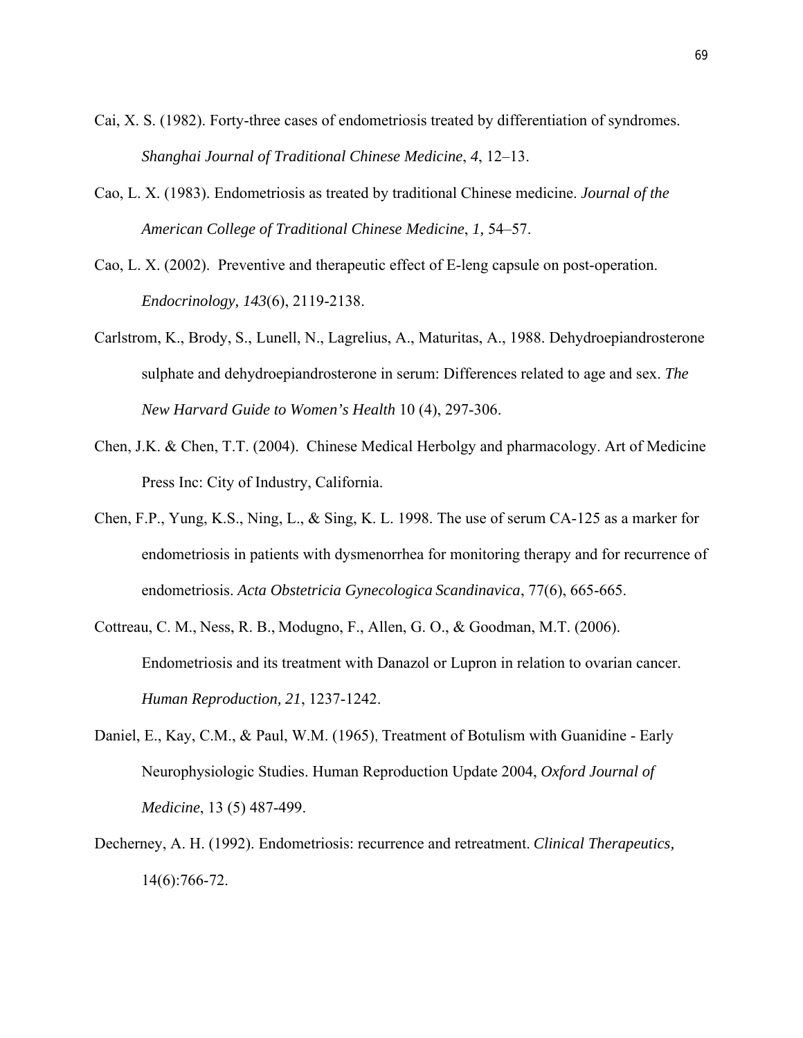Cai, X. S. (1982). Forty-three cases of endometriosis treated by differentiation of syndromes. *Shanghai Journal of Traditional Chinese Medicine*, *4*, 12–13.

Cao, L. X. (1983). Endometriosis as treated by traditional Chinese medicine. *Journal of the American College of Traditional Chinese Medicine*, *1,* 54–57.

Cao, L. X. (2002). Preventive and therapeutic effect of E-leng capsule on post-operation. *Endocrinology, 143*(6), 2119-2138.

Carlstrom, K., Brody, S., Lunell, N., Lagrelius, A., Maturitas, A., 1988. Dehydroepiandrosterone sulphate and dehydroepiandrosterone in serum: Differences related to age and sex. *The New Harvard Guide to Women's Health* 10 (4), 297-306.

Chen, J.K. & Chen, T.T. (2004). Chinese Medical Herbolgy and pharmacology. Art of Medicine Press Inc: City of Industry, California.

Chen, F.P., Yung, K.S., Ning, L., & Sing, K. L. 1998. The use of serum CA-125 as a marker for endometriosis in patients with dysmenorrhea for monitoring therapy and for recurrence of endometriosis. *Acta Obstetricia Gynecologica Scandinavica*, 77(6), 665-665.

Cottreau, C. M., Ness, R. B., Modugno, F., Allen, G. O., & Goodman, M.T. (2006). Endometriosis and its treatment with Danazol or Lupron in relation to ovarian cancer. *Human Reproduction, 21*, 1237-1242.

Daniel, E., Kay, C.M., & Paul, W.M. (1965), Treatment of Botulism with Guanidine - Early Neurophysiologic Studies. Human Reproduction Update 2004, *Oxford Journal of Medicine*, 13 (5) 487-499.

Decherney, A. H. (1992). Endometriosis: recurrence and retreatment. *Clinical Therapeutics,* 14(6):766-72.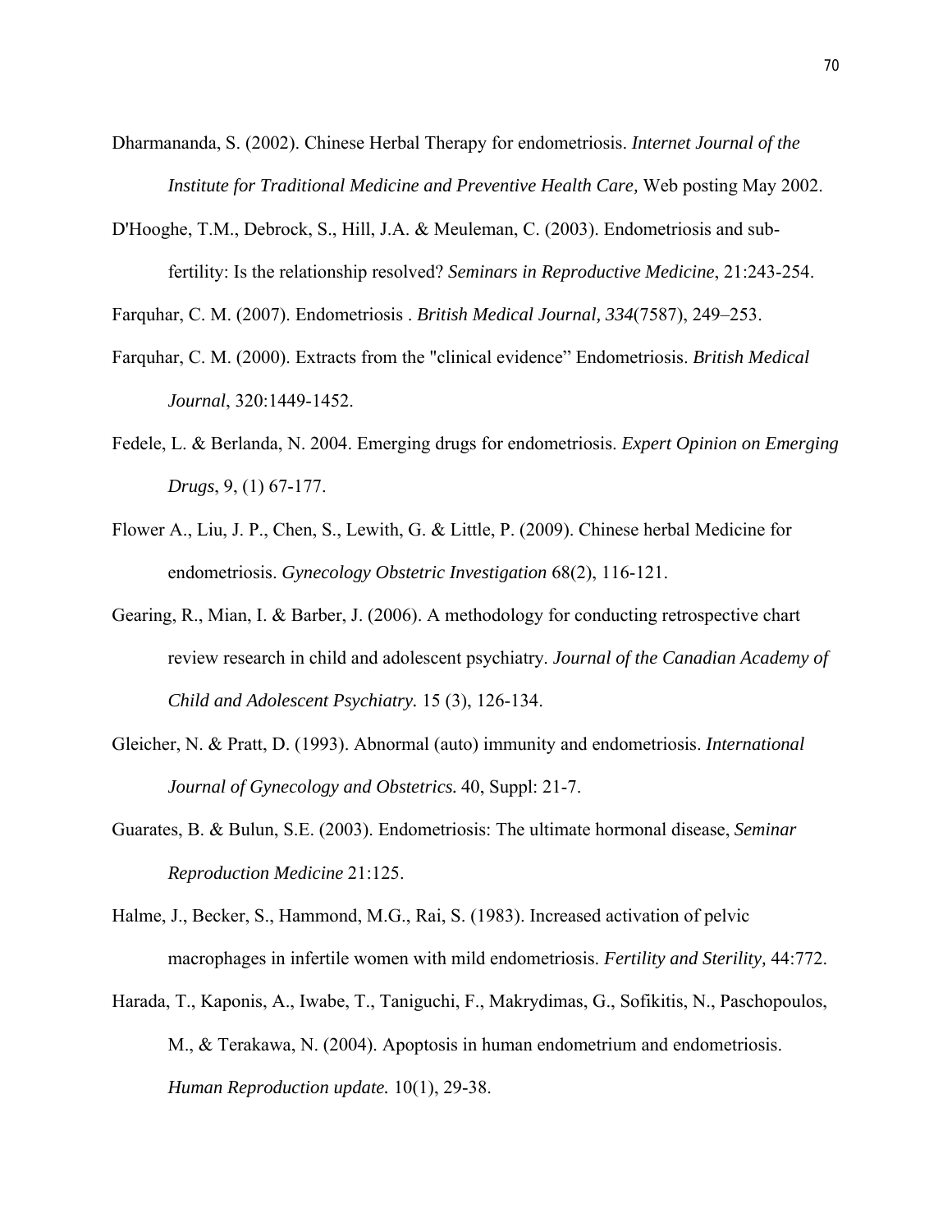Dharmananda, S. (2002). Chinese Herbal Therapy for endometriosis. *Internet Journal of the Institute for Traditional Medicine and Preventive Health Care,* Web posting May 2002.

D'Hooghe, T.M., Debrock, S., Hill, J.A. & Meuleman, C. (2003). Endometriosis and sub-fertility: Is the relationship resolved? *Seminars in Reproductive Medicine*, 21:243-254.

Farquhar, C. M. (2007). Endometriosis . *British Medical Journal, 334*(7587), 249–253.

Farquhar, C. M. (2000). Extracts from the "clinical evidence" Endometriosis. *British Medical Journal*, 320:1449-1452.

Fedele, L. & Berlanda, N. 2004. Emerging drugs for endometriosis. *Expert Opinion on Emerging Drugs*, 9, (1) 67-177.

Flower A., Liu, J. P., Chen, S., Lewith, G. & Little, P. (2009). Chinese herbal Medicine for endometriosis. *Gynecology Obstetric Investigation* 68(2), 116-121.

Gearing, R., Mian, I. & Barber, J. (2006). A methodology for conducting retrospective chart review research in child and adolescent psychiatry. *Journal of the Canadian Academy of Child and Adolescent Psychiatry.* 15 (3), 126-134.

Gleicher, N. & Pratt, D. (1993). Abnormal (auto) immunity and endometriosis. *International Journal of Gynecology and Obstetrics.* 40, Suppl: 21-7.

Guarates, B. & Bulun, S.E. (2003). Endometriosis: The ultimate hormonal disease, *Seminar Reproduction Medicine* 21:125.

Halme, J., Becker, S., Hammond, M.G., Rai, S. (1983). Increased activation of pelvic macrophages in infertile women with mild endometriosis. *Fertility and Sterility,* 44:772.

Harada, T., Kaponis, A., Iwabe, T., Taniguchi, F., Makrydimas, G., Sofikitis, N., Paschopoulos, M., & Terakawa, N. (2004). Apoptosis in human endometrium and endometriosis. *Human Reproduction update.* 10(1), 29-38.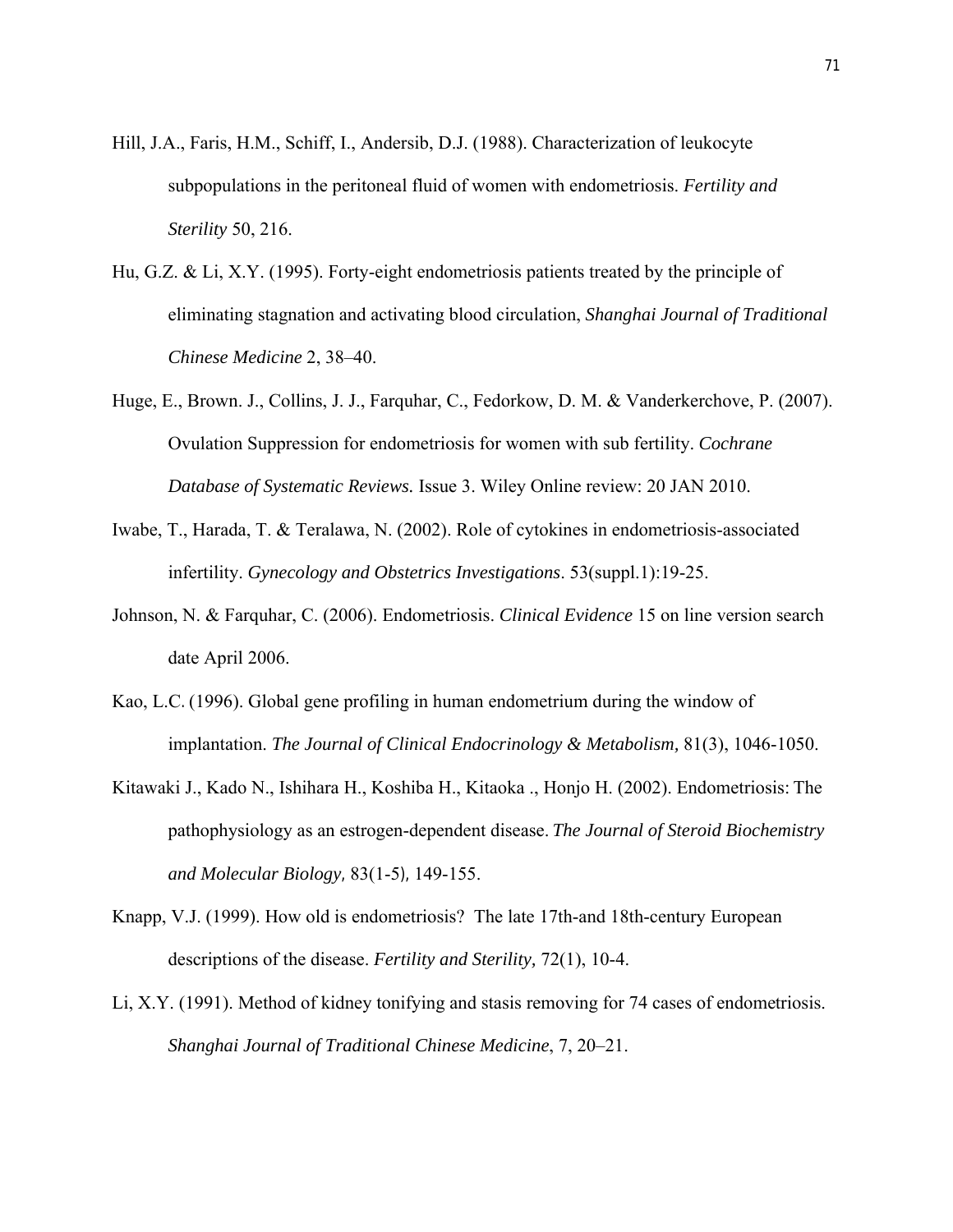Hill, J.A., Faris, H.M., Schiff, I., Andersib, D.J. (1988). Characterization of leukocyte subpopulations in the peritoneal fluid of women with endometriosis. *Fertility and Sterility* 50, 216.

Hu, G.Z. & Li, X.Y. (1995). Forty-eight endometriosis patients treated by the principle of eliminating stagnation and activating blood circulation, *Shanghai Journal of Traditional Chinese Medicine* 2, 38–40.

Huge, E., Brown. J., Collins, J. J., Farquhar, C., Fedorkow, D. M. & Vanderkerchove, P. (2007). Ovulation Suppression for endometriosis for women with sub fertility. *Cochrane Database of Systematic Reviews.* Issue 3. Wiley Online review: 20 JAN 2010.

Iwabe, T., Harada, T. & Teralawa, N. (2002). Role of cytokines in endometriosis-associated infertility. *Gynecology and Obstetrics Investigations*. 53(suppl.1):19-25.

Johnson, N. & Farquhar, C. (2006). Endometriosis. *Clinical Evidence* 15 on line version search date April 2006.

Kao, L.C. (1996). Global gene profiling in human endometrium during the window of implantation. *The Journal of Clinical Endocrinology & Metabolism,* 81(3), 1046-1050.

Kitawaki J., Kado N., Ishihara H., Koshiba H., Kitaoka ., Honjo H. (2002). Endometriosis: The pathophysiology as an estrogen-dependent disease. *The Journal of Steroid Biochemistry and Molecular Biology,* 83(1-5), 149-155.

Knapp, V.J. (1999). How old is endometriosis? The late 17th-and 18th-century European descriptions of the disease. *Fertility and Sterility,* 72(1), 10-4.

Li, X.Y. (1991). Method of kidney tonifying and stasis removing for 74 cases of endometriosis. *Shanghai Journal of Traditional Chinese Medicine*, 7, 20–21.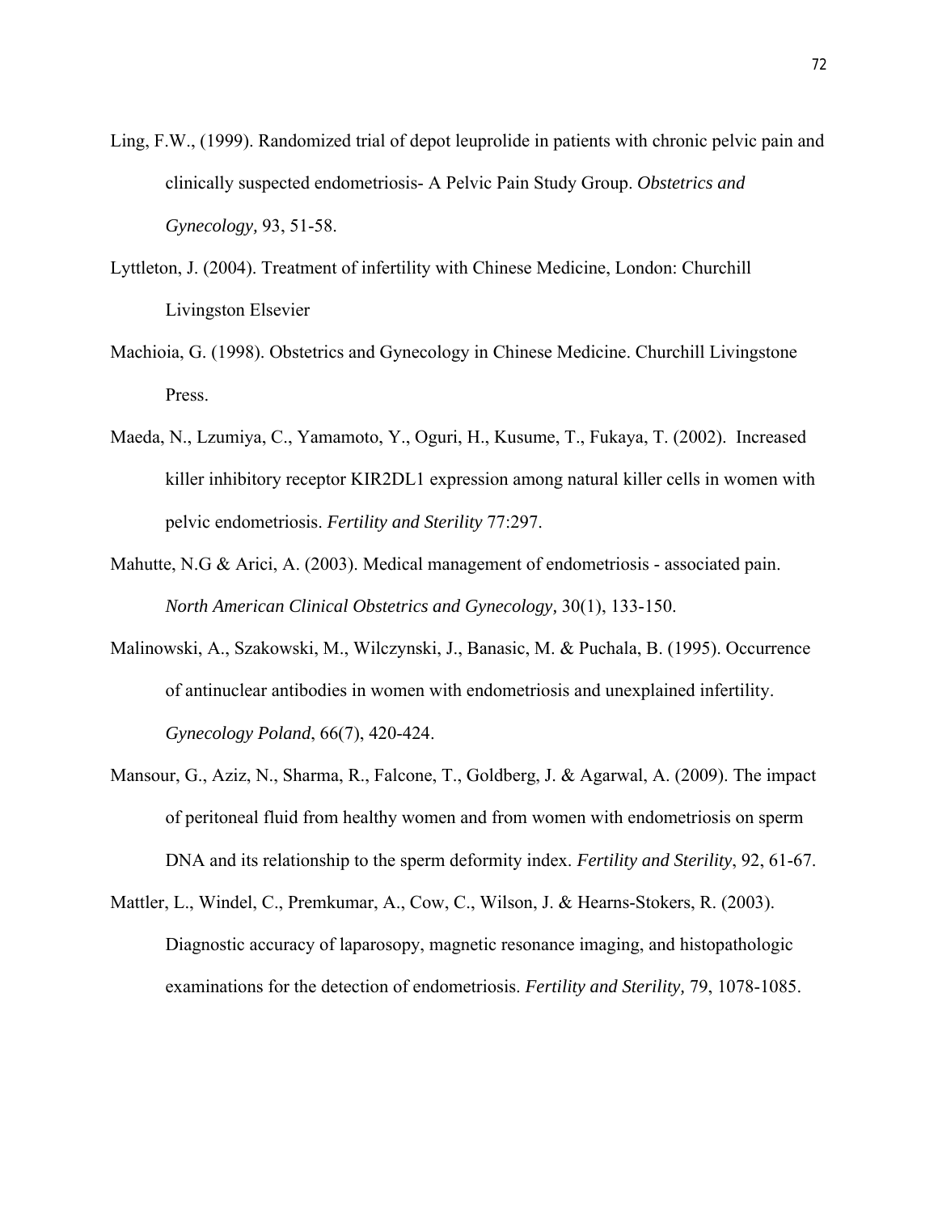Ling, F.W., (1999). Randomized trial of depot leuprolide in patients with chronic pelvic pain and clinically suspected endometriosis- A Pelvic Pain Study Group. *Obstetrics and Gynecology,* 93, 51-58.

Lyttleton, J. (2004). Treatment of infertility with Chinese Medicine, London: Churchill Livingston Elsevier

Machioia, G. (1998). Obstetrics and Gynecology in Chinese Medicine. Churchill Livingstone Press.

Maeda, N., Lzumiya, C., Yamamoto, Y., Oguri, H., Kusume, T., Fukaya, T. (2002). Increased killer inhibitory receptor KIR2DL1 expression among natural killer cells in women with pelvic endometriosis. *Fertility and Sterility* 77:297.

Mahutte, N.G & Arici, A. (2003). Medical management of endometriosis - associated pain. *North American Clinical Obstetrics and Gynecology,* 30(1), 133-150.

Malinowski, A., Szakowski, M., Wilczynski, J., Banasic, M. & Puchala, B. (1995). Occurrence of antinuclear antibodies in women with endometriosis and unexplained infertility. *Gynecology Poland*, 66(7), 420-424.

Mansour, G., Aziz, N., Sharma, R., Falcone, T., Goldberg, J. & Agarwal, A. (2009). The impact of peritoneal fluid from healthy women and from women with endometriosis on sperm DNA and its relationship to the sperm deformity index. *Fertility and Sterility*, 92, 61-67.

Mattler, L., Windel, C., Premkumar, A., Cow, C., Wilson, J. & Hearns-Stokers, R. (2003). Diagnostic accuracy of laparosopy, magnetic resonance imaging, and histopathologic examinations for the detection of endometriosis. *Fertility and Sterility,* 79, 1078-1085.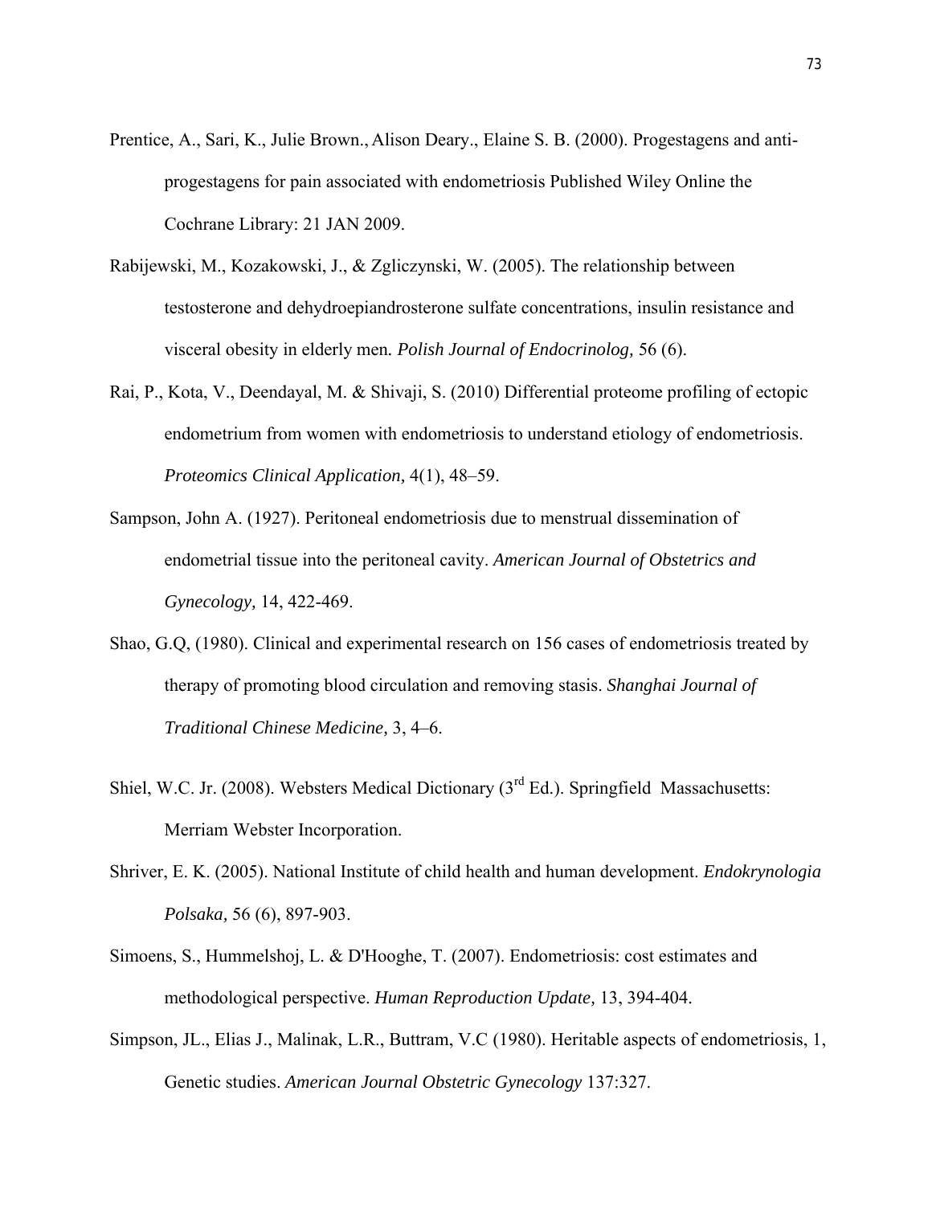Prentice, A., Sari, K., Julie Brown., Alison Deary., Elaine S. B. (2000). Progestagens and anti-progestagens for pain associated with endometriosis Published Wiley Online the Cochrane Library: 21 JAN 2009.

Rabijewski, M., Kozakowski, J., & Zgliczynski, W. (2005). The relationship between testosterone and dehydroepiandrosterone sulfate concentrations, insulin resistance and visceral obesity in elderly men. *Polish Journal of Endocrinolog,* 56 (6).

Rai, P., Kota, V., Deendayal, M. & Shivaji, S. (2010) Differential proteome profiling of ectopic endometrium from women with endometriosis to understand etiology of endometriosis. *Proteomics Clinical Application,* 4(1), 48–59.

Sampson, John A. (1927). Peritoneal endometriosis due to menstrual dissemination of endometrial tissue into the peritoneal cavity. *American Journal of Obstetrics and Gynecology,* 14, 422-469.

Shao, G.Q, (1980). Clinical and experimental research on 156 cases of endometriosis treated by therapy of promoting blood circulation and removing stasis. *Shanghai Journal of Traditional Chinese Medicine,* 3, 4–6.

Shiel, W.C. Jr. (2008). Websters Medical Dictionary (3rd Ed.). Springfield Massachusetts: Merriam Webster Incorporation.

Shriver, E. K. (2005). National Institute of child health and human development. *Endokrynologia Polsaka,* 56 (6), 897-903.

Simoens, S., Hummelshoj, L. & D'Hooghe, T. (2007). Endometriosis: cost estimates and methodological perspective. *Human Reproduction Update,* 13, 394-404.

Simpson, JL., Elias J., Malinak, L.R., Buttram, V.C (1980). Heritable aspects of endometriosis, 1, Genetic studies. *American Journal Obstetric Gynecology* 137:327.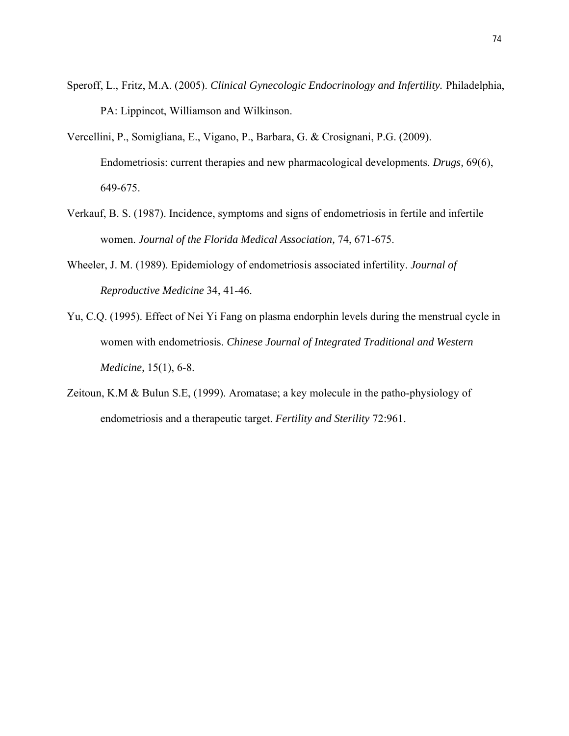Speroff, L., Fritz, M.A. (2005). *Clinical Gynecologic Endocrinology and Infertility.* Philadelphia, PA: Lippincot, Williamson and Wilkinson.

Vercellini, P., Somigliana, E., Vigano, P., Barbara, G. & Crosignani, P.G. (2009). Endometriosis: current therapies and new pharmacological developments. *Drugs,* 69(6), 649-675.

Verkauf, B. S. (1987). Incidence, symptoms and signs of endometriosis in fertile and infertile women. *Journal of the Florida Medical Association,* 74, 671-675.

Wheeler, J. M. (1989). Epidemiology of endometriosis associated infertility. *Journal of Reproductive Medicine* 34, 41-46.

Yu, C.Q. (1995). Effect of Nei Yi Fang on plasma endorphin levels during the menstrual cycle in women with endometriosis. *Chinese Journal of Integrated Traditional and Western Medicine,* 15(1), 6-8.

Zeitoun, K.M & Bulun S.E, (1999). Aromatase; a key molecule in the patho-physiology of endometriosis and a therapeutic target. *Fertility and Sterility* 72:961.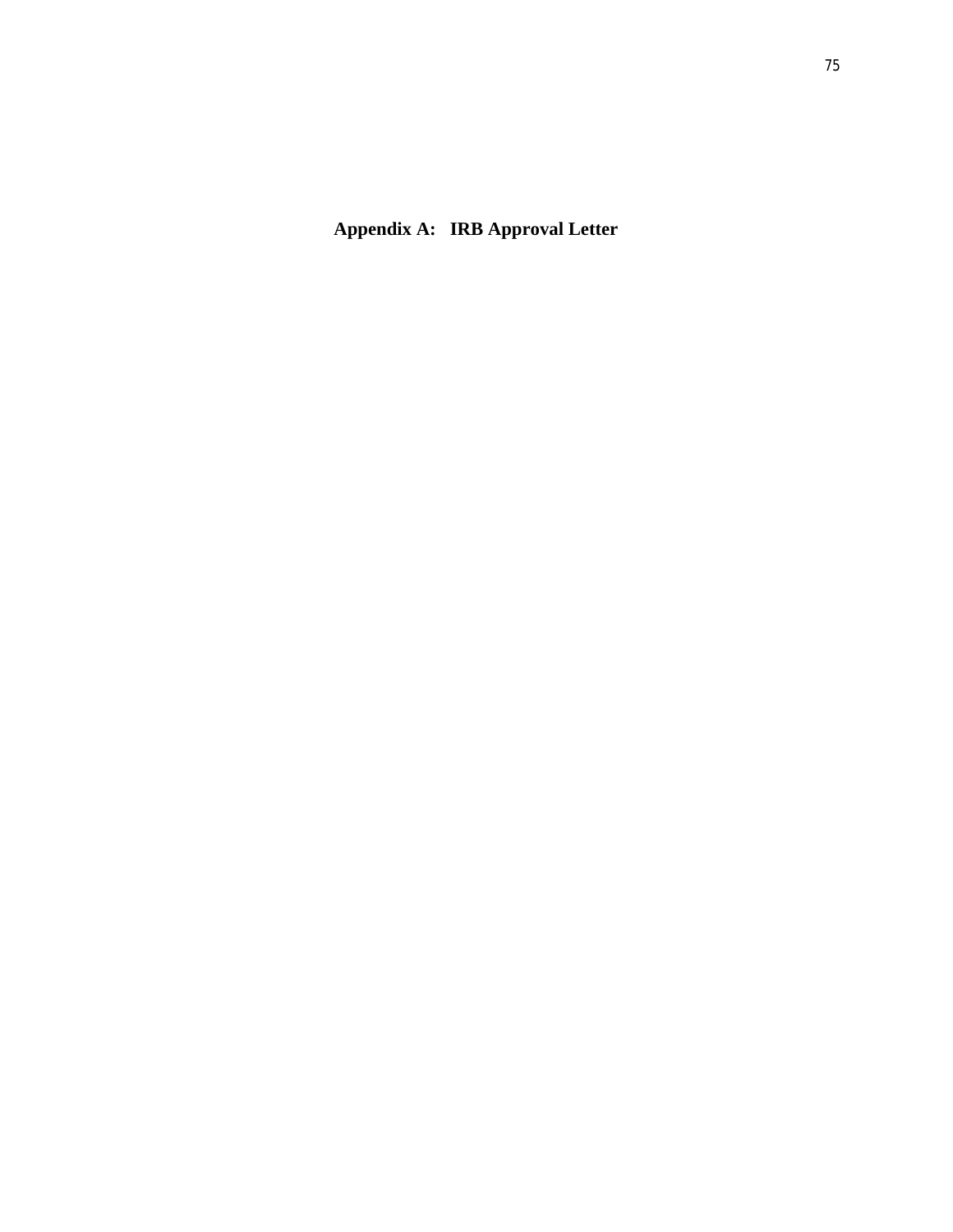# Appendix A: IRB Approval Letter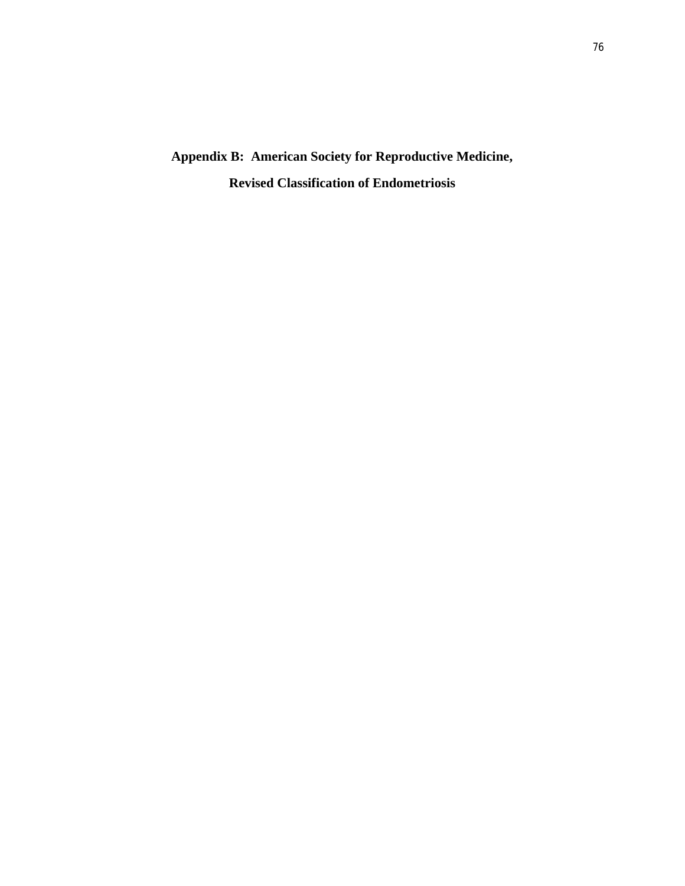# Appendix B: American Society for Reproductive Medicine, Revised Classification of Endometriosis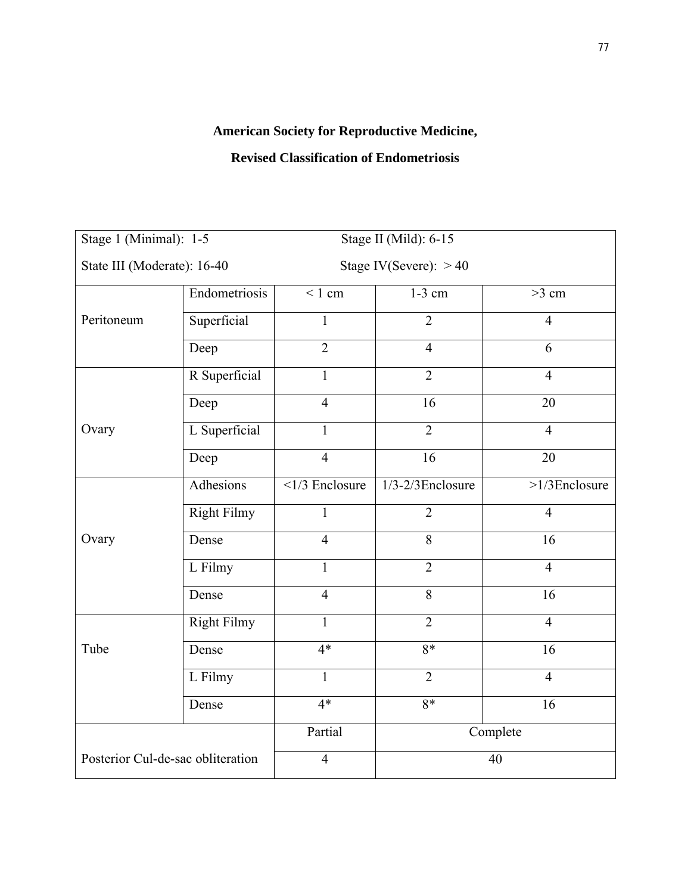**American Society for Reproductive Medicine,**

**Revised Classification of Endometriosis**

| Stage 1 (Minimal): 1-5<br>State III (Moderate): 16-40 | | Stage II (Mild): 6-15<br>Stage IV(Severe): > 40 | | |
|---|---|---|---|---|
| Peritoneum | Endometriosis | < 1 cm | 1-3 cm | >3 cm |
| | Superficial | 1 | 2 | 4 |
| | Deep | 2 | 4 | 6 |
| Ovary | R Superficial | 1 | 2 | 4 |
| | Deep | 4 | 16 | 20 |
| | L Superficial | 1 | 2 | 4 |
| | Deep | 4 | 16 | 20 |
| Ovary | Adhesions | <1/3 Enclosure | 1/3-2/3Enclosure | >1/3Enclosure |
| | Right Filmy | 1 | 2 | 4 |
| | Dense | 4 | 8 | 16 |
| | L Filmy | 1 | 2 | 4 |
| | Dense | 4 | 8 | 16 |
| Tube | Right Filmy | 1 | 2 | 4 |
| | Dense | 4* | 8* | 16 |
| | L Filmy | 1 | 2 | 4 |
| | Dense | 4* | 8* | 16 |
| Posterior Cul-de-sac obliteration | | Partial | Complete | |
| | | 4 | 40 | |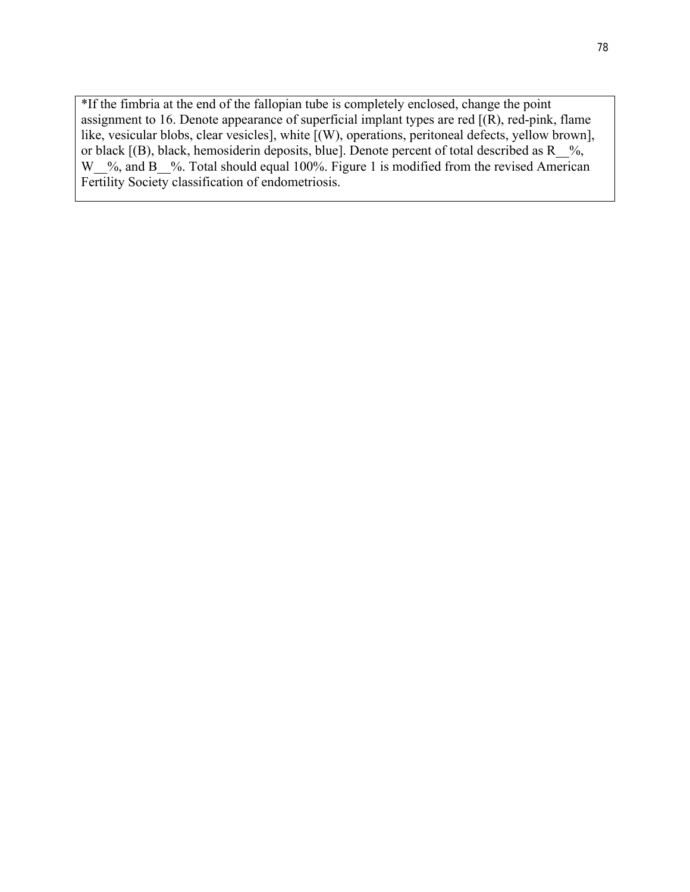*If the fimbria at the end of the fallopian tube is completely enclosed, change the point assignment to 16. Denote appearance of superficial implant types are red [(R), red-pink, flame like, vesicular blobs, clear vesicles], white [(W), operations, peritoneal defects, yellow brown], or black [(B), black, hemosiderin deposits, blue]. Denote percent of total described as R__%, W__%, and B__%. Total should equal 100%. Figure 1 is modified from the revised American Fertility Society classification of endometriosis.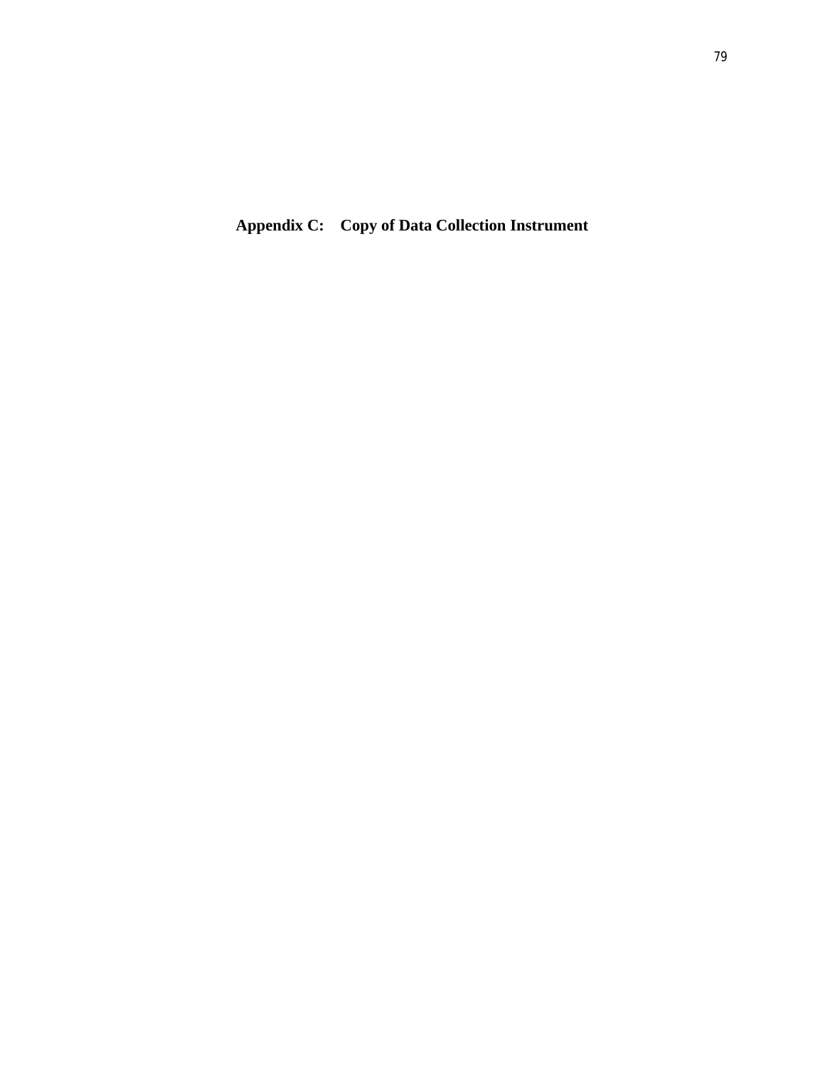# Appendix C: Copy of Data Collection Instrument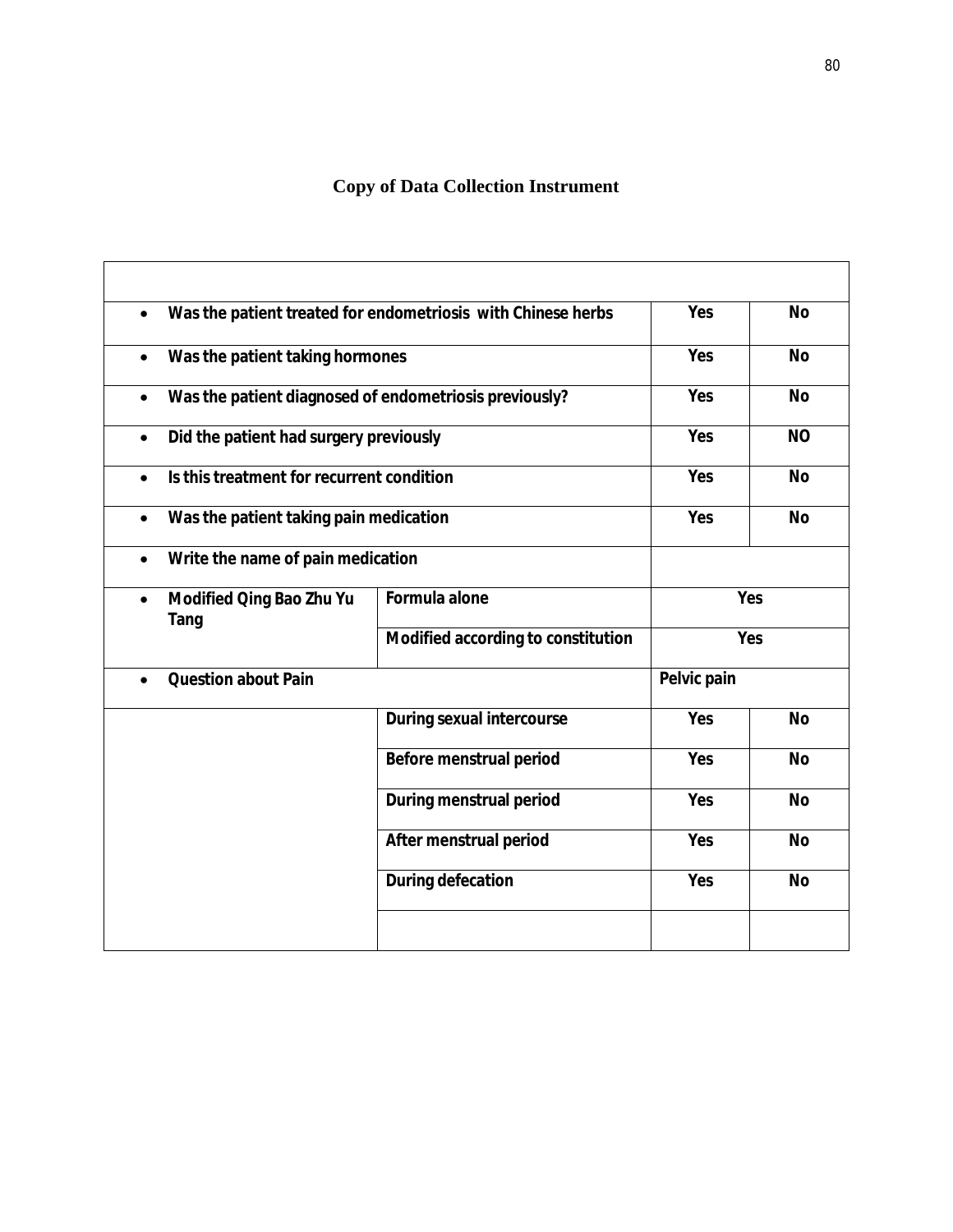# Copy of Data Collection Instrument

| | | | |
|---|---|---|---|
| • Was the patient treated for endometriosis with Chinese herbs | | **Yes** | **No** |
| • Was the patient taking hormones | | **Yes** | **No** |
| • Was the patient diagnosed of endometriosis previously? | | **Yes** | **No** |
| • Did the patient had surgery previously | | **Yes** | **NO** |
| • Is this treatment for recurrent condition | | **Yes** | **No** |
| • Was the patient taking pain medication | | **Yes** | **No** |
| • Write the name of pain medication | | | |
| • Modified Qing Bao Zhu Yu Tang | **Formula alone** | **Yes** | |
| | **Modified according to constitution** | **Yes** | |
| • Question about Pain | | **Pelvic pain** | |
| | **During sexual intercourse** | **Yes** | **No** |
| | **Before menstrual period** | **Yes** | **No** |
| | **During menstrual period** | **Yes** | **No** |
| | **After menstrual period** | **Yes** | **No** |
| | **During defecation** | **Yes** | **No** |
| | | | |